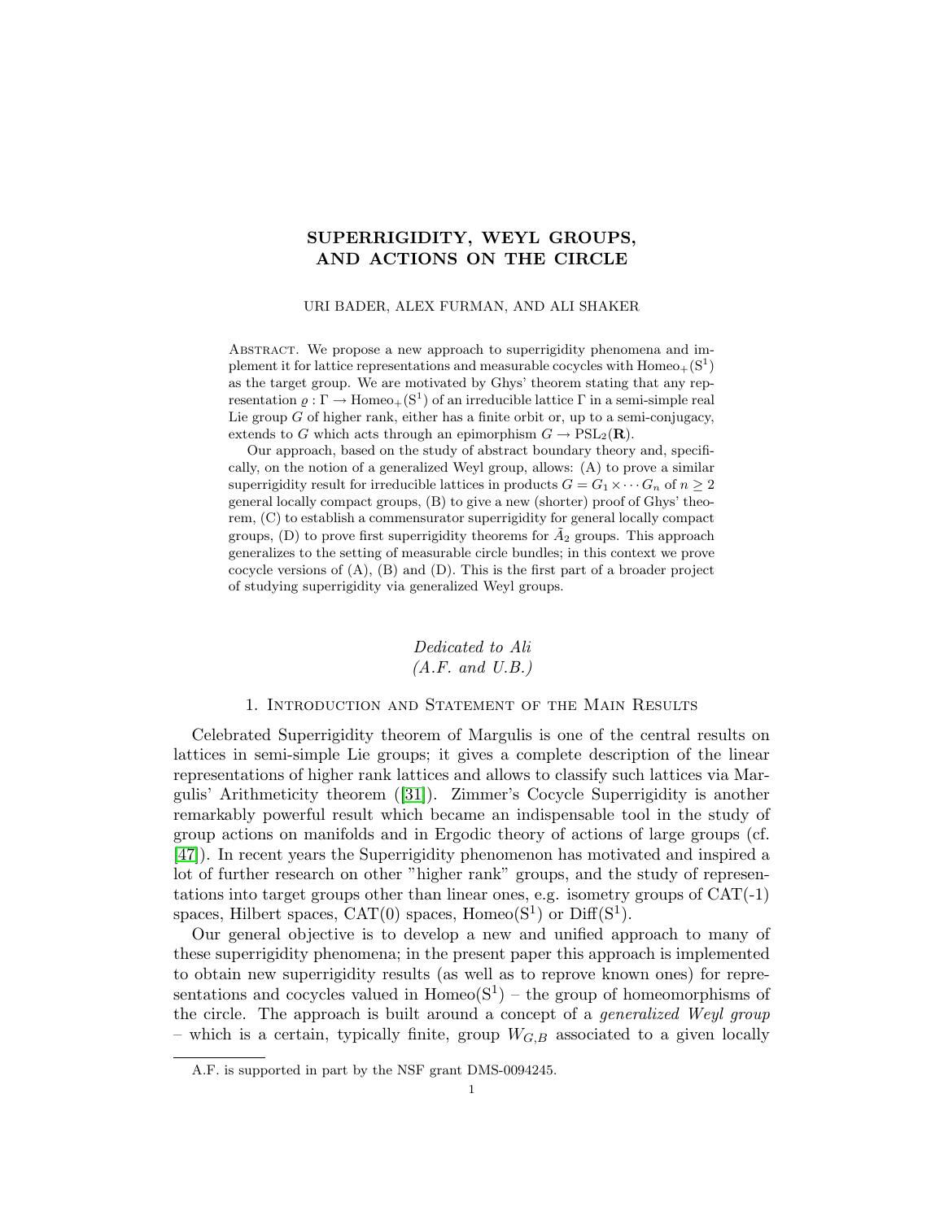# SUPERRIGIDITY, WEYL GROUPS, AND ACTIONS ON THE CIRCLE

URI BADER, ALEX FURMAN, AND ALI SHAKER

Abstract. We propose a new approach to superrigidity phenomena and implement it for lattice representations and measurable cocycles with $\mathrm{Homeo}_+(\mathrm{S}^1)$ as the target group. We are motivated by Ghys' theorem stating that any representation $\varrho : \Gamma \to \mathrm{Homeo}_+(\mathrm{S}^1)$ of an irreducible lattice $\Gamma$ in a semi-simple real Lie group $G$ of higher rank, either has a finite orbit or, up to a semi-conjugacy, extends to $G$ which acts through an epimorphism $G \to \mathrm{PSL}_2(\mathbf{R})$.

Our approach, based on the study of abstract boundary theory and, specifically, on the notion of a generalized Weyl group, allows: (A) to prove a similar superrigidity result for irreducible lattices in products $G = G_1 \times \cdots G_n$ of $n \geq 2$ general locally compact groups, (B) to give a new (shorter) proof of Ghys' theorem, (C) to establish a commensurator superrigidity for general locally compact groups, (D) to prove first superrigidity theorems for $\tilde{A}_2$ groups. This approach generalizes to the setting of measurable circle bundles; in this context we prove cocycle versions of (A), (B) and (D). This is the first part of a broader project of studying superrigidity via generalized Weyl groups.

*Dedicated to Ali*
*(A.F. and U.B.)*

## 1. Introduction and Statement of the Main Results

Celebrated Superrigidity theorem of Margulis is one of the central results on lattices in semi-simple Lie groups; it gives a complete description of the linear representations of higher rank lattices and allows to classify such lattices via Margulis' Arithmeticity theorem ([31]). Zimmer's Cocycle Superrigidity is another remarkably powerful result which became an indispensable tool in the study of group actions on manifolds and in Ergodic theory of actions of large groups (cf. [47]). In recent years the Superrigidity phenomenon has motivated and inspired a lot of further research on other "higher rank" groups, and the study of representations into target groups other than linear ones, e.g. isometry groups of CAT(-1) spaces, Hilbert spaces, CAT(0) spaces, $\mathrm{Homeo}(\mathrm{S}^1)$ or $\mathrm{Diff}(\mathrm{S}^1)$.

Our general objective is to develop a new and unified approach to many of these superrigidity phenomena; in the present paper this approach is implemented to obtain new superrigidity results (as well as to reprove known ones) for representations and cocycles valued in $\mathrm{Homeo}(\mathrm{S}^1)$ – the group of homeomorphisms of the circle. The approach is built around a concept of a *generalized Weyl group* – which is a certain, typically finite, group $W_{G,B}$ associated to a given locally

A.F. is supported in part by the NSF grant DMS-0094245.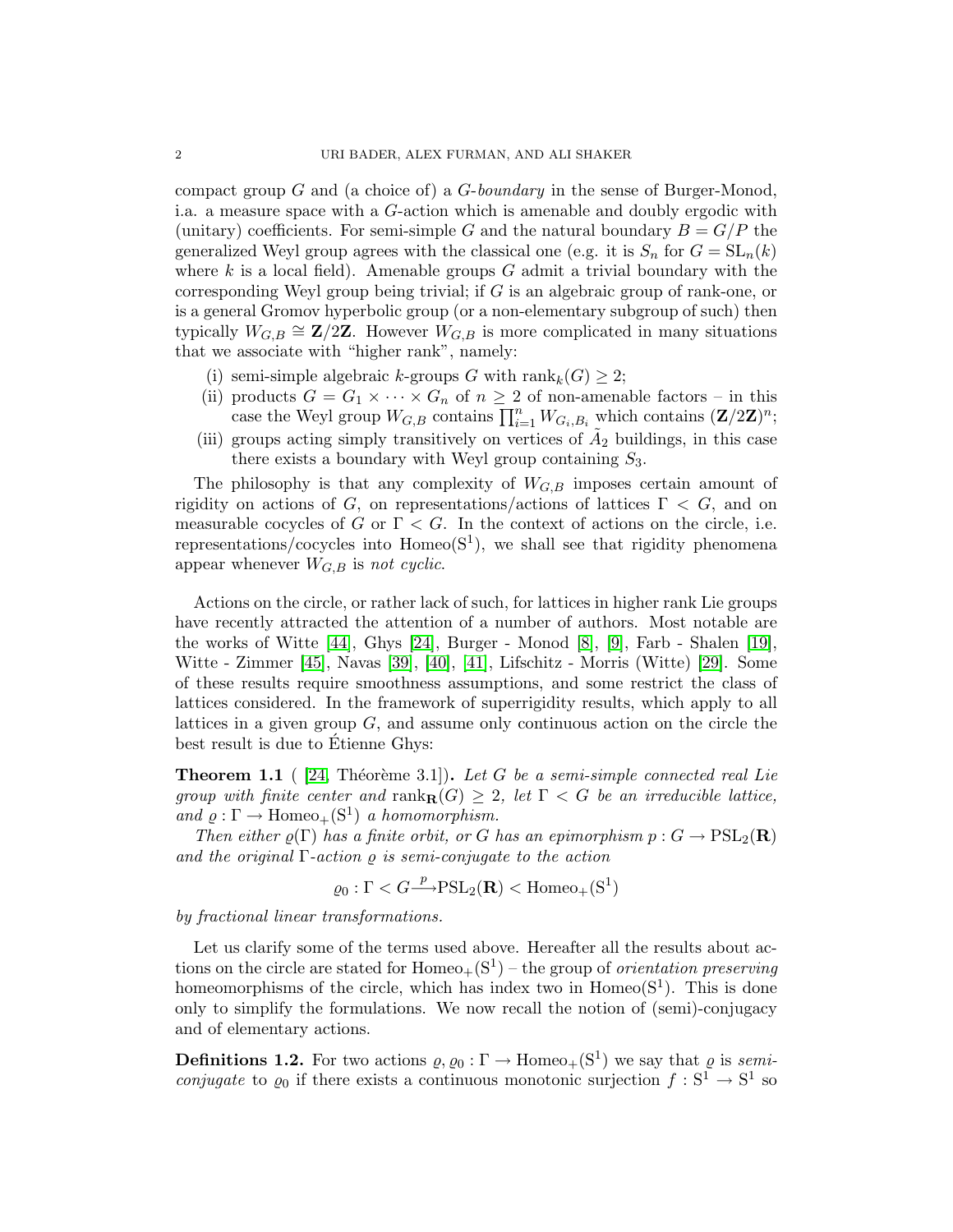compact group $G$ and (a choice of) a *$G$-boundary* in the sense of Burger-Monod, i.e. a measure space with a $G$-action which is amenable and doubly ergodic with (unitary) coefficients. For semi-simple $G$ and the natural boundary $B = G/P$ the generalized Weyl group agrees with the classical one (e.g. it is $S_n$ for $G = \mathrm{SL}_n(k)$ where $k$ is a local field). Amenable groups $G$ admit a trivial boundary with the corresponding Weyl group being trivial; if $G$ is an algebraic group of rank-one, or is a general Gromov hyperbolic group (or a non-elementary subgroup of such) then typically $W_{G,B} \cong \mathbf{Z}/2\mathbf{Z}$. However $W_{G,B}$ is more complicated in many situations that we associate with "higher rank", namely:

(i) semi-simple algebraic $k$-groups $G$ with $\mathrm{rank}_k(G) \geq 2$;
(ii) products $G = G_1 \times \cdots \times G_n$ of $n \geq 2$ of non-amenable factors – in this case the Weyl group $W_{G,B}$ contains $\prod_{i=1}^{n} W_{G_i,B_i}$ which contains $(\mathbf{Z}/2\mathbf{Z})^n$;
(iii) groups acting simply transitively on vertices of $\tilde{A}_2$ buildings, in this case there exists a boundary with Weyl group containing $S_3$.

The philosophy is that any complexity of $W_{G,B}$ imposes certain amount of rigidity on actions of $G$, on representations/actions of lattices $\Gamma < G$, and on measurable cocycles of $G$ or $\Gamma < G$. In the context of actions on the circle, i.e. representations/cocycles into $\mathrm{Homeo}(\mathrm{S}^1)$, we shall see that rigidity phenomena appear whenever $W_{G,B}$ is *not cyclic*.

Actions on the circle, or rather lack of such, for lattices in higher rank Lie groups have recently attracted the attention of a number of authors. Most notable are the works of Witte [44], Ghys [24], Burger - Monod [8], [9], Farb - Shalen [19], Witte - Zimmer [45], Navas [39], [40], [41], Lifschitz - Morris (Witte) [29]. Some of these results require smoothness assumptions, and some restrict the class of lattices considered. In the framework of superrigidity results, which apply to all lattices in a given group $G$, and assume only continuous action on the circle the best result is due to Étienne Ghys:

**Theorem 1.1** ( [24, Théorème 3.1]). *Let $G$ be a semi-simple connected real Lie group with finite center and $\mathrm{rank}_{\mathbf{R}}(G) \geq 2$, let $\Gamma < G$ be an irreducible lattice, and $\varrho : \Gamma \to \mathrm{Homeo}_+(\mathrm{S}^1)$ a homomorphism.*

*Then either $\varrho(\Gamma)$ has a finite orbit, or $G$ has an epimorphism $p : G \to \mathrm{PSL}_2(\mathbf{R})$ and the original $\Gamma$-action $\varrho$ is semi-conjugate to the action*

$$\varrho_0 : \Gamma < G \xrightarrow{p} \mathrm{PSL}_2(\mathbf{R}) < \mathrm{Homeo}_+(\mathrm{S}^1)$$

*by fractional linear transformations.*

Let us clarify some of the terms used above. Hereafter all the results about actions on the circle are stated for $\mathrm{Homeo}_+(\mathrm{S}^1)$ – the group of *orientation preserving* homeomorphisms of the circle, which has index two in $\mathrm{Homeo}(\mathrm{S}^1)$. This is done only to simplify the formulations. We now recall the notion of (semi)-conjugacy and of elementary actions.

**Definitions 1.2.** For two actions $\varrho, \varrho_0 : \Gamma \to \mathrm{Homeo}_+(\mathrm{S}^1)$ we say that $\varrho$ is *semi-conjugate* to $\varrho_0$ if there exists a continuous monotonic surjection $f : \mathrm{S}^1 \to \mathrm{S}^1$ so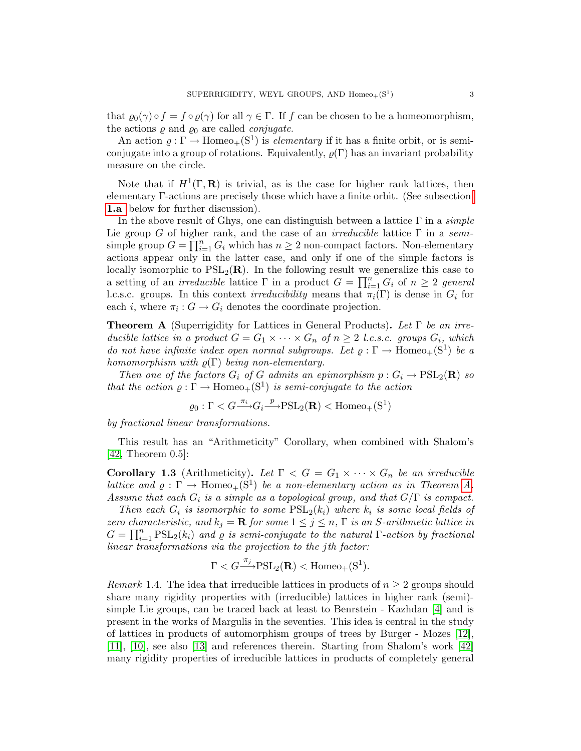that $\varrho_0(\gamma) \circ f = f \circ \varrho(\gamma)$ for all $\gamma \in \Gamma$. If $f$ can be chosen to be a homeomorphism, the actions $\varrho$ and $\varrho_0$ are called *conjugate*.

An action $\varrho : \Gamma \to \mathrm{Homeo}_+(\mathrm{S}^1)$ is *elementary* if it has a finite orbit, or is semi-conjugate into a group of rotations. Equivalently, $\varrho(\Gamma)$ has an invariant probability measure on the circle.

Note that if $H^1(\Gamma, \mathbf{R})$ is trivial, as is the case for higher rank lattices, then elementary $\Gamma$-actions are precisely those which have a finite orbit. (See subsection 1.a below for further discussion).

In the above result of Ghys, one can distinguish between a lattice $\Gamma$ in a *simple* Lie group $G$ of higher rank, and the case of an *irreducible* lattice $\Gamma$ in a *semi-simple* group $G = \prod_{i=1}^n G_i$ which has $n \geq 2$ non-compact factors. Non-elementary actions appear only in the latter case, and only if one of the simple factors is locally isomorphic to $\mathrm{PSL}_2(\mathbf{R})$. In the following result we generalize this case to a setting of an *irreducible* lattice $\Gamma$ in a product $G = \prod_{i=1}^n G_i$ of $n \geq 2$ *general* l.c.s.c. groups. In this context *irreducibility* means that $\pi_i(\Gamma)$ is dense in $G_i$ for each $i$, where $\pi_i : G \to G_i$ denotes the coordinate projection.

**Theorem A** (Superrigidity for Lattices in General Products)**.** *Let $\Gamma$ be an irreducible lattice in a product $G = G_1 \times \cdots \times G_n$ of $n \geq 2$ l.c.s.c. groups $G_i$, which do not have infinite index open normal subgroups. Let $\varrho : \Gamma \to \mathrm{Homeo}_+(\mathrm{S}^1)$ be a homomorphism with $\varrho(\Gamma)$ being non-elementary.*

*Then one of the factors $G_i$ of $G$ admits an epimorphism $p : G_i \to \mathrm{PSL}_2(\mathbf{R})$ so that the action $\varrho : \Gamma \to \mathrm{Homeo}_+(\mathrm{S}^1)$ is semi-conjugate to the action*

$$\varrho_0 : \Gamma < G \xrightarrow{\pi_i} G_i \xrightarrow{p} \mathrm{PSL}_2(\mathbf{R}) < \mathrm{Homeo}_+(\mathrm{S}^1)$$

*by fractional linear transformations.*

This result has an "Arithmeticity" Corollary, when combined with Shalom's [42, Theorem 0.5]:

**Corollary 1.3** (Arithmeticity)**.** *Let $\Gamma < G = G_1 \times \cdots \times G_n$ be an irreducible lattice and $\varrho : \Gamma \to \mathrm{Homeo}_+(\mathrm{S}^1)$ be a non-elementary action as in Theorem A. Assume that each $G_i$ is a simple as a topological group, and that $G/\Gamma$ is compact.*

*Then each $G_i$ is isomorphic to some $\mathrm{PSL}_2(k_i)$ where $k_i$ is some local fields of zero characteristic, and $k_j = \mathbf{R}$ for some $1 \leq j \leq n$, $\Gamma$ is an $S$-arithmetic lattice in $G = \prod_{i=1}^n \mathrm{PSL}_2(k_i)$ and $\varrho$ is semi-conjugate to the natural $\Gamma$-action by fractional linear transformations via the projection to the $j$th factor:*

$$\Gamma < G \xrightarrow{\pi_j} \mathrm{PSL}_2(\mathbf{R}) < \mathrm{Homeo}_+(\mathrm{S}^1).$$

*Remark* 1.4. The idea that irreducible lattices in products of $n \geq 2$ groups should share many rigidity properties with (irreducible) lattices in higher rank (semi)-simple Lie groups, can be traced back at least to Benrstein - Kazhdan [4] and is present in the works of Margulis in the seventies. This idea is central in the study of lattices in products of automorphism groups of trees by Burger - Mozes [12], [11], [10], see also [13] and references therein. Starting from Shalom's work [42] many rigidity properties of irreducible lattices in products of completely general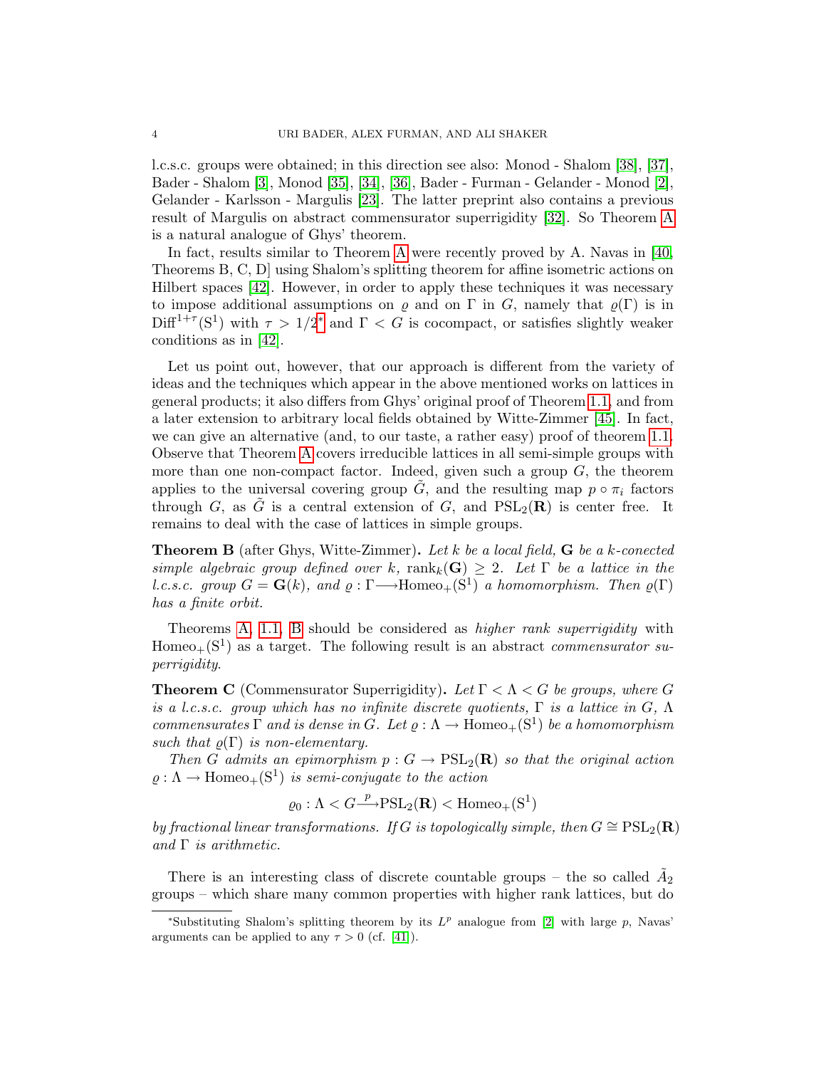l.c.s.c. groups were obtained; in this direction see also: Monod - Shalom [38], [37], Bader - Shalom [3], Monod [35], [34], [36], Bader - Furman - Gelander - Monod [2], Gelander - Karlsson - Margulis [23]. The latter preprint also contains a previous result of Margulis on abstract commensurator superrigidity [32]. So Theorem A is a natural analogue of Ghys' theorem.

In fact, results similar to Theorem A were recently proved by A. Navas in [40, Theorems B, C, D] using Shalom's splitting theorem for affine isometric actions on Hilbert spaces [42]. However, in order to apply these techniques it was necessary to impose additional assumptions on $\varrho$ and on $\Gamma$ in $G$, namely that $\varrho(\Gamma)$ is in $\mathrm{Diff}^{1+\tau}(\mathrm{S}^1)$ with $\tau > 1/2$* and $\Gamma < G$ is cocompact, or satisfies slightly weaker conditions as in [42].

Let us point out, however, that our approach is different from the variety of ideas and the techniques which appear in the above mentioned works on lattices in general products; it also differs from Ghys' original proof of Theorem 1.1, and from a later extension to arbitrary local fields obtained by Witte-Zimmer [45]. In fact, we can give an alternative (and, to our taste, a rather easy) proof of theorem 1.1. Observe that Theorem A covers irreducible lattices in all semi-simple groups with more than one non-compact factor. Indeed, given such a group $G$, the theorem applies to the universal covering group $\tilde{G}$, and the resulting map $p \circ \pi_i$ factors through $G$, as $\tilde{G}$ is a central extension of $G$, and $\mathrm{PSL}_2(\mathbf{R})$ is center free. It remains to deal with the case of lattices in simple groups.

**Theorem B** (after Ghys, Witte-Zimmer)**.** *Let $k$ be a local field, $\mathbf{G}$ be a $k$-conected simple algebraic group defined over $k$, $\mathrm{rank}_k(\mathbf{G}) \geq 2$. Let $\Gamma$ be a lattice in the l.c.s.c. group $G = \mathbf{G}(k)$, and $\varrho : \Gamma \longrightarrow \mathrm{Homeo}_+(\mathrm{S}^1)$ a homomorphism. Then $\varrho(\Gamma)$ has a finite orbit.*

Theorems A, 1.1, B should be considered as *higher rank superrigidity* with $\mathrm{Homeo}_+(\mathrm{S}^1)$ as a target. The following result is an abstract *commensurator superrigidity*.

**Theorem C** (Commensurator Superrigidity)**.** *Let $\Gamma < \Lambda < G$ be groups, where $G$ is a l.c.s.c. group which has no infinite discrete quotients, $\Gamma$ is a lattice in $G$, $\Lambda$ commensurates $\Gamma$ and is dense in $G$. Let $\varrho : \Lambda \to \mathrm{Homeo}_+(\mathrm{S}^1)$ be a homomorphism such that $\varrho(\Gamma)$ is non-elementary.*

*Then $G$ admits an epimorphism $p : G \to \mathrm{PSL}_2(\mathbf{R})$ so that the original action $\varrho : \Lambda \to \mathrm{Homeo}_+(\mathrm{S}^1)$ is semi-conjugate to the action*

$$\varrho_0 : \Lambda < G \xrightarrow{p} \mathrm{PSL}_2(\mathbf{R}) < \mathrm{Homeo}_+(\mathrm{S}^1)$$

*by fractional linear transformations. If $G$ is topologically simple, then $G \cong \mathrm{PSL}_2(\mathbf{R})$ and $\Gamma$ is arithmetic.*

There is an interesting class of discrete countable groups – the so called $\tilde{A}_2$ groups – which share many common properties with higher rank lattices, but do

*Substituting Shalom's splitting theorem by its $L^p$ analogue from [2] with large $p$, Navas' arguments can be applied to any $\tau > 0$ (cf. [41]).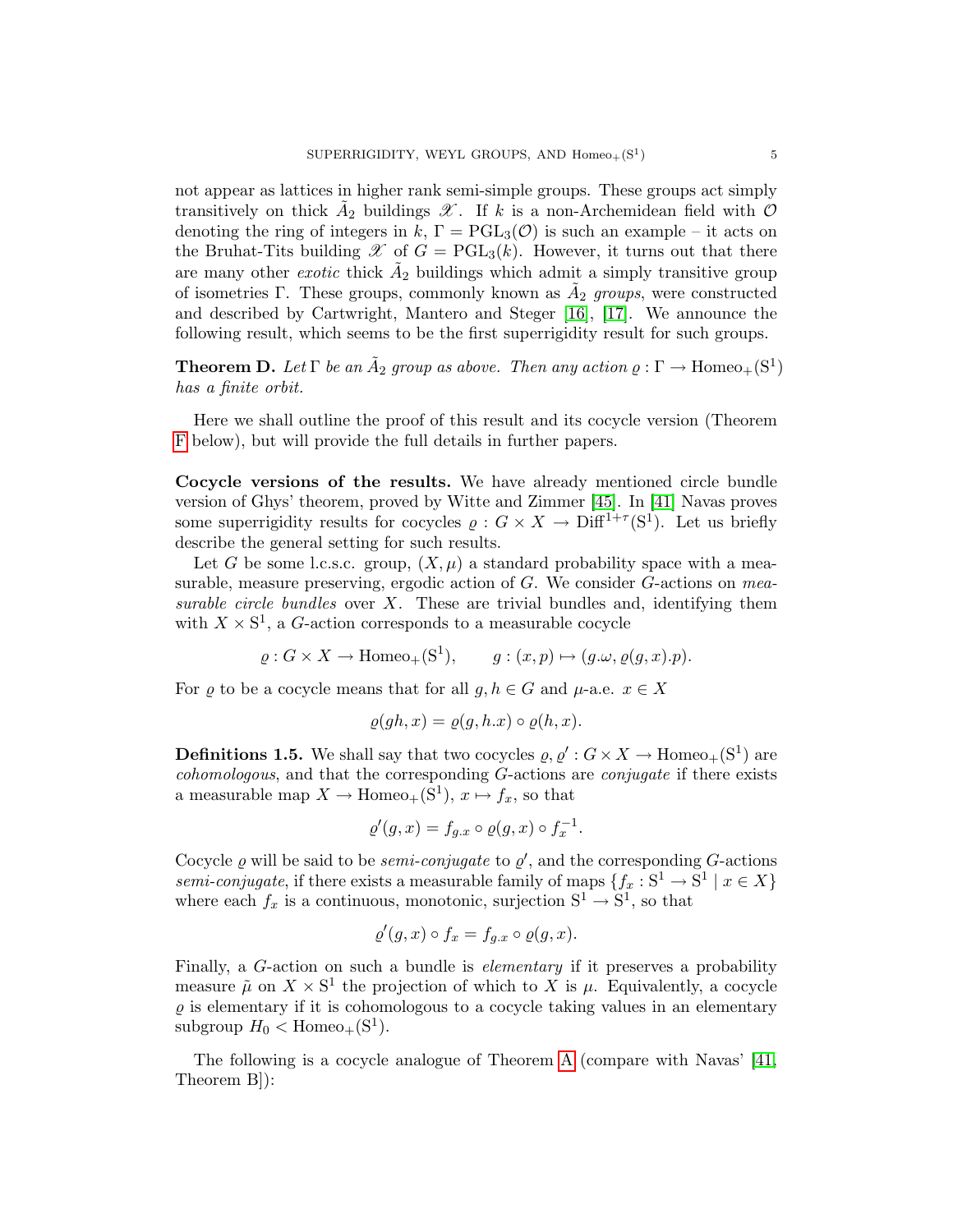not appear as lattices in higher rank semi-simple groups. These groups act simply transitively on thick $\tilde{A}_2$ buildings $\mathscr{X}$. If $k$ is a non-Archemidean field with $\mathcal{O}$ denoting the ring of integers in $k$, $\Gamma = \mathrm{PGL}_3(\mathcal{O})$ is such an example – it acts on the Bruhat-Tits building $\mathscr{X}$ of $G = \mathrm{PGL}_3(k)$. However, it turns out that there are many other *exotic* thick $\tilde{A}_2$ buildings which admit a simply transitive group of isometries $\Gamma$. These groups, commonly known as $\tilde{A}_2$ *groups*, were constructed and described by Cartwright, Mantero and Steger [16], [17]. We announce the following result, which seems to be the first superrigidity result for such groups.

**Theorem D.** *Let $\Gamma$ be an $\tilde{A}_2$ group as above. Then any action $\varrho : \Gamma \to \mathrm{Homeo}_+(\mathrm{S}^1)$ has a finite orbit.*

Here we shall outline the proof of this result and its cocycle version (Theorem F below), but will provide the full details in further papers.

**Cocycle versions of the results.** We have already mentioned circle bundle version of Ghys' theorem, proved by Witte and Zimmer [45]. In [41] Navas proves some superrigidity results for cocycles $\varrho : G \times X \to \mathrm{Diff}^{1+\tau}(\mathrm{S}^1)$. Let us briefly describe the general setting for such results.

Let $G$ be some l.c.s.c. group, $(X, \mu)$ a standard probability space with a measurable, measure preserving, ergodic action of $G$. We consider $G$-actions on *measurable circle bundles* over $X$. These are trivial bundles and, identifying them with $X \times \mathrm{S}^1$, a $G$-action corresponds to a measurable cocycle

$$\varrho : G \times X \to \mathrm{Homeo}_+(\mathrm{S}^1), \qquad g : (x, p) \mapsto (g.\omega, \varrho(g, x).p).$$

For $\varrho$ to be a cocycle means that for all $g, h \in G$ and $\mu$-a.e. $x \in X$

$$\varrho(gh, x) = \varrho(g, h.x) \circ \varrho(h, x).$$

**Definitions 1.5.** We shall say that two cocycles $\varrho, \varrho' : G \times X \to \mathrm{Homeo}_+(\mathrm{S}^1)$ are *cohomologous*, and that the corresponding $G$-actions are *conjugate* if there exists a measurable map $X \to \mathrm{Homeo}_+(\mathrm{S}^1)$, $x \mapsto f_x$, so that

$$\varrho'(g, x) = f_{g.x} \circ \varrho(g, x) \circ f_x^{-1}.$$

Cocycle $\varrho$ will be said to be *semi-conjugate* to $\varrho'$, and the corresponding $G$-actions *semi-conjugate*, if there exists a measurable family of maps $\{f_x : \mathrm{S}^1 \to \mathrm{S}^1 \mid x \in X\}$ where each $f_x$ is a continuous, monotonic, surjection $\mathrm{S}^1 \to \mathrm{S}^1$, so that

$$\varrho'(g, x) \circ f_x = f_{g.x} \circ \varrho(g, x).$$

Finally, a $G$-action on such a bundle is *elementary* if it preserves a probability measure $\tilde{\mu}$ on $X \times \mathrm{S}^1$ the projection of which to $X$ is $\mu$. Equivalently, a cocycle $\varrho$ is elementary if it is cohomologous to a cocycle taking values in an elementary subgroup $H_0 < \mathrm{Homeo}_+(\mathrm{S}^1)$.

The following is a cocycle analogue of Theorem A (compare with Navas' [41, Theorem B]):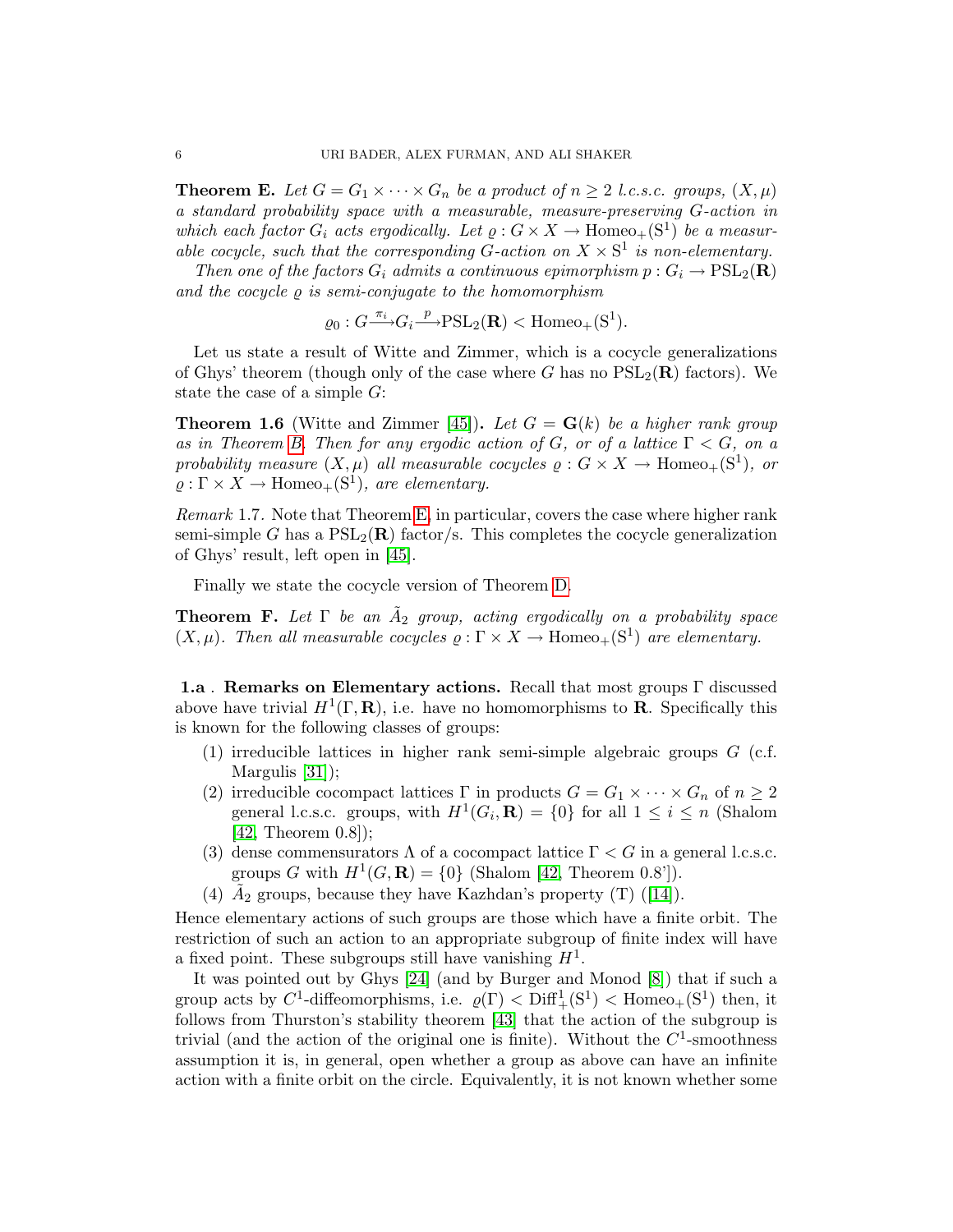**Theorem E.** *Let $G = G_1 \times \cdots \times G_n$ be a product of $n \geq 2$ l.c.s.c. groups, $(X, \mu)$ a standard probability space with a measurable, measure-preserving $G$-action in which each factor $G_i$ acts ergodically. Let $\varrho : G \times X \to \mathrm{Homeo}_+(\mathrm{S}^1)$ be a measurable cocycle, such that the corresponding $G$-action on $X \times \mathrm{S}^1$ is non-elementary.*

*Then one of the factors $G_i$ admits a continuous epimorphism $p : G_i \to \mathrm{PSL}_2(\mathbf{R})$ and the cocycle $\varrho$ is semi-conjugate to the homomorphism*

$$\varrho_0 : G \xrightarrow{\pi_i} G_i \xrightarrow{p} \mathrm{PSL}_2(\mathbf{R}) < \mathrm{Homeo}_+(\mathrm{S}^1).$$

Let us state a result of Witte and Zimmer, which is a cocycle generalizations of Ghys' theorem (though only of the case where $G$ has no $\mathrm{PSL}_2(\mathbf{R})$ factors). We state the case of a simple $G$:

**Theorem 1.6** (Witte and Zimmer [45])**.** *Let $G = \mathbf{G}(k)$ be a higher rank group as in Theorem B. Then for any ergodic action of $G$, or of a lattice $\Gamma < G$, on a probability measure $(X, \mu)$ all measurable cocycles $\varrho : G \times X \to \mathrm{Homeo}_+(\mathrm{S}^1)$, or $\varrho : \Gamma \times X \to \mathrm{Homeo}_+(\mathrm{S}^1)$, are elementary.*

*Remark* 1.7. Note that Theorem E, in particular, covers the case where higher rank semi-simple $G$ has a $\mathrm{PSL}_2(\mathbf{R})$ factor/s. This completes the cocycle generalization of Ghys' result, left open in [45].

Finally we state the cocycle version of Theorem D.

**Theorem F.** *Let $\Gamma$ be an $\tilde{A}_2$ group, acting ergodically on a probability space $(X, \mu)$. Then all measurable cocycles $\varrho : \Gamma \times X \to \mathrm{Homeo}_+(\mathrm{S}^1)$ are elementary.*

**1.a . Remarks on Elementary actions.** Recall that most groups $\Gamma$ discussed above have trivial $H^1(\Gamma, \mathbf{R})$, i.e. have no homomorphisms to $\mathbf{R}$. Specifically this is known for the following classes of groups:

1. irreducible lattices in higher rank semi-simple algebraic groups $G$ (c.f. Margulis [31]);
2. irreducible cocompact lattices $\Gamma$ in products $G = G_1 \times \cdots \times G_n$ of $n \geq 2$ general l.c.s.c. groups, with $H^1(G_i, \mathbf{R}) = \{0\}$ for all $1 \leq i \leq n$ (Shalom [42, Theorem 0.8]);
3. dense commensurators $\Lambda$ of a cocompact lattice $\Gamma < G$ in a general l.c.s.c. groups $G$ with $H^1(G, \mathbf{R}) = \{0\}$ (Shalom [42, Theorem 0.8']).
4. $\tilde{A}_2$ groups, because they have Kazhdan's property (T) ([14]).

Hence elementary actions of such groups are those which have a finite orbit. The restriction of such an action to an appropriate subgroup of finite index will have a fixed point. These subgroups still have vanishing $H^1$.

It was pointed out by Ghys [24] (and by Burger and Monod [8]) that if such a group acts by $C^1$-diffeomorphisms, i.e. $\varrho(\Gamma) < \mathrm{Diff}^1_+(\mathrm{S}^1) < \mathrm{Homeo}_+(\mathrm{S}^1)$ then, it follows from Thurston's stability theorem [43] that the action of the subgroup is trivial (and the action of the original one is finite). Without the $C^1$-smoothness assumption it is, in general, open whether a group as above can have an infinite action with a finite orbit on the circle. Equivalently, it is not known whether some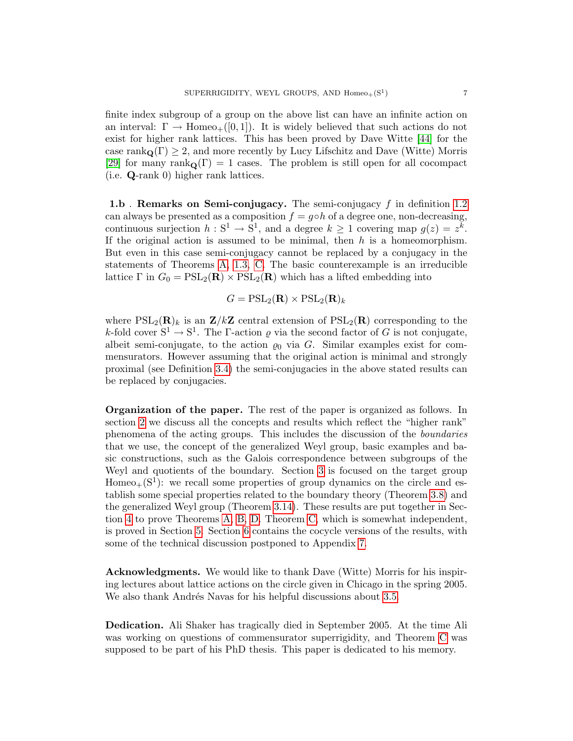finite index subgroup of a group on the above list can have an infinite action on an interval: $\Gamma \to \mathrm{Homeo}_+([0,1])$. It is widely believed that such actions do not exist for higher rank lattices. This has been proved by Dave Witte [44] for the case $\mathrm{rank}_{\mathbf{Q}}(\Gamma) \geq 2$, and more recently by Lucy Lifschitz and Dave (Witte) Morris [29] for many $\mathrm{rank}_{\mathbf{Q}}(\Gamma) = 1$ cases. The problem is still open for all cocompact (i.e. $\mathbf{Q}$-rank 0) higher rank lattices.

**1.b . Remarks on Semi-conjugacy.** The semi-conjugacy $f$ in definition 1.2 can always be presented as a composition $f = g \circ h$ of a degree one, non-decreasing, continuous surjection $h : \mathrm{S}^1 \to \mathrm{S}^1$, and a degree $k \geq 1$ covering map $g(z) = z^k$. If the original action is assumed to be minimal, then $h$ is a homeomorphism. But even in this case semi-conjugacy cannot be replaced by a conjugacy in the statements of Theorems A, 1.3, C. The basic counterexample is an irreducible lattice $\Gamma$ in $G_0 = \mathrm{PSL}_2(\mathbf{R}) \times \mathrm{PSL}_2(\mathbf{R})$ which has a lifted embedding into

$$G = \mathrm{PSL}_2(\mathbf{R}) \times \mathrm{PSL}_2(\mathbf{R})_k$$

where $\mathrm{PSL}_2(\mathbf{R})_k$ is an $\mathbf{Z}/k\mathbf{Z}$ central extension of $\mathrm{PSL}_2(\mathbf{R})$ corresponding to the $k$-fold cover $\mathrm{S}^1 \to \mathrm{S}^1$. The $\Gamma$-action $\varrho$ via the second factor of $G$ is not conjugate, albeit semi-conjugate, to the action $\varrho_0$ via $G$. Similar examples exist for commensurators. However assuming that the original action is minimal and strongly proximal (see Definition 3.4) the semi-conjugacies in the above stated results can be replaced by conjugacies.

**Organization of the paper.** The rest of the paper is organized as follows. In section 2 we discuss all the concepts and results which reflect the "higher rank" phenomena of the acting groups. This includes the discussion of the *boundaries* that we use, the concept of the generalized Weyl group, basic examples and basic constructions, such as the Galois correspondence between subgroups of the Weyl and quotients of the boundary. Section 3 is focused on the target group $\mathrm{Homeo}_+(\mathrm{S}^1)$: we recall some properties of group dynamics on the circle and establish some special properties related to the boundary theory (Theorem 3.8) and the generalized Weyl group (Theorem 3.14). These results are put together in Section 4 to prove Theorems A, B, D. Theorem C, which is somewhat independent, is proved in Section 5. Section 6 contains the cocycle versions of the results, with some of the technical discussion postponed to Appendix 7.

**Acknowledgments.** We would like to thank Dave (Witte) Morris for his inspiring lectures about lattice actions on the circle given in Chicago in the spring 2005. We also thank Andrés Navas for his helpful discussions about 3.5.

**Dedication.** Ali Shaker has tragically died in September 2005. At the time Ali was working on questions of commensurator superrigidity, and Theorem C was supposed to be part of his PhD thesis. This paper is dedicated to his memory.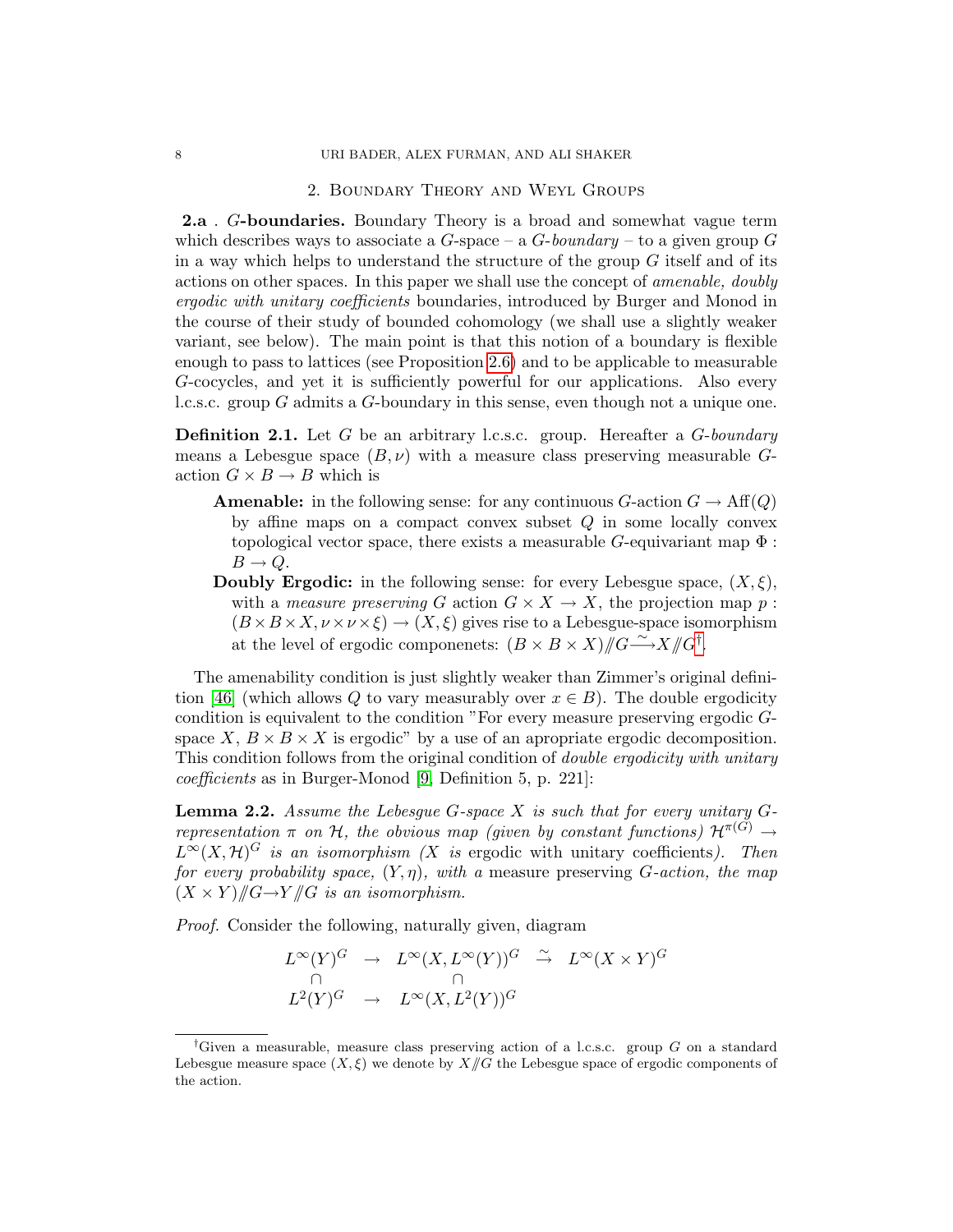## 2. Boundary Theory and Weyl Groups

**2.a . $G$-boundaries.** Boundary Theory is a broad and somewhat vague term which describes ways to associate a $G$-space – a *$G$-boundary* – to a given group $G$ in a way which helps to understand the structure of the group $G$ itself and of its actions on other spaces. In this paper we shall use the concept of *amenable, doubly ergodic with unitary coefficients* boundaries, introduced by Burger and Monod in the course of their study of bounded cohomology (we shall use a slightly weaker variant, see below). The main point is that this notion of a boundary is flexible enough to pass to lattices (see Proposition 2.6) and to be applicable to measurable $G$-cocycles, and yet it is sufficiently powerful for our applications. Also every l.c.s.c. group $G$ admits a $G$-boundary in this sense, even though not a unique one.

**Definition 2.1.** Let $G$ be an arbitrary l.c.s.c. group. Hereafter a *$G$-boundary* means a Lebesgue space $(B,\nu)$ with a measure class preserving measurable $G$-action $G\times B\to B$ which is

- **Amenable:** in the following sense: for any continuous $G$-action $G\to \mathrm{Aff}(Q)$ by affine maps on a compact convex subset $Q$ in some locally convex topological vector space, there exists a measurable $G$-equivariant map $\Phi: B\to Q$.
- **Doubly Ergodic:** in the following sense: for every Lebesgue space, $(X,\xi)$, with a *measure preserving* $G$ action $G\times X\to X$, the projection map $p: (B\times B\times X, \nu\times\nu\times\xi)\to (X,\xi)$ gives rise to a Lebesgue-space isomorphism at the level of ergodic componenets: $(B\times B\times X)/\!\!/G \xrightarrow{\sim} X/\!\!/G$[†].

The amenability condition is just slightly weaker than Zimmer's original definition [46] (which allows $Q$ to vary measurably over $x\in B$). The double ergodicity condition is equivalent to the condition "For every measure preserving ergodic $G$-space $X$, $B\times B\times X$ is ergodic" by a use of an apropriate ergodic decomposition. This condition follows from the original condition of *double ergodicity with unitary coefficients* as in Burger-Monod [9, Definition 5, p. 221]:

**Lemma 2.2.** *Assume the Lebesgue $G$-space $X$ is such that for every unitary $G$-representation $\pi$ on $\mathcal{H}$, the obvious map (given by constant functions) $\mathcal{H}^{\pi(G)}\to L^\infty(X,\mathcal{H})^G$ is an isomorphism (*$X$ is ergodic with unitary coefficients*). Then for every probability space, $(Y,\eta)$, with a* measure preserving *$G$-action, the map $(X\times Y)/\!\!/G\to Y/\!\!/G$ is an isomorphism.*

*Proof.* Consider the following, naturally given, diagram

$$\begin{array}{ccccc} L^\infty(Y)^G & \to & L^\infty(X,L^\infty(Y))^G & \xrightarrow{\sim} & L^\infty(X\times Y)^G \\ \cap & & \cap & & \\ L^2(Y)^G & \to & L^\infty(X,L^2(Y))^G & & \end{array}$$

[†]Given a measurable, measure class preserving action of a l.c.s.c. group $G$ on a standard Lebesgue measure space $(X,\xi)$ we denote by $X/\!\!/G$ the Lebesgue space of ergodic components of the action.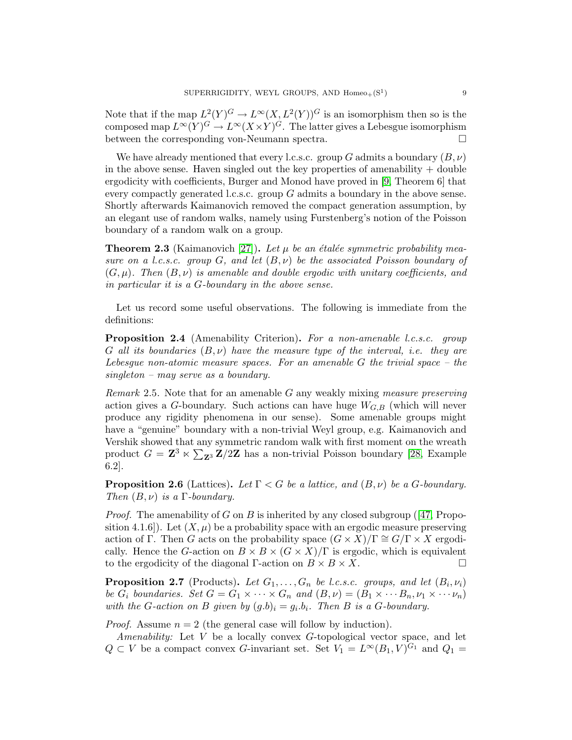Note that if the map $L^2(Y)^G \to L^\infty(X, L^2(Y))^G$ is an isomorphism then so is the composed map $L^\infty(Y)^G \to L^\infty(X \times Y)^G$. The latter gives a Lebesgue isomorphism between the corresponding von-Neumann spectra. □

We have already mentioned that every l.c.s.c. group $G$ admits a boundary $(B, \nu)$ in the above sense. Haven singled out the key properties of amenability + double ergodicity with coefficients, Burger and Monod have proved in [9, Theorem 6] that every compactly generated l.c.s.c. group $G$ admits a boundary in the above sense. Shortly afterwards Kaimanovich removed the compact generation assumption, by an elegant use of random walks, namely using Furstenberg's notion of the Poisson boundary of a random walk on a group.

**Theorem 2.3** (Kaimanovich [27])**.** *Let $\mu$ be an étalée symmetric probability measure on a l.c.s.c. group $G$, and let $(B, \nu)$ be the associated Poisson boundary of $(G, \mu)$. Then $(B, \nu)$ is amenable and double ergodic with unitary coefficients, and in particular it is a $G$-boundary in the above sense.*

Let us record some useful observations. The following is immediate from the definitions:

**Proposition 2.4** (Amenability Criterion)**.** *For a non-amenable l.c.s.c. group $G$ all its boundaries $(B, \nu)$ have the measure type of the interval, i.e. they are Lebesgue non-atomic measure spaces. For an amenable $G$ the trivial space – the singleton – may serve as a boundary.*

*Remark* 2.5. Note that for an amenable $G$ any weakly mixing *measure preserving* action gives a $G$-boundary. Such actions can have huge $W_{G,B}$ (which will never produce any rigidity phenomena in our sense). Some amenable groups might have a "genuine" boundary with a non-trivial Weyl group, e.g. Kaimanovich and Vershik showed that any symmetric random walk with first moment on the wreath product $G = \mathbf{Z}^3 \ltimes \sum_{\mathbf{Z}^3} \mathbf{Z}/2\mathbf{Z}$ has a non-trivial Poisson boundary [28, Example 6.2].

**Proposition 2.6** (Lattices)**.** *Let $\Gamma < G$ be a lattice, and $(B, \nu)$ be a $G$-boundary. Then $(B, \nu)$ is a $\Gamma$-boundary.*

*Proof.* The amenability of $G$ on $B$ is inherited by any closed subgroup ([47, Proposition 4.1.6]). Let $(X, \mu)$ be a probability space with an ergodic measure preserving action of $\Gamma$. Then $G$ acts on the probability space $(G \times X)/\Gamma \cong G/\Gamma \times X$ ergodically. Hence the $G$-action on $B \times B \times (G \times X)/\Gamma$ is ergodic, which is equivalent to the ergodicity of the diagonal $\Gamma$-action on $B \times B \times X$. □

**Proposition 2.7** (Products)**.** *Let $G_1, \dots, G_n$ be l.c.s.c. groups, and let $(B_i, \nu_i)$ be $G_i$ boundaries. Set $G = G_1 \times \cdots \times G_n$ and $(B, \nu) = (B_1 \times \cdots B_n, \nu_1 \times \cdots \nu_n)$ with the $G$-action on $B$ given by $(g.b)_i = g_i.b_i$. Then $B$ is a $G$-boundary.*

*Proof.* Assume $n = 2$ (the general case will follow by induction).

*Amenability:* Let $V$ be a locally convex $G$-topological vector space, and let $Q \subset V$ be a compact convex $G$-invariant set. Set $V_1 = L^\infty(B_1, V)^{G_1}$ and $Q_1 =$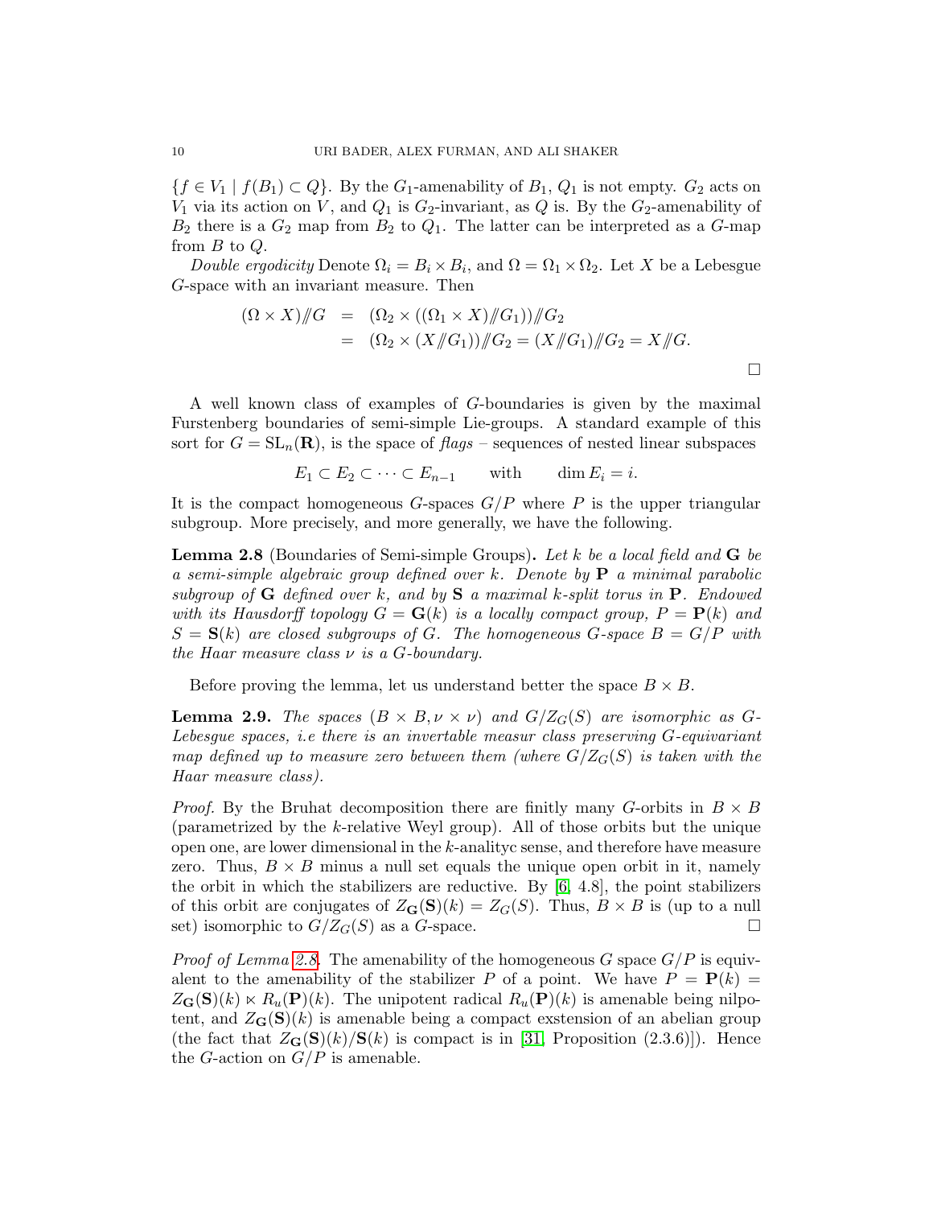$\{f \in V_1 \mid f(B_1) \subset Q\}$. By the $G_1$-amenability of $B_1$, $Q_1$ is not empty. $G_2$ acts on $V_1$ via its action on $V$, and $Q_1$ is $G_2$-invariant, as $Q$ is. By the $G_2$-amenability of $B_2$ there is a $G_2$ map from $B_2$ to $Q_1$. The latter can be interpreted as a $G$-map from $B$ to $Q$.

*Double ergodicity* Denote $\Omega_i = B_i \times B_i$, and $\Omega = \Omega_1 \times \Omega_2$. Let $X$ be a Lebesgue $G$-space with an invariant measure. Then

$$\begin{aligned}(\Omega \times X)/\!\!/G &= (\Omega_2 \times ((\Omega_1 \times X)/\!\!/G_1))/\!\!/G_2 \\ &= (\Omega_2 \times (X/\!\!/G_1))/\!\!/G_2 = (X/\!\!/G_1)/\!\!/G_2 = X/\!\!/G.\end{aligned}$$

□

A well known class of examples of $G$-boundaries is given by the maximal Furstenberg boundaries of semi-simple Lie-groups. A standard example of this sort for $G = \mathrm{SL}_n(\mathbf{R})$, is the space of *flags* – sequences of nested linear subspaces

$$E_1 \subset E_2 \subset \cdots \subset E_{n-1} \qquad \text{with} \qquad \dim E_i = i.$$

It is the compact homogeneous $G$-spaces $G/P$ where $P$ is the upper triangular subgroup. More precisely, and more generally, we have the following.

**Lemma 2.8** (Boundaries of Semi-simple Groups)**.** *Let $k$ be a local field and $\mathbf{G}$ be a semi-simple algebraic group defined over $k$. Denote by $\mathbf{P}$ a minimal parabolic subgroup of $\mathbf{G}$ defined over $k$, and by $\mathbf{S}$ a maximal $k$-split torus in $\mathbf{P}$. Endowed with its Hausdorff topology $G = \mathbf{G}(k)$ is a locally compact group, $P = \mathbf{P}(k)$ and $S = \mathbf{S}(k)$ are closed subgroups of $G$. The homogeneous $G$-space $B = G/P$ with the Haar measure class $\nu$ is a $G$-boundary.*

Before proving the lemma, let us understand better the space $B \times B$.

**Lemma 2.9.** *The spaces $(B \times B, \nu \times \nu)$ and $G/Z_G(S)$ are isomorphic as $G$-Lebesgue spaces, i.e there is an invertable measur class preserving $G$-equivariant map defined up to measure zero between them (where $G/Z_G(S)$ is taken with the Haar measure class).*

*Proof.* By the Bruhat decomposition there are finitly many $G$-orbits in $B \times B$ (parametrized by the $k$-relative Weyl group). All of those orbits but the unique open one, are lower dimensional in the $k$-analityc sense, and therefore have measure zero. Thus, $B \times B$ minus a null set equals the unique open orbit in it, namely the orbit in which the stabilizers are reductive. By [6, 4.8], the point stabilizers of this orbit are conjugates of $Z_{\mathbf{G}}(\mathbf{S})(k) = Z_G(S)$. Thus, $B \times B$ is (up to a null set) isomorphic to $G/Z_G(S)$ as a $G$-space. □

*Proof of Lemma 2.8.* The amenability of the homogeneous $G$ space $G/P$ is equivalent to the amenability of the stabilizer $P$ of a point. We have $P = \mathbf{P}(k) = Z_{\mathbf{G}}(\mathbf{S})(k) \ltimes R_u(\mathbf{P})(k)$. The unipotent radical $R_u(\mathbf{P})(k)$ is amenable being nilpotent, and $Z_{\mathbf{G}}(\mathbf{S})(k)$ is amenable being a compact exstension of an abelian group (the fact that $Z_{\mathbf{G}}(\mathbf{S})(k)/\mathbf{S}(k)$ is compact is in [31, Proposition (2.3.6)]). Hence the $G$-action on $G/P$ is amenable.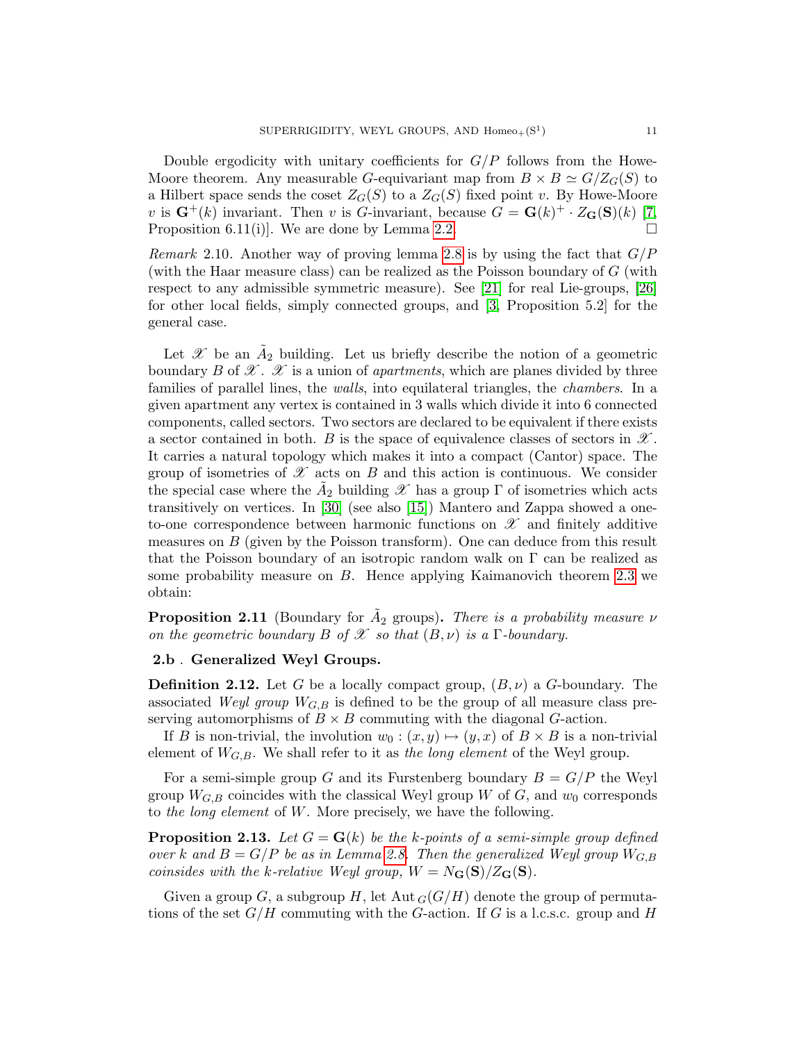Double ergodicity with unitary coefficients for $G/P$ follows from the Howe-Moore theorem. Any measurable $G$-equivariant map from $B \times B \simeq G/Z_G(S)$ to a Hilbert space sends the coset $Z_G(S)$ to a $Z_G(S)$ fixed point $v$. By Howe-Moore $v$ is $\mathbf{G}^+(k)$ invariant. Then $v$ is $G$-invariant, because $G = \mathbf{G}(k)^+ \cdot Z_{\mathbf{G}}(\mathbf{S})(k)$ [7, Proposition 6.11(i)]. We are done by Lemma 2.2. □

*Remark* 2.10. Another way of proving lemma 2.8 is by using the fact that $G/P$ (with the Haar measure class) can be realized as the Poisson boundary of $G$ (with respect to any admissible symmetric measure). See [21] for real Lie-groups, [26] for other local fields, simply connected groups, and [3, Proposition 5.2] for the general case.

Let $\mathscr{X}$ be an $\tilde{A}_2$ building. Let us briefly describe the notion of a geometric boundary $B$ of $\mathscr{X}$. $\mathscr{X}$ is a union of *apartments*, which are planes divided by three families of parallel lines, the *walls*, into equilateral triangles, the *chambers*. In a given apartment any vertex is contained in 3 walls which divide it into 6 connected components, called sectors. Two sectors are declared to be equivalent if there exists a sector contained in both. $B$ is the space of equivalence classes of sectors in $\mathscr{X}$. It carries a natural topology which makes it into a compact (Cantor) space. The group of isometries of $\mathscr{X}$ acts on $B$ and this action is continuous. We consider the special case where the $\tilde{A}_2$ building $\mathscr{X}$ has a group $\Gamma$ of isometries which acts transitively on vertices. In [30] (see also [15]) Mantero and Zappa showed a one-to-one correspondence between harmonic functions on $\mathscr{X}$ and finitely additive measures on $B$ (given by the Poisson transform). One can deduce from this result that the Poisson boundary of an isotropic random walk on $\Gamma$ can be realized as some probability measure on $B$. Hence applying Kaimanovich theorem 2.3 we obtain:

**Proposition 2.11** (Boundary for $\tilde{A}_2$ groups)**.** *There is a probability measure $\nu$ on the geometric boundary $B$ of $\mathscr{X}$ so that $(B, \nu)$ is a $\Gamma$-boundary.*

### 2.b . Generalized Weyl Groups.

**Definition 2.12.** Let $G$ be a locally compact group, $(B, \nu)$ a $G$-boundary. The associated *Weyl group* $W_{G,B}$ is defined to be the group of all measure class preserving automorphisms of $B \times B$ commuting with the diagonal $G$-action.

If $B$ is non-trivial, the involution $w_0 : (x, y) \mapsto (y, x)$ of $B \times B$ is a non-trivial element of $W_{G,B}$. We shall refer to it as *the long element* of the Weyl group.

For a semi-simple group $G$ and its Furstenberg boundary $B = G/P$ the Weyl group $W_{G,B}$ coincides with the classical Weyl group $W$ of $G$, and $w_0$ corresponds to *the long element* of $W$. More precisely, we have the following.

**Proposition 2.13.** *Let $G = \mathbf{G}(k)$ be the $k$-points of a semi-simple group defined over $k$ and $B = G/P$ be as in Lemma 2.8. Then the generalized Weyl group $W_{G,B}$ coinsides with the $k$-relative Weyl group, $W = N_{\mathbf{G}}(\mathbf{S})/Z_{\mathbf{G}}(\mathbf{S})$.*

Given a group $G$, a subgroup $H$, let $\mathrm{Aut}_G(G/H)$ denote the group of permutations of the set $G/H$ commuting with the $G$-action. If $G$ is a l.c.s.c. group and $H$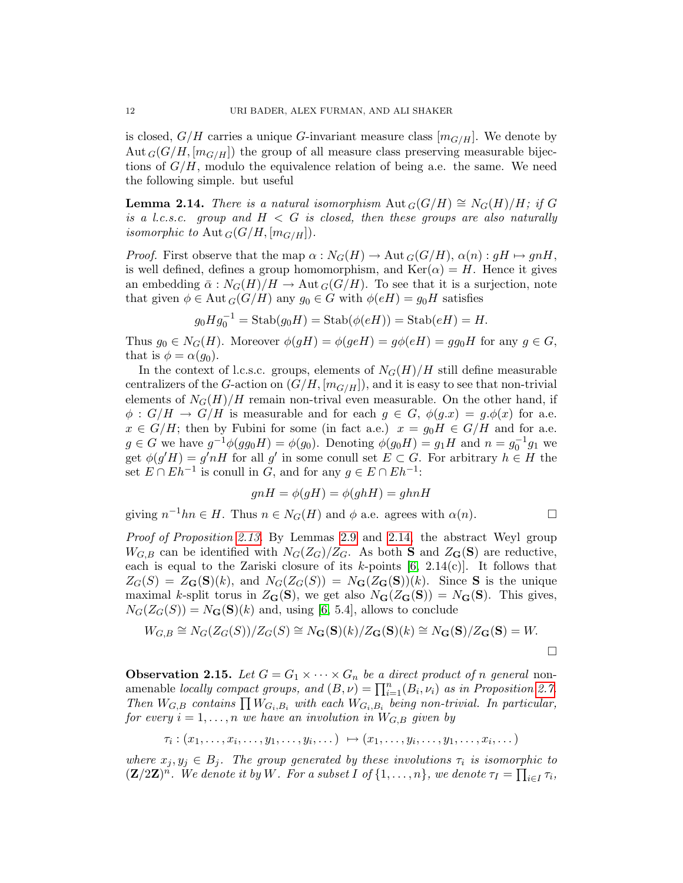is closed, $G/H$ carries a unique $G$-invariant measure class $[m_{G/H}]$. We denote by $\mathrm{Aut}_G(G/H,[m_{G/H}])$ the group of all measure class preserving measurable bijections of $G/H$, modulo the equivalence relation of being a.e. the same. We need the following simple. but useful

**Lemma 2.14.** *There is a natural isomorphism $\mathrm{Aut}_G(G/H) \cong N_G(H)/H$; if $G$ is a l.c.s.c. group and $H < G$ is closed, then these groups are also naturally isomorphic to $\mathrm{Aut}_G(G/H,[m_{G/H}])$.*

*Proof.* First observe that the map $\alpha : N_G(H) \to \mathrm{Aut}_G(G/H)$, $\alpha(n) : gH \mapsto gnH$, is well defined, defines a group homomorphism, and $\mathrm{Ker}(\alpha) = H$. Hence it gives an embedding $\bar{\alpha} : N_G(H)/H \to \mathrm{Aut}_G(G/H)$. To see that it is a surjection, note that given $\phi \in \mathrm{Aut}_G(G/H)$ any $g_0 \in G$ with $\phi(eH) = g_0H$ satisfies

$$g_0Hg_0^{-1} = \mathrm{Stab}(g_0H) = \mathrm{Stab}(\phi(eH)) = \mathrm{Stab}(eH) = H.$$

Thus $g_0 \in N_G(H)$. Moreover $\phi(gH) = \phi(geH) = g\phi(eH) = gg_0H$ for any $g \in G$, that is $\phi = \alpha(g_0)$.

In the context of l.c.s.c. groups, elements of $N_G(H)/H$ still define measurable centralizers of the $G$-action on $(G/H,[m_{G/H}])$, and it is easy to see that non-trivial elements of $N_G(H)/H$ remain non-trival even measurable. On the other hand, if $\phi : G/H \to G/H$ is measurable and for each $g \in G$, $\phi(g.x) = g.\phi(x)$ for a.e. $x \in G/H$; then by Fubini for some (in fact a.e.) $x = g_0H \in G/H$ and for a.e. $g \in G$ we have $g^{-1}\phi(gg_0H) = \phi(g_0)$. Denoting $\phi(g_0H) = g_1H$ and $n = g_0^{-1}g_1$ we get $\phi(g'H) = g'nH$ for all $g'$ in some conull set $E \subset G$. For arbitrary $h \in H$ the set $E \cap Eh^{-1}$ is conull in $G$, and for any $g \in E \cap Eh^{-1}$:

$$gnH = \phi(gH) = \phi(ghH) = ghnH$$

giving $n^{-1}hn \in H$. Thus $n \in N_G(H)$ and $\phi$ a.e. agrees with $\alpha(n)$. $\square$

*Proof of Proposition 2.13.* By Lemmas 2.9 and 2.14, the abstract Weyl group $W_{G,B}$ can be identified with $N_G(Z_G)/Z_G$. As both $\mathbf{S}$ and $Z_{\mathbf{G}}(\mathbf{S})$ are reductive, each is equal to the Zariski closure of its $k$-points [6, 2.14(c)]. It follows that $Z_G(S) = Z_{\mathbf{G}}(\mathbf{S})(k)$, and $N_G(Z_G(S)) = N_{\mathbf{G}}(Z_{\mathbf{G}}(\mathbf{S}))(k)$. Since $\mathbf{S}$ is the unique maximal $k$-split torus in $Z_{\mathbf{G}}(\mathbf{S})$, we get also $N_{\mathbf{G}}(Z_{\mathbf{G}}(\mathbf{S})) = N_{\mathbf{G}}(\mathbf{S})$. This gives, $N_G(Z_G(S)) = N_{\mathbf{G}}(\mathbf{S})(k)$ and, using [6, 5.4], allows to conclude

$$W_{G,B} \cong N_G(Z_G(S))/Z_G(S) \cong N_{\mathbf{G}}(\mathbf{S})(k)/Z_{\mathbf{G}}(\mathbf{S})(k) \cong N_{\mathbf{G}}(\mathbf{S})/Z_{\mathbf{G}}(\mathbf{S}) = W.$$

$\square$

**Observation 2.15.** *Let $G = G_1 \times \cdots \times G_n$ be a direct product of $n$ general* non-amenable *locally compact groups, and $(B,\nu) = \prod_{i=1}^n (B_i,\nu_i)$ as in Proposition 2.7. Then $W_{G,B}$ contains $\prod W_{G_i,B_i}$ with each $W_{G_i,B_i}$ being non-trivial. In particular, for every $i = 1,\dots,n$ we have an involution in $W_{G,B}$ given by*

$$\tau_i : (x_1,\dots,x_i,\dots,y_1,\dots,y_i,\dots) \;\mapsto (x_1,\dots,y_i,\dots,y_1,\dots,x_i,\dots)$$

*where $x_j, y_j \in B_j$. The group generated by these involutions $\tau_i$ is isomorphic to $(\mathbf{Z}/2\mathbf{Z})^n$. We denote it by $W$. For a subset $I$ of $\{1,\dots,n\}$, we denote $\tau_I = \prod_{i\in I}\tau_i$,*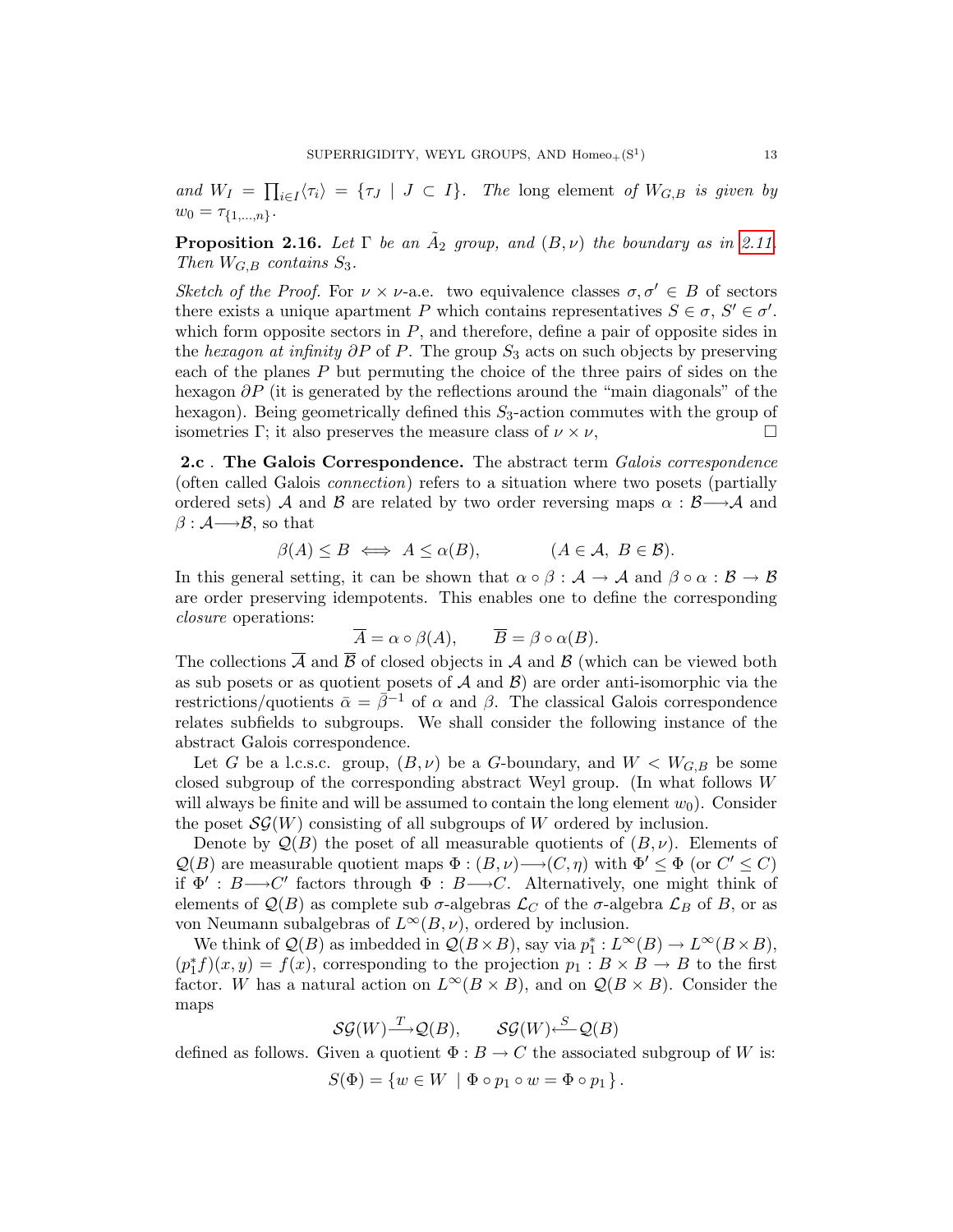*and* $W_I = \prod_{i\in I}\langle\tau_i\rangle = \{\tau_J \mid J \subset I\}$. *The* long element *of* $W_{G,B}$ *is given by* $w_0 = \tau_{\{1,\dots,n\}}$.

**Proposition 2.16.** *Let* $\Gamma$ *be an* $\tilde{A}_2$ *group, and* $(B,\nu)$ *the boundary as in* 2.11*. Then* $W_{G,B}$ *contains* $S_3$.

*Sketch of the Proof.* For $\nu\times\nu$-a.e. two equivalence classes $\sigma,\sigma' \in B$ of sectors there exists a unique apartment $P$ which contains representatives $S\in\sigma$, $S'\in\sigma'$. which form opposite sectors in $P$, and therefore, define a pair of opposite sides in the *hexagon at infinity* $\partial P$ of $P$. The group $S_3$ acts on such objects by preserving each of the planes $P$ but permuting the choice of the three pairs of sides on the hexagon $\partial P$ (it is generated by the reflections around the "main diagonals" of the hexagon). Being geometrically defined this $S_3$-action commutes with the group of isometries $\Gamma$; it also preserves the measure class of $\nu\times\nu$, □

**2.c . The Galois Correspondence.** The abstract term *Galois correspondence* (often called Galois *connection*) refers to a situation where two posets (partially ordered sets) $\mathcal{A}$ and $\mathcal{B}$ are related by two order reversing maps $\alpha:\mathcal{B}\longrightarrow\mathcal{A}$ and $\beta:\mathcal{A}\longrightarrow\mathcal{B}$, so that

$$\beta(A)\le B \iff A\le\alpha(B), \qquad (A\in\mathcal{A},\ B\in\mathcal{B}).$$

In this general setting, it can be shown that $\alpha\circ\beta:\mathcal{A}\to\mathcal{A}$ and $\beta\circ\alpha:\mathcal{B}\to\mathcal{B}$ are order preserving idempotents. This enables one to define the corresponding *closure* operations:

$$\overline{A}=\alpha\circ\beta(A), \qquad \overline{B}=\beta\circ\alpha(B).$$

The collections $\overline{\mathcal{A}}$ and $\overline{\mathcal{B}}$ of closed objects in $\mathcal{A}$ and $\mathcal{B}$ (which can be viewed both as sub posets or as quotient posets of $\mathcal{A}$ and $\mathcal{B}$) are order anti-isomorphic via the restrictions/quotients $\bar\alpha=\bar\beta^{-1}$ of $\alpha$ and $\beta$. The classical Galois correspondence relates subfields to subgroups. We shall consider the following instance of the abstract Galois correspondence.

Let $G$ be a l.c.s.c. group, $(B,\nu)$ be a $G$-boundary, and $W<W_{G,B}$ be some closed subgroup of the corresponding abstract Weyl group. (In what follows $W$ will always be finite and will be assumed to contain the long element $w_0$). Consider the poset $\mathcal{SG}(W)$ consisting of all subgroups of $W$ ordered by inclusion.

Denote by $\mathcal{Q}(B)$ the poset of all measurable quotients of $(B,\nu)$. Elements of $\mathcal{Q}(B)$ are measurable quotient maps $\Phi:(B,\nu)\longrightarrow(C,\eta)$ with $\Phi'\le\Phi$ (or $C'\le C$) if $\Phi':B\longrightarrow C'$ factors through $\Phi:B\longrightarrow C$. Alternatively, one might think of elements of $\mathcal{Q}(B)$ as complete sub $\sigma$-algebras $\mathcal{L}_C$ of the $\sigma$-algebra $\mathcal{L}_B$ of $B$, or as von Neumann subalgebras of $L^\infty(B,\nu)$, ordered by inclusion.

We think of $\mathcal{Q}(B)$ as imbedded in $\mathcal{Q}(B\times B)$, say via $p_1^*:L^\infty(B)\to L^\infty(B\times B)$, $(p_1^*f)(x,y)=f(x)$, corresponding to the projection $p_1:B\times B\to B$ to the first factor. $W$ has a natural action on $L^\infty(B\times B)$, and on $\mathcal{Q}(B\times B)$. Consider the maps

$$\mathcal{SG}(W)\xrightarrow{T}\mathcal{Q}(B), \qquad \mathcal{SG}(W)\xleftarrow{S}\mathcal{Q}(B)$$

defined as follows. Given a quotient $\Phi:B\to C$ the associated subgroup of $W$ is:

$$S(\Phi)=\{w\in W \mid \Phi\circ p_1\circ w=\Phi\circ p_1\}.$$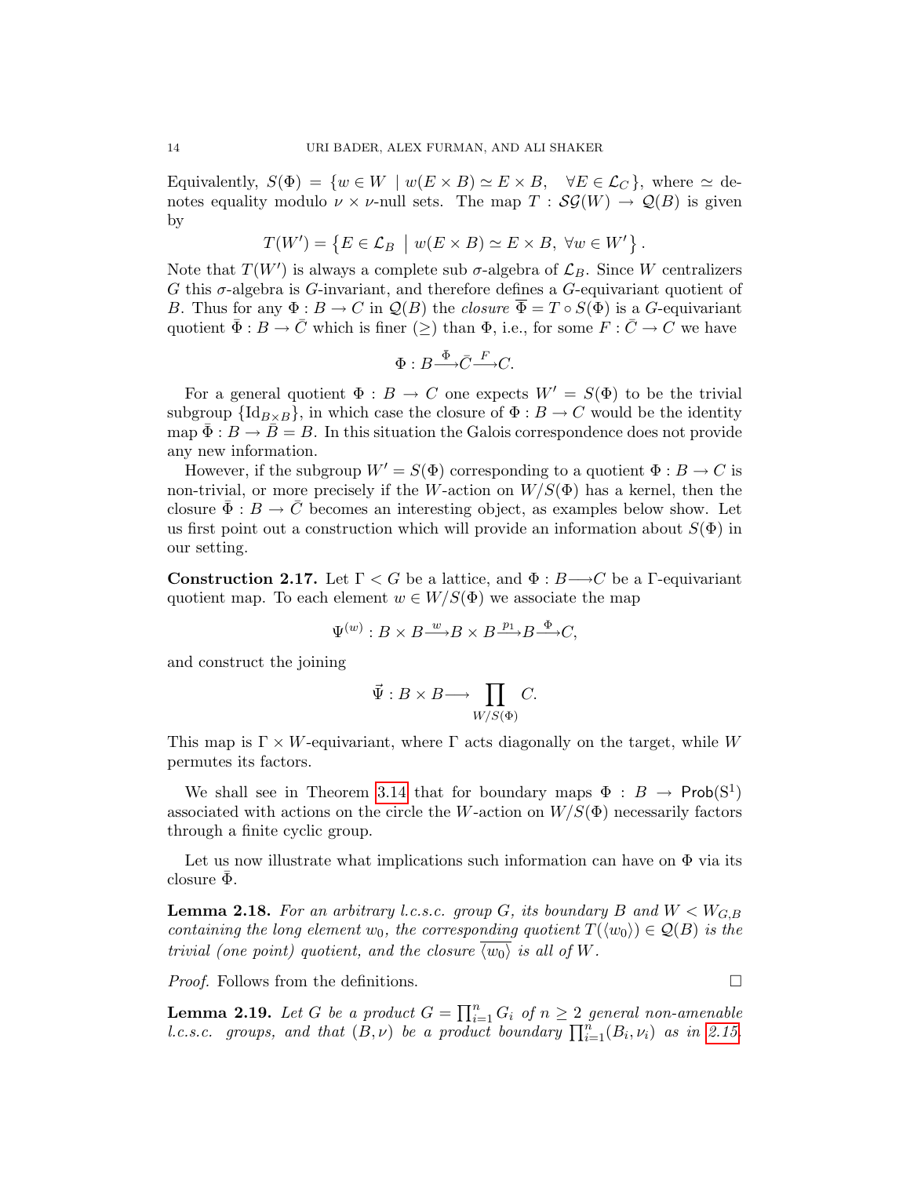Equivalently, $S(\Phi) = \{w \in W \mid w(E \times B) \simeq E \times B, \quad \forall E \in \mathcal{L}_C\}$, where $\simeq$ denotes equality modulo $\nu \times \nu$-null sets. The map $T : \mathcal{SG}(W) \to \mathcal{Q}(B)$ is given by

$$T(W') = \left\{ E \in \mathcal{L}_B \;\middle|\; w(E \times B) \simeq E \times B, \; \forall w \in W' \right\}.$$

Note that $T(W')$ is always a complete sub $\sigma$-algebra of $\mathcal{L}_B$. Since $W$ centralizers $G$ this $\sigma$-algebra is $G$-invariant, and therefore defines a $G$-equivariant quotient of $B$. Thus for any $\Phi : B \to C$ in $\mathcal{Q}(B)$ the *closure* $\overline{\Phi} = T \circ S(\Phi)$ is a $G$-equivariant quotient $\bar{\Phi} : B \to \bar{C}$ which is finer ($\geq$) than $\Phi$, i.e., for some $F : \bar{C} \to C$ we have

$$\Phi : B \xrightarrow{\bar{\Phi}} \bar{C} \xrightarrow{F} C.$$

For a general quotient $\Phi : B \to C$ one expects $W' = S(\Phi)$ to be the trivial subgroup $\{\mathrm{Id}_{B \times B}\}$, in which case the closure of $\Phi : B \to C$ would be the identity map $\bar{\Phi} : B \to \bar{B} = B$. In this situation the Galois correspondence does not provide any new information.

However, if the subgroup $W' = S(\Phi)$ corresponding to a quotient $\Phi : B \to C$ is non-trivial, or more precisely if the $W$-action on $W/S(\Phi)$ has a kernel, then the closure $\bar{\Phi} : B \to \bar{C}$ becomes an interesting object, as examples below show. Let us first point out a construction which will provide an information about $S(\Phi)$ in our setting.

**Construction 2.17.** Let $\Gamma < G$ be a lattice, and $\Phi : B \longrightarrow C$ be a $\Gamma$-equivariant quotient map. To each element $w \in W/S(\Phi)$ we associate the map

$$\Psi^{(w)} : B \times B \xrightarrow{w} B \times B \xrightarrow{p_1} B \xrightarrow{\Phi} C,$$

and construct the joining

$$\vec{\Psi} : B \times B \longrightarrow \prod_{W/S(\Phi)} C.$$

This map is $\Gamma \times W$-equivariant, where $\Gamma$ acts diagonally on the target, while $W$ permutes its factors.

We shall see in Theorem 3.14 that for boundary maps $\Phi : B \to \mathsf{Prob}(\mathrm{S}^1)$ associated with actions on the circle the $W$-action on $W/S(\Phi)$ necessarily factors through a finite cyclic group.

Let us now illustrate what implications such information can have on $\Phi$ via its closure $\bar{\Phi}$.

**Lemma 2.18.** *For an arbitrary l.c.s.c. group $G$, its boundary $B$ and $W < W_{G,B}$ containing the long element $w_0$, the corresponding quotient $T(\langle w_0 \rangle) \in \mathcal{Q}(B)$ is the trivial (one point) quotient, and the closure $\overline{\langle w_0 \rangle}$ is all of $W$.*

*Proof.* Follows from the definitions. □

**Lemma 2.19.** *Let $G$ be a product $G = \prod_{i=1}^n G_i$ of $n \geq 2$ general non-amenable l.c.s.c. groups, and that $(B, \nu)$ be a product boundary $\prod_{i=1}^n (B_i, \nu_i)$ as in 2.15.*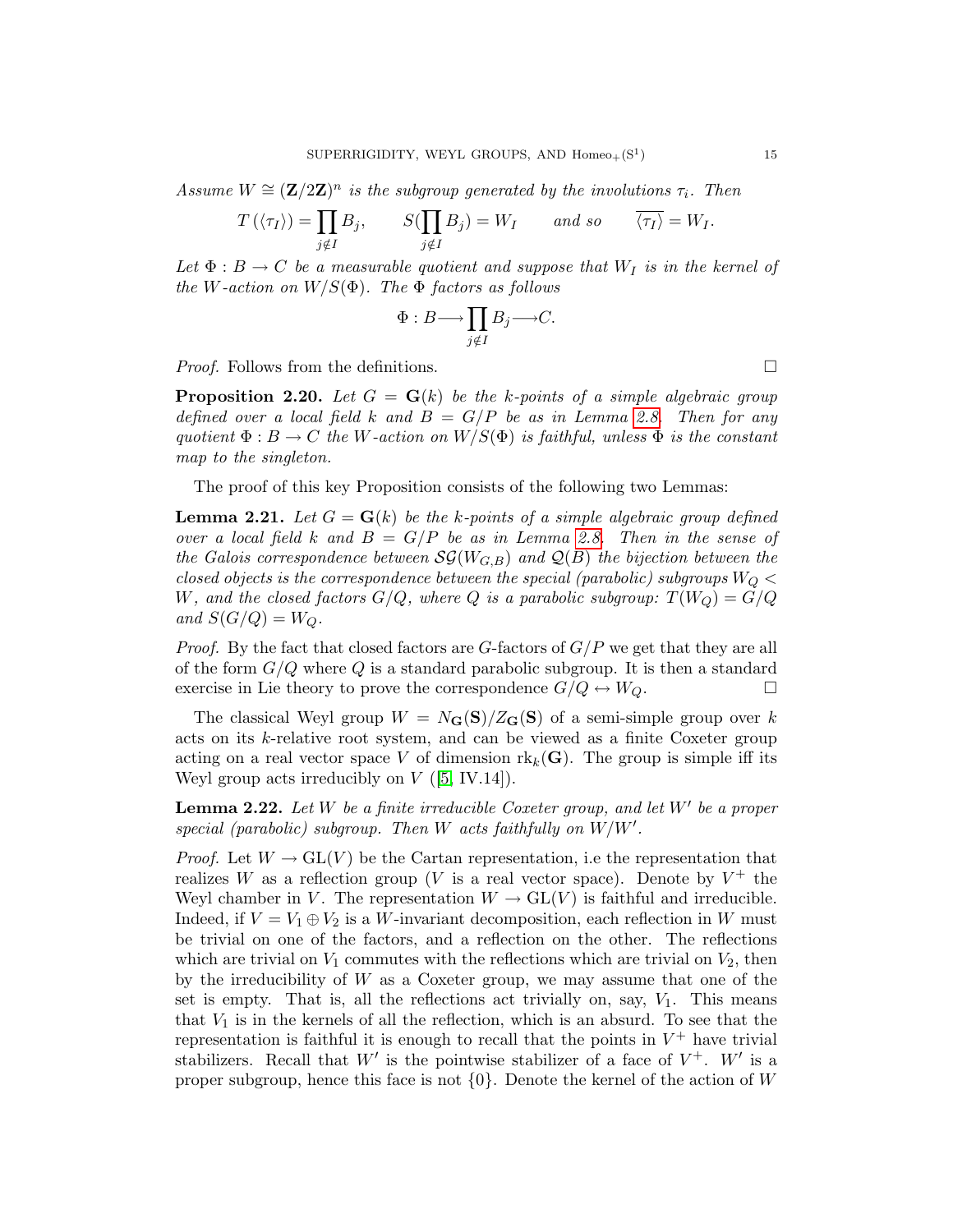*Assume $W \cong (\mathbf{Z}/2\mathbf{Z})^n$ is the subgroup generated by the involutions $\tau_i$. Then*

$$T(\langle \tau_I \rangle) = \prod_{j \notin I} B_j, \qquad S(\prod_{j \notin I} B_j) = W_I \qquad \text{and so} \qquad \overline{\langle \tau_I \rangle} = W_I.$$

*Let $\Phi : B \to C$ be a measurable quotient and suppose that $W_I$ is in the kernel of the $W$-action on $W/S(\Phi)$. The $\Phi$ factors as follows*

$$\Phi : B \longrightarrow \prod_{j \notin I} B_j \longrightarrow C.$$

*Proof.* Follows from the definitions. □

**Proposition 2.20.** *Let $G = \mathbf{G}(k)$ be the $k$-points of a simple algebraic group defined over a local field $k$ and $B = G/P$ be as in Lemma 2.8. Then for any quotient $\Phi : B \to C$ the $W$-action on $W/S(\Phi)$ is faithful, unless $\Phi$ is the constant map to the singleton.*

The proof of this key Proposition consists of the following two Lemmas:

**Lemma 2.21.** *Let $G = \mathbf{G}(k)$ be the $k$-points of a simple algebraic group defined over a local field $k$ and $B = G/P$ be as in Lemma 2.8. Then in the sense of the Galois correspondence between $\mathcal{SG}(W_{G,B})$ and $\mathcal{Q}(B)$ the bijection between the closed objects is the correspondence between the special (parabolic) subgroups $W_Q < W$, and the closed factors $G/Q$, where $Q$ is a parabolic subgroup: $T(W_Q) = G/Q$ and $S(G/Q) = W_Q$.*

*Proof.* By the fact that closed factors are $G$-factors of $G/P$ we get that they are all of the form $G/Q$ where $Q$ is a standard parabolic subgroup. It is then a standard exercise in Lie theory to prove the correspondence $G/Q \leftrightarrow W_Q$. □

The classical Weyl group $W = N_{\mathbf{G}}(\mathbf{S})/Z_{\mathbf{G}}(\mathbf{S})$ of a semi-simple group over $k$ acts on its $k$-relative root system, and can be viewed as a finite Coxeter group acting on a real vector space $V$ of dimension $\mathrm{rk}_k(\mathbf{G})$. The group is simple iff its Weyl group acts irreducibly on $V$ ([5, IV.14]).

**Lemma 2.22.** *Let $W$ be a finite irreducible Coxeter group, and let $W'$ be a proper special (parabolic) subgroup. Then $W$ acts faithfully on $W/W'$.*

*Proof.* Let $W \to \mathrm{GL}(V)$ be the Cartan representation, i.e the representation that realizes $W$ as a reflection group ($V$ is a real vector space). Denote by $V^+$ the Weyl chamber in $V$. The representation $W \to \mathrm{GL}(V)$ is faithful and irreducible. Indeed, if $V = V_1 \oplus V_2$ is a $W$-invariant decomposition, each reflection in $W$ must be trivial on one of the factors, and a reflection on the other. The reflections which are trivial on $V_1$ commutes with the reflections which are trivial on $V_2$, then by the irreducibility of $W$ as a Coxeter group, we may assume that one of the set is empty. That is, all the reflections act trivially on, say, $V_1$. This means that $V_1$ is in the kernels of all the reflection, which is an absurd. To see that the representation is faithful it is enough to recall that the points in $V^+$ have trivial stabilizers. Recall that $W'$ is the pointwise stabilizer of a face of $V^+$. $W'$ is a proper subgroup, hence this face is not $\{0\}$. Denote the kernel of the action of $W$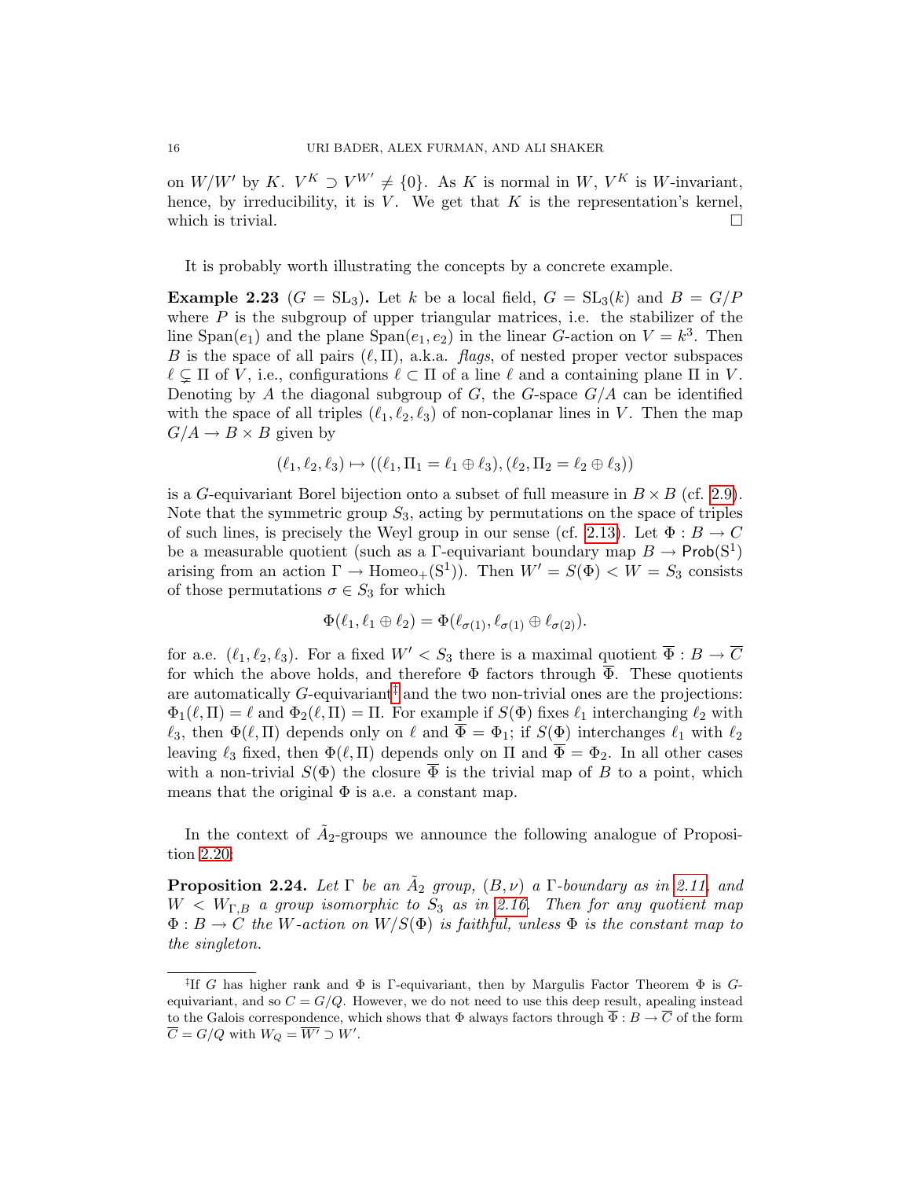on $W/W'$ by $K$. $V^K \supset V^{W'} \neq \{0\}$. As $K$ is normal in $W$, $V^K$ is $W$-invariant, hence, by irreducibility, it is $V$. We get that $K$ is the representation's kernel, which is trivial. □

It is probably worth illustrating the concepts by a concrete example.

**Example 2.23** ($G = \mathrm{SL}_3$)**.** Let $k$ be a local field, $G = \mathrm{SL}_3(k)$ and $B = G/P$ where $P$ is the subgroup of upper triangular matrices, i.e. the stabilizer of the line $\mathrm{Span}(e_1)$ and the plane $\mathrm{Span}(e_1, e_2)$ in the linear $G$-action on $V = k^3$. Then $B$ is the space of all pairs $(\ell, \Pi)$, a.k.a. *flags*, of nested proper vector subspaces $\ell \subsetneq \Pi$ of $V$, i.e., configurations $\ell \subset \Pi$ of a line $\ell$ and a containing plane $\Pi$ in $V$. Denoting by $A$ the diagonal subgroup of $G$, the $G$-space $G/A$ can be identified with the space of all triples $(\ell_1, \ell_2, \ell_3)$ of non-coplanar lines in $V$. Then the map $G/A \to B \times B$ given by

$$(\ell_1, \ell_2, \ell_3) \mapsto ((\ell_1, \Pi_1 = \ell_1 \oplus \ell_3), (\ell_2, \Pi_2 = \ell_2 \oplus \ell_3))$$

is a $G$-equivariant Borel bijection onto a subset of full measure in $B \times B$ (cf. 2.9). Note that the symmetric group $S_3$, acting by permutations on the space of triples of such lines, is precisely the Weyl group in our sense (cf. 2.13). Let $\Phi : B \to C$ be a measurable quotient (such as a $\Gamma$-equivariant boundary map $B \to \mathsf{Prob}(\mathrm{S}^1)$ arising from an action $\Gamma \to \mathrm{Homeo}_+(\mathrm{S}^1)$). Then $W' = S(\Phi) < W = S_3$ consists of those permutations $\sigma \in S_3$ for which

$$\Phi(\ell_1, \ell_1 \oplus \ell_2) = \Phi(\ell_{\sigma(1)}, \ell_{\sigma(1)} \oplus \ell_{\sigma(2)}).$$

for a.e. $(\ell_1, \ell_2, \ell_3)$. For a fixed $W' < S_3$ there is a maximal quotient $\overline{\Phi} : B \to \overline{C}$ for which the above holds, and therefore $\Phi$ factors through $\overline{\Phi}$. These quotients are automatically $G$-equivariant[‡] and the two non-trivial ones are the projections: $\Phi_1(\ell, \Pi) = \ell$ and $\Phi_2(\ell, \Pi) = \Pi$. For example if $S(\Phi)$ fixes $\ell_1$ interchanging $\ell_2$ with $\ell_3$, then $\Phi(\ell, \Pi)$ depends only on $\ell$ and $\overline{\Phi} = \Phi_1$; if $S(\Phi)$ interchanges $\ell_1$ with $\ell_2$ leaving $\ell_3$ fixed, then $\Phi(\ell, \Pi)$ depends only on $\Pi$ and $\overline{\Phi} = \Phi_2$. In all other cases with a non-trivial $S(\Phi)$ the closure $\overline{\Phi}$ is the trivial map of $B$ to a point, which means that the original $\Phi$ is a.e. a constant map.

In the context of $\tilde{A}_2$-groups we announce the following analogue of Proposition 2.20:

**Proposition 2.24.** *Let $\Gamma$ be an $\tilde{A}_2$ group, $(B, \nu)$ a $\Gamma$-boundary as in 2.11, and $W < W_{\Gamma,B}$ a group isomorphic to $S_3$ as in 2.16. Then for any quotient map $\Phi : B \to C$ the $W$-action on $W/S(\Phi)$ is faithful, unless $\Phi$ is the constant map to the singleton.*

---

[‡] If $G$ has higher rank and $\Phi$ is $\Gamma$-equivariant, then by Margulis Factor Theorem $\Phi$ is $G$-equivariant, and so $C = G/Q$. However, we do not need to use this deep result, apealing instead to the Galois correspondence, which shows that $\Phi$ always factors through $\overline{\Phi} : B \to \overline{C}$ of the form $\overline{C} = G/Q$ with $W_Q = \overline{W'} \supset W'$.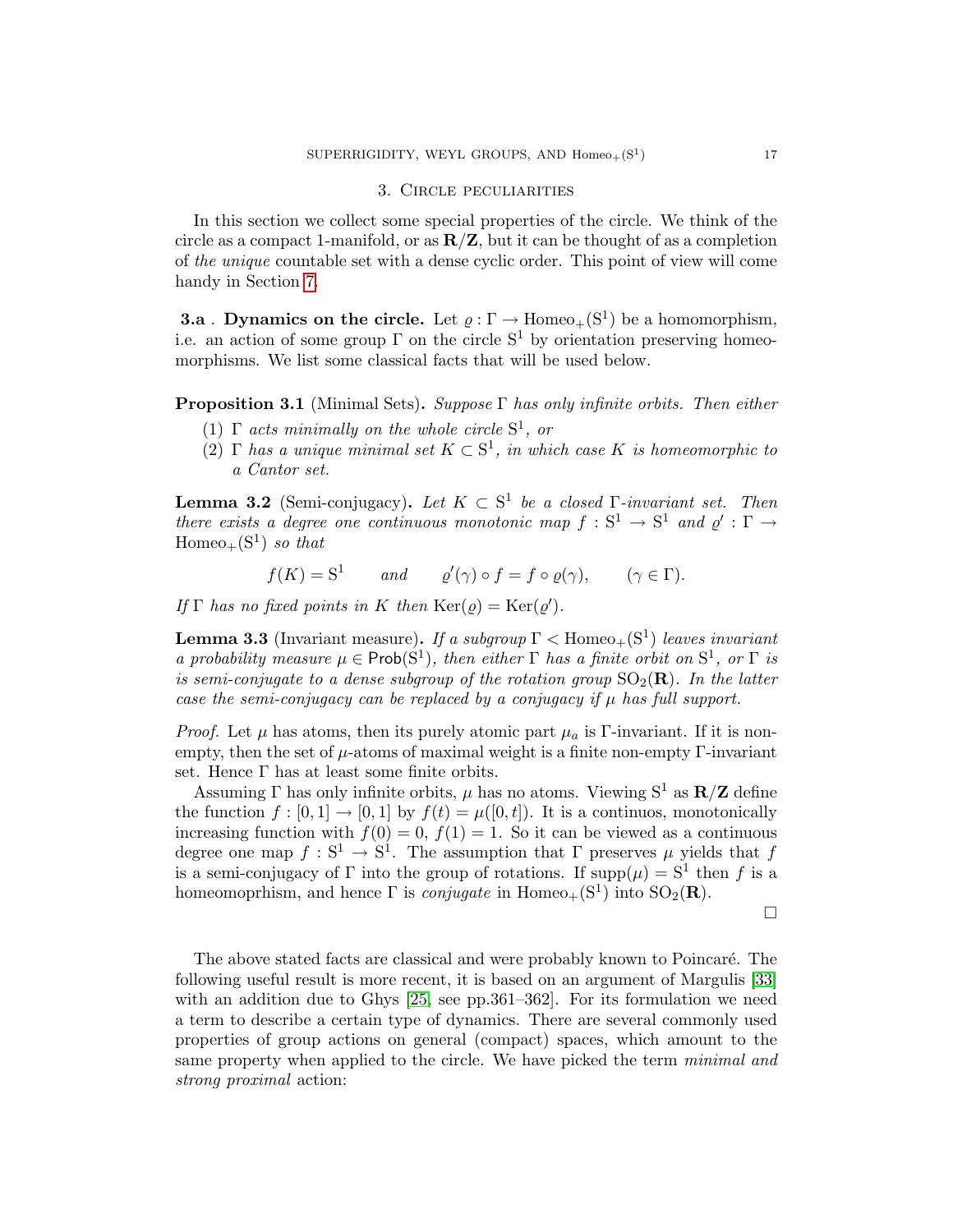## 3. Circle peculiarities

In this section we collect some special properties of the circle. We think of the circle as a compact 1-manifold, or as $\mathbf{R}/\mathbf{Z}$, but it can be thought of as a completion of *the unique* countable set with a dense cyclic order. This point of view will come handy in Section 7.

**3.a . Dynamics on the circle.** Let $\varrho : \Gamma \to \mathrm{Homeo}_+(\mathrm{S}^1)$ be a homomorphism, i.e. an action of some group $\Gamma$ on the circle $\mathrm{S}^1$ by orientation preserving homeomorphisms. We list some classical facts that will be used below.

**Proposition 3.1** (Minimal Sets)**.** *Suppose $\Gamma$ has only infinite orbits. Then either*

1. *$\Gamma$ acts minimally on the whole circle $\mathrm{S}^1$, or*
2. *$\Gamma$ has a unique minimal set $K \subset \mathrm{S}^1$, in which case $K$ is homeomorphic to a Cantor set.*

**Lemma 3.2** (Semi-conjugacy)**.** *Let $K \subset \mathrm{S}^1$ be a closed $\Gamma$-invariant set. Then there exists a degree one continuous monotonic map $f : \mathrm{S}^1 \to \mathrm{S}^1$ and $\varrho' : \Gamma \to \mathrm{Homeo}_+(\mathrm{S}^1)$ so that*

$$f(K) = \mathrm{S}^1 \qquad and \qquad \varrho'(\gamma) \circ f = f \circ \varrho(\gamma), \qquad (\gamma \in \Gamma).$$

*If $\Gamma$ has no fixed points in $K$ then $\mathrm{Ker}(\varrho) = \mathrm{Ker}(\varrho')$.*

**Lemma 3.3** (Invariant measure)**.** *If a subgroup $\Gamma < \mathrm{Homeo}_+(\mathrm{S}^1)$ leaves invariant a probability measure $\mu \in \mathsf{Prob}(\mathrm{S}^1)$, then either $\Gamma$ has a finite orbit on $\mathrm{S}^1$, or $\Gamma$ is is semi-conjugate to a dense subgroup of the rotation group $\mathrm{SO}_2(\mathbf{R})$. In the latter case the semi-conjugacy can be replaced by a conjugacy if $\mu$ has full support.*

*Proof.* Let $\mu$ has atoms, then its purely atomic part $\mu_a$ is $\Gamma$-invariant. If it is non-empty, then the set of $\mu$-atoms of maximal weight is a finite non-empty $\Gamma$-invariant set. Hence $\Gamma$ has at least some finite orbits.

Assuming $\Gamma$ has only infinite orbits, $\mu$ has no atoms. Viewing $\mathrm{S}^1$ as $\mathbf{R}/\mathbf{Z}$ define the function $f : [0,1] \to [0,1]$ by $f(t) = \mu([0,t])$. It is a continuos, monotonically increasing function with $f(0) = 0$, $f(1) = 1$. So it can be viewed as a continuous degree one map $f : \mathrm{S}^1 \to \mathrm{S}^1$. The assumption that $\Gamma$ preserves $\mu$ yields that $f$ is a semi-conjugacy of $\Gamma$ into the group of rotations. If $\mathrm{supp}(\mu) = \mathrm{S}^1$ then $f$ is a homeomoprhism, and hence $\Gamma$ is *conjugate* in $\mathrm{Homeo}_+(\mathrm{S}^1)$ into $\mathrm{SO}_2(\mathbf{R})$. $\square$

The above stated facts are classical and were probably known to Poincaré. The following useful result is more recent, it is based on an argument of Margulis [33] with an addition due to Ghys [25, see pp.361–362]. For its formulation we need a term to describe a certain type of dynamics. There are several commonly used properties of group actions on general (compact) spaces, which amount to the same property when applied to the circle. We have picked the term *minimal and strong proximal* action: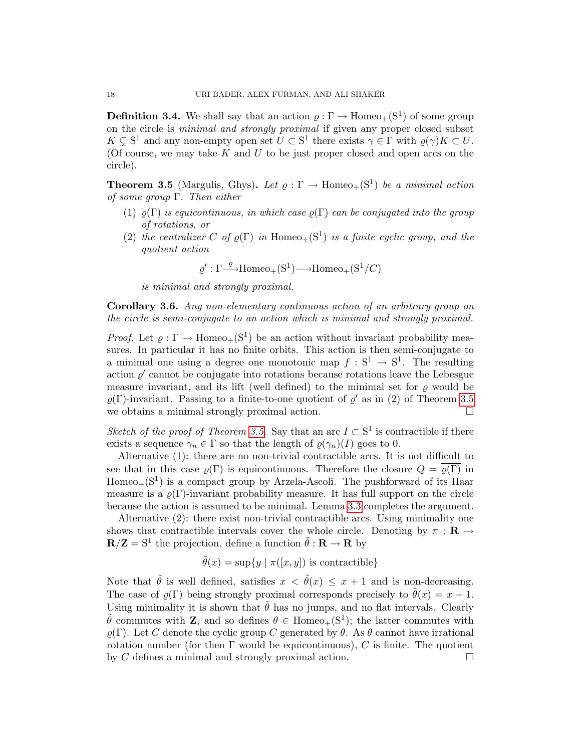**Definition 3.4.** We shall say that an action $\varrho : \Gamma \to \mathrm{Homeo}_+(\mathrm{S}^1)$ of some group on the circle is *minimal and strongly proximal* if given any proper closed subset $K \subsetneq \mathrm{S}^1$ and any non-empty open set $U \subset \mathrm{S}^1$ there exists $\gamma \in \Gamma$ with $\varrho(\gamma)K \subset U$. (Of course, we may take $K$ and $U$ to be just proper closed and open arcs on the circle).

**Theorem 3.5** (Margulis, Ghys)**.** *Let $\varrho : \Gamma \to \mathrm{Homeo}_+(\mathrm{S}^1)$ be a minimal action of some group $\Gamma$. Then either*

1. *$\varrho(\Gamma)$ is equicontinuous, in which case $\varrho(\Gamma)$ can be conjugated into the group of rotations, or*
2. *the centralizer $C$ of $\varrho(\Gamma)$ in $\mathrm{Homeo}_+(\mathrm{S}^1)$ is a finite cyclic group, and the quotient action*
$$\varrho' : \Gamma \xrightarrow{\varrho} \mathrm{Homeo}_+(\mathrm{S}^1) \longrightarrow \mathrm{Homeo}_+(\mathrm{S}^1/C)$$
*is minimal and strongly proximal.*

**Corollary 3.6.** *Any non-elementary continuous action of an arbitrary group on the circle is semi-conjugate to an action which is minimal and strongly proximal.*

*Proof.* Let $\varrho : \Gamma \to \mathrm{Homeo}_+(\mathrm{S}^1)$ be an action without invariant probability measures. In particular it has no finite orbits. This action is then semi-conjugate to a minimal one using a degree one monotonic map $f : \mathrm{S}^1 \to \mathrm{S}^1$. The resulting action $\varrho'$ cannot be conjugate into rotations because rotations leave the Lebesgue measure invariant, and its lift (well defined) to the minimal set for $\varrho$ would be $\varrho(\Gamma)$-invariant. Passing to a finite-to-one quotient of $\varrho'$ as in (2) of Theorem 3.5 we obtains a minimal strongly proximal action. □

*Sketch of the proof of Theorem 3.5.* Say that an arc $I \subset \mathrm{S}^1$ is contractible if there exists a sequence $\gamma_n \in \Gamma$ so that the length of $\varrho(\gamma_n)(I)$ goes to 0.

Alternative (1): there are no non-trivial contractible arcs. It is not difficult to see that in this case $\varrho(\Gamma)$ is equicontinuous. Therefore the closure $Q = \overline{\varrho(\Gamma)}$ in $\mathrm{Homeo}_+(\mathrm{S}^1)$ is a compact group by Arzela-Ascoli. The pushforward of its Haar measure is a $\varrho(\Gamma)$-invariant probability measure. It has full support on the circle because the action is assumed to be minimal. Lemma 3.3 completes the argument.

Alternative (2): there exist non-trivial contractible arcs. Using minimality one shows that contractible intervals cover the whole circle. Denoting by $\pi : \mathbf{R} \to \mathbf{R}/\mathbf{Z} = \mathrm{S}^1$ the projection, define a function $\tilde{\theta} : \mathbf{R} \to \mathbf{R}$ by

$$\tilde{\theta}(x) = \sup\{y \mid \pi([x, y]) \text{ is contractible}\}$$

Note that $\tilde{\theta}$ is well defined, satisfies $x < \tilde{\theta}(x) \leq x + 1$ and is non-decreasing. The case of $\varrho(\Gamma)$ being strongly proximal corresponds precisely to $\tilde{\theta}(x) = x + 1$. Using minimality it is shown that $\tilde{\theta}$ has no jumps, and no flat intervals. Clearly $\tilde{\theta}$ commutes with $\mathbf{Z}$, and so defines $\theta \in \mathrm{Homeo}_+(\mathrm{S}^1)$; the latter commutes with $\varrho(\Gamma)$. Let $C$ denote the cyclic group $C$ generated by $\theta$. As $\theta$ cannot have irrational rotation number (for then $\Gamma$ would be equicontinuous), $C$ is finite. The quotient by $C$ defines a minimal and strongly proximal action. □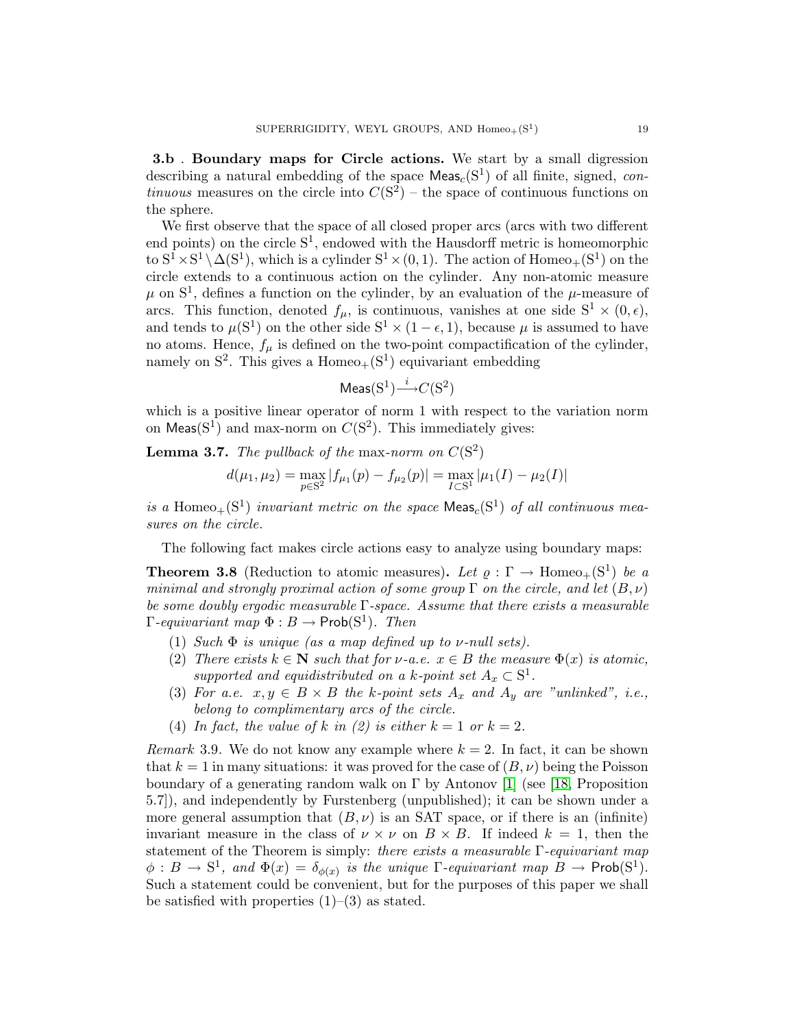**3.b . Boundary maps for Circle actions.** We start by a small digression describing a natural embedding of the space $\mathsf{Meas}_c(\mathrm{S}^1)$ of all finite, signed, *continuous* measures on the circle into $C(\mathrm{S}^2)$ – the space of continuous functions on the sphere.

We first observe that the space of all closed proper arcs (arcs with two different end points) on the circle $\mathrm{S}^1$, endowed with the Hausdorff metric is homeomorphic to $\mathrm{S}^1 \times \mathrm{S}^1 \setminus \Delta(\mathrm{S}^1)$, which is a cylinder $\mathrm{S}^1 \times (0,1)$. The action of $\mathrm{Homeo}_+(\mathrm{S}^1)$ on the circle extends to a continuous action on the cylinder. Any non-atomic measure $\mu$ on $\mathrm{S}^1$, defines a function on the cylinder, by an evaluation of the $\mu$-measure of arcs. This function, denoted $f_\mu$, is continuous, vanishes at one side $\mathrm{S}^1 \times (0,\epsilon)$, and tends to $\mu(\mathrm{S}^1)$ on the other side $\mathrm{S}^1 \times (1-\epsilon,1)$, because $\mu$ is assumed to have no atoms. Hence, $f_\mu$ is defined on the two-point compactification of the cylinder, namely on $\mathrm{S}^2$. This gives a $\mathrm{Homeo}_+(\mathrm{S}^1)$ equivariant embedding

$$\mathsf{Meas}(\mathrm{S}^1) \xrightarrow{i} C(\mathrm{S}^2)$$

which is a positive linear operator of norm 1 with respect to the variation norm on $\mathsf{Meas}(\mathrm{S}^1)$ and max-norm on $C(\mathrm{S}^2)$. This immediately gives:

**Lemma 3.7.** *The pullback of the* max*-norm on* $C(\mathrm{S}^2)$

$$d(\mu_1,\mu_2) = \max_{p\in \mathrm{S}^2} |f_{\mu_1}(p) - f_{\mu_2}(p)| = \max_{I\subset \mathrm{S}^1} |\mu_1(I) - \mu_2(I)|$$

*is a* $\mathrm{Homeo}_+(\mathrm{S}^1)$ *invariant metric on the space* $\mathsf{Meas}_c(\mathrm{S}^1)$ *of all continuous measures on the circle.*

The following fact makes circle actions easy to analyze using boundary maps:

**Theorem 3.8** (Reduction to atomic measures)**.** *Let* $\varrho : \Gamma \to \mathrm{Homeo}_+(\mathrm{S}^1)$ *be a minimal and strongly proximal action of some group* $\Gamma$ *on the circle, and let* $(B,\nu)$ *be some doubly ergodic measurable* $\Gamma$*-space. Assume that there exists a measurable* $\Gamma$*-equivariant map* $\Phi : B \to \mathsf{Prob}(\mathrm{S}^1)$*. Then*

1. *Such* $\Phi$ *is unique (as a map defined up to* $\nu$*-null sets).*
2. *There exists* $k \in \mathbf{N}$ *such that for* $\nu$*-a.e.* $x \in B$ *the measure* $\Phi(x)$ *is atomic, supported and equidistributed on a* $k$*-point set* $A_x \subset \mathrm{S}^1$*.*
3. *For a.e.* $x, y \in B \times B$ *the* $k$*-point sets* $A_x$ *and* $A_y$ *are "unlinked", i.e., belong to complimentary arcs of the circle.*
4. *In fact, the value of* $k$ *in (2) is either* $k = 1$ *or* $k = 2$*.*

*Remark* 3.9. We do not know any example where $k = 2$. In fact, it can be shown that $k = 1$ in many situations: it was proved for the case of $(B,\nu)$ being the Poisson boundary of a generating random walk on $\Gamma$ by Antonov [1] (see [18, Proposition 5.7]), and independently by Furstenberg (unpublished); it can be shown under a more general assumption that $(B,\nu)$ is an SAT space, or if there is an (infinite) invariant measure in the class of $\nu \times \nu$ on $B \times B$. If indeed $k = 1$, then the statement of the Theorem is simply: *there exists a measurable* $\Gamma$*-equivariant map* $\phi : B \to \mathrm{S}^1$*, and* $\Phi(x) = \delta_{\phi(x)}$ *is the unique* $\Gamma$*-equivariant map* $B \to \mathsf{Prob}(\mathrm{S}^1)$*.* Such a statement could be convenient, but for the purposes of this paper we shall be satisfied with properties (1)–(3) as stated.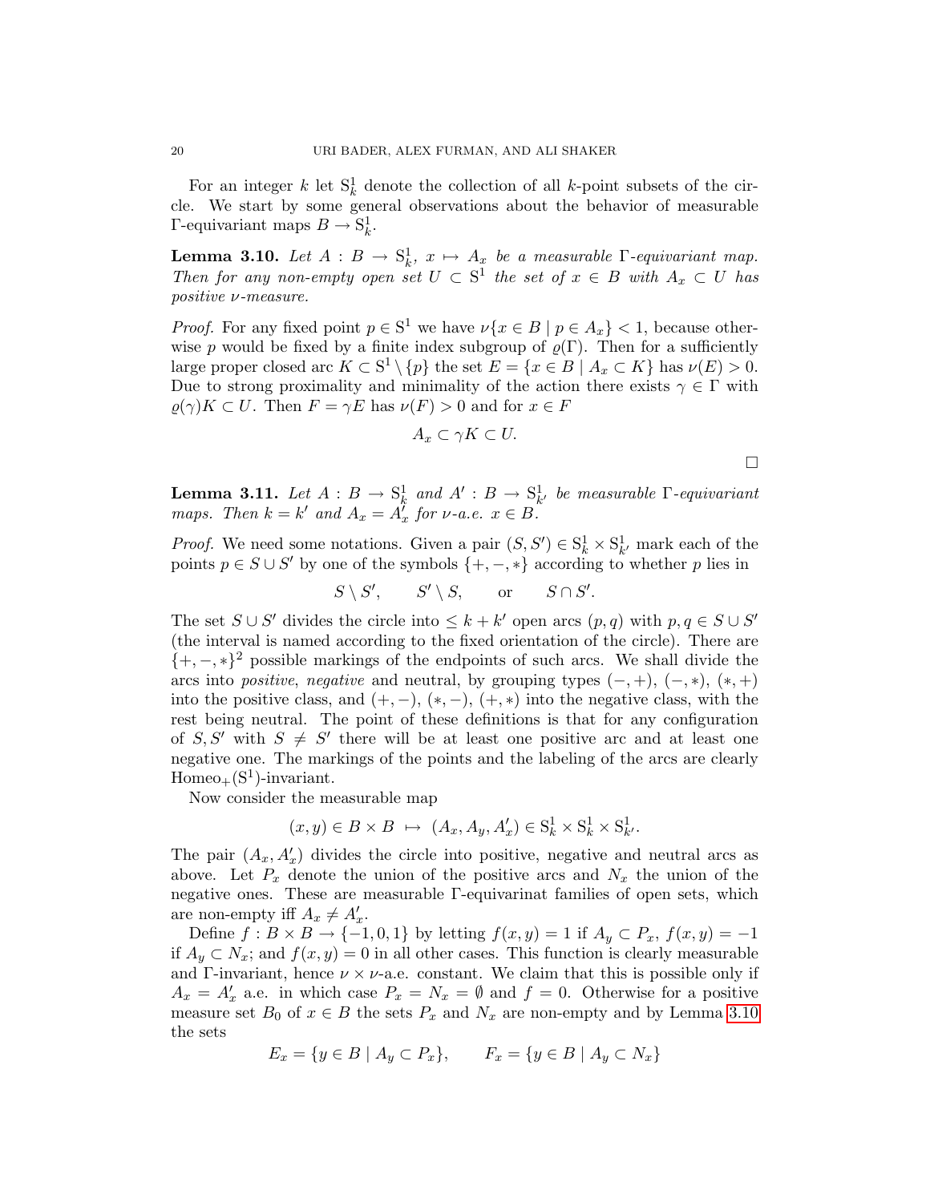For an integer $k$ let $\mathrm{S}^1_k$ denote the collection of all $k$-point subsets of the circle. We start by some general observations about the behavior of measurable $\Gamma$-equivariant maps $B \to \mathrm{S}^1_k$.

**Lemma 3.10.** *Let $A : B \to \mathrm{S}^1_k$, $x \mapsto A_x$ be a measurable $\Gamma$-equivariant map. Then for any non-empty open set $U \subset \mathrm{S}^1$ the set of $x \in B$ with $A_x \subset U$ has positive $\nu$-measure.*

*Proof.* For any fixed point $p \in \mathrm{S}^1$ we have $\nu\{x \in B \mid p \in A_x\} < 1$, because otherwise $p$ would be fixed by a finite index subgroup of $\varrho(\Gamma)$. Then for a sufficiently large proper closed arc $K \subset \mathrm{S}^1 \setminus \{p\}$ the set $E = \{x \in B \mid A_x \subset K\}$ has $\nu(E) > 0$. Due to strong proximality and minimality of the action there exists $\gamma \in \Gamma$ with $\varrho(\gamma)K \subset U$. Then $F = \gamma E$ has $\nu(F) > 0$ and for $x \in F$

$$A_x \subset \gamma K \subset U.$$

$\square$

**Lemma 3.11.** *Let $A : B \to \mathrm{S}^1_k$ and $A' : B \to \mathrm{S}^1_{k'}$ be measurable $\Gamma$-equivariant maps. Then $k = k'$ and $A_x = A'_x$ for $\nu$-a.e. $x \in B$.*

*Proof.* We need some notations. Given a pair $(S, S') \in \mathrm{S}^1_k \times \mathrm{S}^1_{k'}$ mark each of the points $p \in S \cup S'$ by one of the symbols $\{+, -, *\}$ according to whether $p$ lies in

$$S \setminus S', \qquad S' \setminus S, \qquad \text{or} \qquad S \cap S'.$$

The set $S \cup S'$ divides the circle into $\leq k + k'$ open arcs $(p, q)$ with $p, q \in S \cup S'$ (the interval is named according to the fixed orientation of the circle). There are $\{+, -, *\}^2$ possible markings of the endpoints of such arcs. We shall divide the arcs into *positive*, *negative* and neutral, by grouping types $(-, +)$, $(-, *)$, $(*, +)$ into the positive class, and $(+, -)$, $(*, -)$, $(+, *)$ into the negative class, with the rest being neutral. The point of these definitions is that for any configuration of $S, S'$ with $S \neq S'$ there will be at least one positive arc and at least one negative one. The markings of the points and the labeling of the arcs are clearly $\mathrm{Homeo}_+(\mathrm{S}^1)$-invariant.

Now consider the measurable map

$$(x, y) \in B \times B \ \mapsto \ (A_x, A_y, A'_x) \in \mathrm{S}^1_k \times \mathrm{S}^1_k \times \mathrm{S}^1_{k'}.$$

The pair $(A_x, A'_x)$ divides the circle into positive, negative and neutral arcs as above. Let $P_x$ denote the union of the positive arcs and $N_x$ the union of the negative ones. These are measurable $\Gamma$-equivarinat families of open sets, which are non-empty iff $A_x \neq A'_x$.

Define $f : B \times B \to \{-1, 0, 1\}$ by letting $f(x, y) = 1$ if $A_y \subset P_x$, $f(x, y) = -1$ if $A_y \subset N_x$; and $f(x, y) = 0$ in all other cases. This function is clearly measurable and $\Gamma$-invariant, hence $\nu \times \nu$-a.e. constant. We claim that this is possible only if $A_x = A'_x$ a.e. in which case $P_x = N_x = \emptyset$ and $f = 0$. Otherwise for a positive measure set $B_0$ of $x \in B$ the sets $P_x$ and $N_x$ are non-empty and by Lemma 3.10 the sets

$$E_x = \{y \in B \mid A_y \subset P_x\}, \qquad F_x = \{y \in B \mid A_y \subset N_x\}$$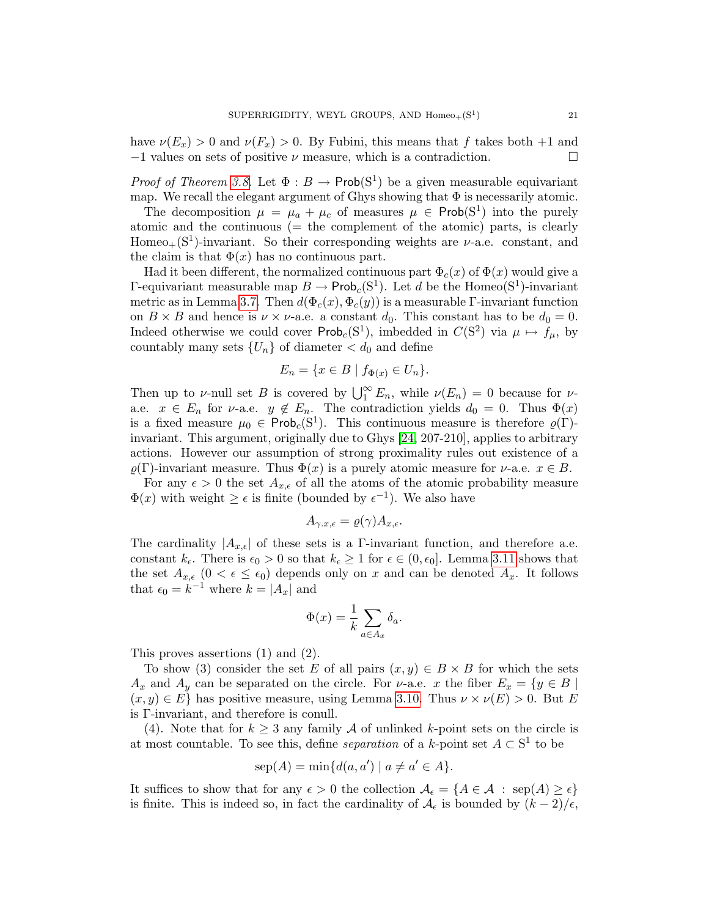have $\nu(E_x) > 0$ and $\nu(F_x) > 0$. By Fubini, this means that $f$ takes both $+1$ and $-1$ values on sets of positive $\nu$ measure, which is a contradiction. □

*Proof of Theorem 3.8.* Let $\Phi : B \to \mathsf{Prob}(\mathrm{S}^1)$ be a given measurable equivariant map. We recall the elegant argument of Ghys showing that $\Phi$ is necessarily atomic.

The decomposition $\mu = \mu_a + \mu_c$ of measures $\mu \in \mathsf{Prob}(\mathrm{S}^1)$ into the purely atomic and the continuous (= the complement of the atomic) parts, is clearly $\mathrm{Homeo}_+(\mathrm{S}^1)$-invariant. So their corresponding weights are $\nu$-a.e. constant, and the claim is that $\Phi(x)$ has no continuous part.

Had it been different, the normalized continuous part $\Phi_c(x)$ of $\Phi(x)$ would give a $\Gamma$-equivariant measurable map $B \to \mathsf{Prob}_c(\mathrm{S}^1)$. Let $d$ be the $\mathrm{Homeo}(\mathrm{S}^1)$-invariant metric as in Lemma 3.7. Then $d(\Phi_c(x), \Phi_c(y))$ is a measurable $\Gamma$-invariant function on $B \times B$ and hence is $\nu \times \nu$-a.e. a constant $d_0$. This constant has to be $d_0 = 0$. Indeed otherwise we could cover $\mathsf{Prob}_c(\mathrm{S}^1)$, imbedded in $C(\mathrm{S}^2)$ via $\mu \mapsto f_\mu$, by countably many sets $\{U_n\}$ of diameter $< d_0$ and define

$$E_n = \{x \in B \mid f_{\Phi(x)} \in U_n\}.$$

Then up to $\nu$-null set $B$ is covered by $\bigcup_1^\infty E_n$, while $\nu(E_n) = 0$ because for $\nu$-a.e. $x \in E_n$ for $\nu$-a.e. $y \notin E_n$. The contradiction yields $d_0 = 0$. Thus $\Phi(x)$ is a fixed measure $\mu_0 \in \mathsf{Prob}_c(\mathrm{S}^1)$. This continuous measure is therefore $\varrho(\Gamma)$-invariant. This argument, originally due to Ghys [24, 207-210], applies to arbitrary actions. However our assumption of strong proximality rules out existence of a $\varrho(\Gamma)$-invariant measure. Thus $\Phi(x)$ is a purely atomic measure for $\nu$-a.e. $x \in B$.

For any $\epsilon > 0$ the set $A_{x,\epsilon}$ of all the atoms of the atomic probability measure $\Phi(x)$ with weight $\geq \epsilon$ is finite (bounded by $\epsilon^{-1}$). We also have

$$A_{\gamma.x,\epsilon} = \varrho(\gamma) A_{x,\epsilon}.$$

The cardinality $|A_{x,\epsilon}|$ of these sets is a $\Gamma$-invariant function, and therefore a.e. constant $k_\epsilon$. There is $\epsilon_0 > 0$ so that $k_\epsilon \geq 1$ for $\epsilon \in (0, \epsilon_0]$. Lemma 3.11 shows that the set $A_{x,\epsilon}$ $(0 < \epsilon \leq \epsilon_0)$ depends only on $x$ and can be denoted $A_x$. It follows that $\epsilon_0 = k^{-1}$ where $k = |A_x|$ and

$$\Phi(x) = \frac{1}{k} \sum_{a \in A_x} \delta_a.$$

This proves assertions (1) and (2).

To show (3) consider the set $E$ of all pairs $(x, y) \in B \times B$ for which the sets $A_x$ and $A_y$ can be separated on the circle. For $\nu$-a.e. $x$ the fiber $E_x = \{y \in B \mid (x, y) \in E\}$ has positive measure, using Lemma 3.10. Thus $\nu \times \nu(E) > 0$. But $E$ is $\Gamma$-invariant, and therefore is conull.

(4). Note that for $k \geq 3$ any family $\mathcal{A}$ of unlinked $k$-point sets on the circle is at most countable. To see this, define *separation* of a $k$-point set $A \subset \mathrm{S}^1$ to be

$$\mathrm{sep}(A) = \min\{d(a, a') \mid a \neq a' \in A\}.$$

It suffices to show that for any $\epsilon > 0$ the collection $\mathcal{A}_\epsilon = \{A \in \mathcal{A} \,:\, \mathrm{sep}(A) \geq \epsilon\}$ is finite. This is indeed so, in fact the cardinality of $\mathcal{A}_\epsilon$ is bounded by $(k-2)/\epsilon$,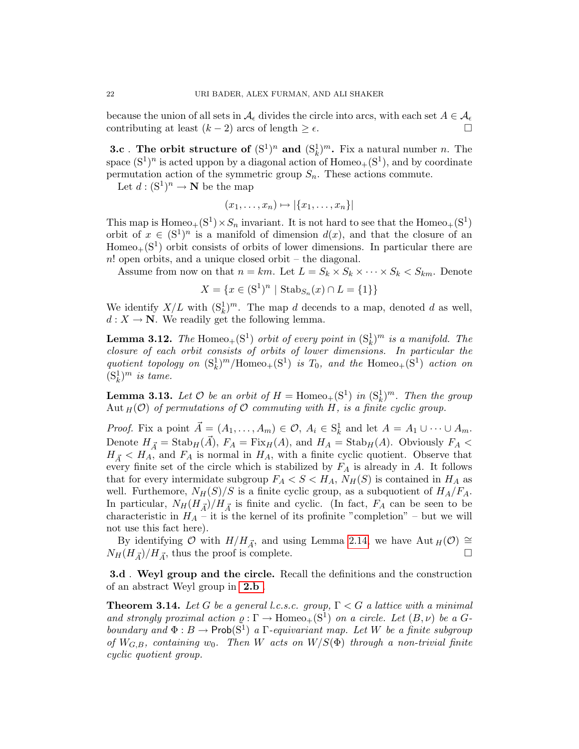because the union of all sets in $\mathcal{A}_\epsilon$ divides the circle into arcs, with each set $A \in \mathcal{A}_\epsilon$ contributing at least $(k-2)$ arcs of length $\geq \epsilon$. □

**3.c . The orbit structure of $(\mathrm{S}^1)^n$ and $(\mathrm{S}^1_k)^m$.** Fix a natural number $n$. The space $(\mathrm{S}^1)^n$ is acted uppon by a diagonal action of $\mathrm{Homeo}_+(\mathrm{S}^1)$, and by coordinate permutation action of the symmetric group $S_n$. These actions commute.

Let $d : (\mathrm{S}^1)^n \to \mathbf{N}$ be the map

$$(x_1, \dots, x_n) \mapsto |\{x_1, \dots, x_n\}|$$

This map is $\mathrm{Homeo}_+(\mathrm{S}^1) \times S_n$ invariant. It is not hard to see that the $\mathrm{Homeo}_+(\mathrm{S}^1)$ orbit of $x \in (\mathrm{S}^1)^n$ is a manifold of dimension $d(x)$, and that the closure of an $\mathrm{Homeo}_+(\mathrm{S}^1)$ orbit consists of orbits of lower dimensions. In particular there are $n!$ open orbits, and a unique closed orbit – the diagonal.

Assume from now on that $n = km$. Let $L = S_k \times S_k \times \cdots \times S_k < S_{km}$. Denote

$$X = \{x \in (\mathrm{S}^1)^n \mid \mathrm{Stab}_{S_n}(x) \cap L = \{1\}\}$$

We identify $X/L$ with $(\mathrm{S}^1_k)^m$. The map $d$ decends to a map, denoted $d$ as well, $d : X \to \mathbf{N}$. We readily get the following lemma.

**Lemma 3.12.** *The $\mathrm{Homeo}_+(\mathrm{S}^1)$ orbit of every point in $(\mathrm{S}^1_k)^m$ is a manifold. The closure of each orbit consists of orbits of lower dimensions. In particular the quotient topology on $(\mathrm{S}^1_k)^m/\mathrm{Homeo}_+(\mathrm{S}^1)$ is $T_0$, and the $\mathrm{Homeo}_+(\mathrm{S}^1)$ action on $(\mathrm{S}^1_k)^m$ is tame.*

**Lemma 3.13.** *Let $\mathcal{O}$ be an orbit of $H = \mathrm{Homeo}_+(\mathrm{S}^1)$ in $(\mathrm{S}^1_k)^m$. Then the group $\mathrm{Aut}_H(\mathcal{O})$ of permutations of $\mathcal{O}$ commuting with $H$, is a finite cyclic group.*

*Proof.* Fix a point $\vec{A} = (A_1, \dots, A_m) \in \mathcal{O}$, $A_i \in \mathrm{S}^1_k$ and let $A = A_1 \cup \cdots \cup A_m$. Denote $H_{\vec{A}} = \mathrm{Stab}_H(\vec{A})$, $F_A = \mathrm{Fix}_H(A)$, and $H_A = \mathrm{Stab}_H(A)$. Obviously $F_A < H_{\vec{A}} < H_A$, and $F_A$ is normal in $H_A$, with a finite cyclic quotient. Observe that every finite set of the circle which is stabilized by $F_A$ is already in $A$. It follows that for every intermidate subgroup $F_A < S < H_A$, $N_H(S)$ is contained in $H_A$ as well. Furthemore, $N_H(S)/S$ is a finite cyclic group, as a subquotient of $H_A/F_A$. In particular, $N_H(H_{\vec{A}})/H_{\vec{A}}$ is finite and cyclic. (In fact, $F_A$ can be seen to be characteristic in $H_A$ – it is the kernel of its profinite "completion" – but we will not use this fact here).

By identifying $\mathcal{O}$ with $H/H_{\vec{A}}$, and using Lemma 2.14, we have $\mathrm{Aut}_H(\mathcal{O}) \cong N_H(H_{\vec{A}})/H_{\vec{A}}$, thus the proof is complete. □

**3.d . Weyl group and the circle.** Recall the definitions and the construction of an abstract Weyl group in **2.b** .

**Theorem 3.14.** *Let $G$ be a general l.c.s.c. group, $\Gamma < G$ a lattice with a minimal and strongly proximal action $\varrho : \Gamma \to \mathrm{Homeo}_+(\mathrm{S}^1)$ on a circle. Let $(B, \nu)$ be a $G$-boundary and $\Phi : B \to \mathsf{Prob}(\mathrm{S}^1)$ a $\Gamma$-equivariant map. Let $W$ be a finite subgroup of $W_{G,B}$, containing $w_0$. Then $W$ acts on $W/S(\Phi)$ through a non-trivial finite cyclic quotient group.*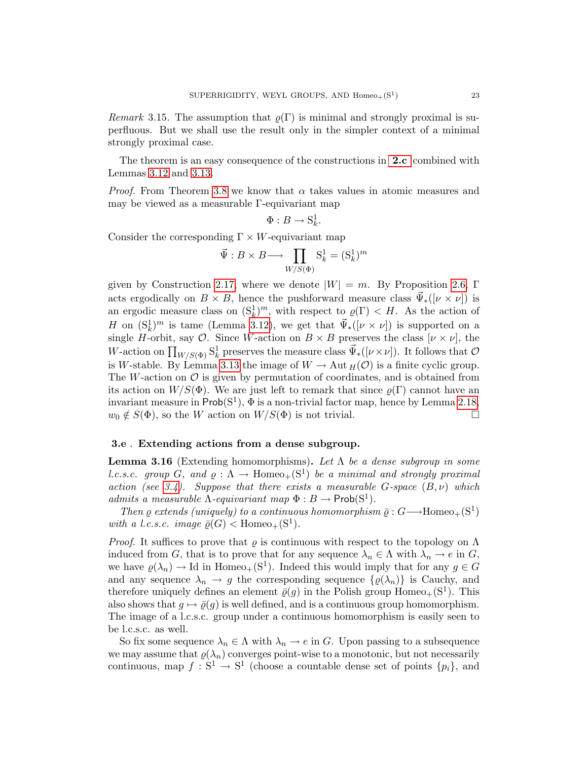*Remark* 3.15. The assumption that $\varrho(\Gamma)$ is minimal and strongly proximal is superfluous. But we shall use the result only in the simpler context of a minimal strongly proximal case.

The theorem is an easy consequence of the constructions in **2.c** combined with Lemmas 3.12 and 3.13.

*Proof.* From Theorem 3.8 we know that $\alpha$ takes values in atomic measures and may be viewed as a measurable $\Gamma$-equivariant map

$$\Phi : B \to \mathrm{S}^1_k.$$

Consider the corresponding $\Gamma \times W$-equivariant map

$$\vec{\Psi} : B \times B \longrightarrow \prod_{W/S(\Phi)} \mathrm{S}^1_k = (\mathrm{S}^1_k)^m$$

given by Construction 2.17, where we denote $|W| = m$. By Proposition 2.6, $\Gamma$ acts ergodically on $B \times B$, hence the pushforward measure class $\vec{\Psi}_*([\nu \times \nu])$ is an ergodic measure class on $(\mathrm{S}^1_k)^m$, with respect to $\varrho(\Gamma) < H$. As the action of $H$ on $(\mathrm{S}^1_k)^m$ is tame (Lemma 3.12), we get that $\vec{\Psi}_*([\nu \times \nu])$ is supported on a single $H$-orbit, say $\mathcal{O}$. Since $W$-action on $B \times B$ preserves the class $[\nu \times \nu]$, the $W$-action on $\prod_{W/S(\Phi)} \mathrm{S}^1_k$ preserves the measure class $\vec{\Psi}_*([\nu\times\nu])$. It follows that $\mathcal{O}$ is $W$-stable. By Lemma 3.13 the image of $W \to \mathrm{Aut}_H(\mathcal{O})$ is a finite cyclic group. The $W$-action on $\mathcal{O}$ is given by permutation of coordinates, and is obtained from its action on $W/S(\Phi)$. We are just left to remark that since $\varrho(\Gamma)$ cannot have an invariant measure in $\mathsf{Prob}(\mathrm{S}^1)$, $\Phi$ is a non-trivial factor map, hence by Lemma 2.18, $w_0 \notin S(\Phi)$, so the $W$ action on $W/S(\Phi)$ is not trivial. $\square$

### 3.e . Extending actions from a dense subgroup.

**Lemma 3.16** (Extending homomorphisms)**.** *Let $\Lambda$ be a dense subgroup in some l.c.s.c. group $G$, and $\varrho : \Lambda \to \mathrm{Homeo}_+(\mathrm{S}^1)$ be a minimal and strongly proximal action (see 3.4). Suppose that there exists a measurable $G$-space $(B, \nu)$ which admits a measurable $\Lambda$-equivariant map $\Phi : B \to \mathsf{Prob}(\mathrm{S}^1)$.*

*Then $\varrho$ extends (uniquely) to a continuous homomorphism $\bar{\varrho} : G \longrightarrow \mathrm{Homeo}_+(\mathrm{S}^1)$ with a l.c.s.c. image $\bar{\varrho}(G) < \mathrm{Homeo}_+(\mathrm{S}^1)$.*

*Proof.* It suffices to prove that $\varrho$ is continuous with respect to the topology on $\Lambda$ induced from $G$, that is to prove that for any sequence $\lambda_n \in \Lambda$ with $\lambda_n \to e$ in $G$, we have $\varrho(\lambda_n) \to \mathrm{Id}$ in $\mathrm{Homeo}_+(\mathrm{S}^1)$. Indeed this would imply that for any $g \in G$ and any sequence $\lambda_n \to g$ the corresponding sequence $\{\varrho(\lambda_n)\}$ is Cauchy, and therefore uniquely defines an element $\bar{\varrho}(g)$ in the Polish group $\mathrm{Homeo}_+(\mathrm{S}^1)$. This also shows that $g \mapsto \bar{\varrho}(g)$ is well defined, and is a continuous group homomorphism. The image of a l.c.s.c. group under a continuous homomorphism is easily seen to be l.c.s.c. as well.

So fix some sequence $\lambda_n \in \Lambda$ with $\lambda_n \to e$ in $G$. Upon passing to a subsequence we may assume that $\varrho(\lambda_n)$ converges point-wise to a monotonic, but not necessarily continuous, map $f : \mathrm{S}^1 \to \mathrm{S}^1$ (choose a countable dense set of points $\{p_i\}$, and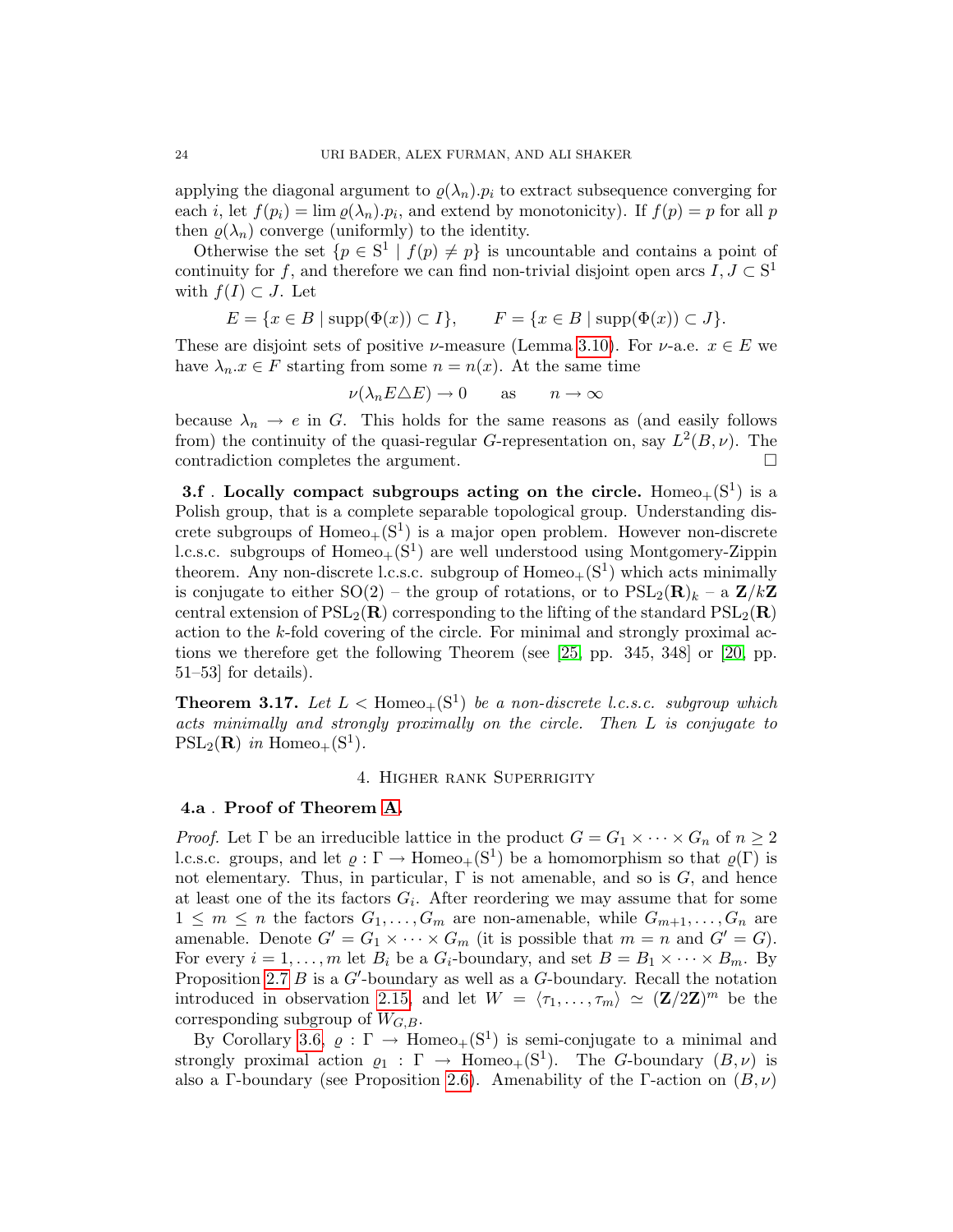applying the diagonal argument to $\varrho(\lambda_n).p_i$ to extract subsequence converging for each $i$, let $f(p_i) = \lim \varrho(\lambda_n).p_i$, and extend by monotonicity). If $f(p) = p$ for all $p$ then $\varrho(\lambda_n)$ converge (uniformly) to the identity.

Otherwise the set $\{p \in \mathrm{S}^1 \mid f(p) \neq p\}$ is uncountable and contains a point of continuity for $f$, and therefore we can find non-trivial disjoint open arcs $I, J \subset \mathrm{S}^1$ with $f(I) \subset J$. Let

$$E = \{x \in B \mid \mathrm{supp}(\Phi(x)) \subset I\}, \qquad F = \{x \in B \mid \mathrm{supp}(\Phi(x)) \subset J\}.$$

These are disjoint sets of positive $\nu$-measure (Lemma 3.10). For $\nu$-a.e. $x \in E$ we have $\lambda_n.x \in F$ starting from some $n = n(x)$. At the same time

$$\nu(\lambda_n E \triangle E) \to 0 \qquad \text{as} \qquad n \to \infty$$

because $\lambda_n \to e$ in $G$. This holds for the same reasons as (and easily follows from) the continuity of the quasi-regular $G$-representation on, say $L^2(B, \nu)$. The contradiction completes the argument. □

**3.f . Locally compact subgroups acting on the circle.** $\mathrm{Homeo}_+(\mathrm{S}^1)$ is a Polish group, that is a complete separable topological group. Understanding discrete subgroups of $\mathrm{Homeo}_+(\mathrm{S}^1)$ is a major open problem. However non-discrete l.c.s.c. subgroups of $\mathrm{Homeo}_+(\mathrm{S}^1)$ are well understood using Montgomery-Zippin theorem. Any non-discrete l.c.s.c. subgroup of $\mathrm{Homeo}_+(\mathrm{S}^1)$ which acts minimally is conjugate to either $\mathrm{SO}(2)$ – the group of rotations, or to $\mathrm{PSL}_2(\mathbf{R})_k$ – a $\mathbf{Z}/k\mathbf{Z}$ central extension of $\mathrm{PSL}_2(\mathbf{R})$ corresponding to the lifting of the standard $\mathrm{PSL}_2(\mathbf{R})$ action to the $k$-fold covering of the circle. For minimal and strongly proximal actions we therefore get the following Theorem (see [25, pp. 345, 348] or [20, pp. 51–53] for details).

**Theorem 3.17.** *Let $L < \mathrm{Homeo}_+(\mathrm{S}^1)$ be a non-discrete l.c.s.c. subgroup which acts minimally and strongly proximally on the circle. Then $L$ is conjugate to $\mathrm{PSL}_2(\mathbf{R})$ in $\mathrm{Homeo}_+(\mathrm{S}^1)$.*

## 4. Higher rank Superrigity

### 4.a . Proof of Theorem A.

*Proof.* Let $\Gamma$ be an irreducible lattice in the product $G = G_1 \times \cdots \times G_n$ of $n \geq 2$ l.c.s.c. groups, and let $\varrho : \Gamma \to \mathrm{Homeo}_+(\mathrm{S}^1)$ be a homomorphism so that $\varrho(\Gamma)$ is not elementary. Thus, in particular, $\Gamma$ is not amenable, and so is $G$, and hence at least one of the its factors $G_i$. After reordering we may assume that for some $1 \leq m \leq n$ the factors $G_1, \ldots, G_m$ are non-amenable, while $G_{m+1}, \ldots, G_n$ are amenable. Denote $G' = G_1 \times \cdots \times G_m$ (it is possible that $m = n$ and $G' = G$). For every $i = 1, \ldots, m$ let $B_i$ be a $G_i$-boundary, and set $B = B_1 \times \cdots \times B_m$. By Proposition 2.7 $B$ is a $G'$-boundary as well as a $G$-boundary. Recall the notation introduced in observation 2.15, and let $W = \langle \tau_1, \ldots, \tau_m \rangle \simeq (\mathbf{Z}/2\mathbf{Z})^m$ be the corresponding subgroup of $W_{G,B}$.

By Corollary 3.6, $\varrho : \Gamma \to \mathrm{Homeo}_+(\mathrm{S}^1)$ is semi-conjugate to a minimal and strongly proximal action $\varrho_1 : \Gamma \to \mathrm{Homeo}_+(\mathrm{S}^1)$. The $G$-boundary $(B, \nu)$ is also a $\Gamma$-boundary (see Proposition 2.6). Amenability of the $\Gamma$-action on $(B, \nu)$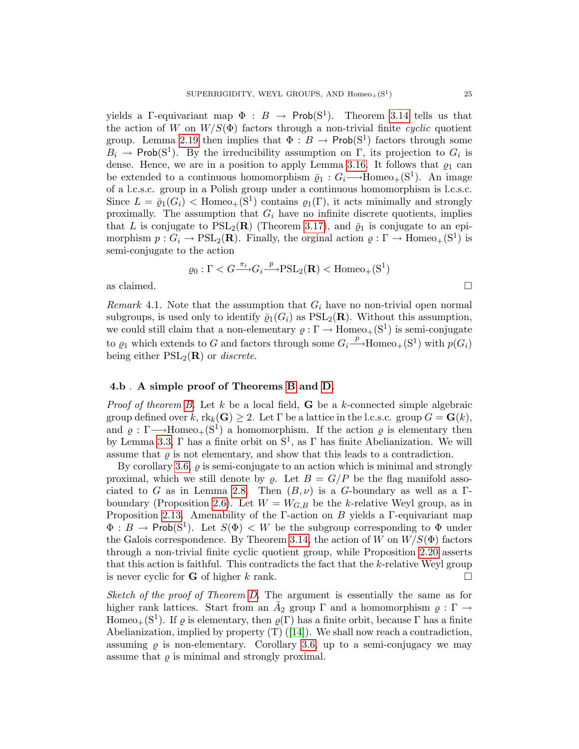yields a $\Gamma$-equivariant map $\Phi : B \to \mathsf{Prob}(\mathrm{S}^1)$. Theorem 3.14 tells us that the action of $W$ on $W/S(\Phi)$ factors through a non-trivial finite *cyclic* quotient group. Lemma 2.19 then implies that $\Phi : B \to \mathsf{Prob}(\mathrm{S}^1)$ factors through some $B_i \to \mathsf{Prob}(\mathrm{S}^1)$. By the irreducibility assumption on $\Gamma$, its projection to $G_i$ is dense. Hence, we are in a position to apply Lemma 3.16. It follows that $\varrho_1$ can be extended to a continuous homomorphism $\bar{\varrho}_1 : G_i \longrightarrow \mathrm{Homeo}_+(\mathrm{S}^1)$. An image of a l.c.s.c. group in a Polish group under a continuous homomorphism is l.c.s.c. Since $L = \bar{\varrho}_1(G_i) < \mathrm{Homeo}_+(\mathrm{S}^1)$ contains $\varrho_1(\Gamma)$, it acts minimally and strongly proximally. The assumption that $G_i$ have no infinite discrete quotients, implies that $L$ is conjugate to $\mathrm{PSL}_2(\mathbf{R})$ (Theorem 3.17), and $\bar{\varrho}_1$ is conjugate to an epimorphism $p : G_i \to \mathrm{PSL}_2(\mathbf{R})$. Finally, the orginal action $\varrho : \Gamma \to \mathrm{Homeo}_+(\mathrm{S}^1)$ is semi-conjugate to the action

$$\varrho_0 : \Gamma < G \xrightarrow{\pi_i} G_i \xrightarrow{p} \mathrm{PSL}_2(\mathbf{R}) < \mathrm{Homeo}_+(\mathrm{S}^1)$$

as claimed. □

*Remark* 4.1. Note that the assumption that $G_i$ have no non-trivial open normal subgroups, is used only to identify $\bar{\varrho}_1(G_i)$ as $\mathrm{PSL}_2(\mathbf{R})$. Without this assumption, we could still claim that a non-elementary $\varrho : \Gamma \to \mathrm{Homeo}_+(\mathrm{S}^1)$ is semi-conjugate to $\varrho_1$ which extends to $G$ and factors through some $G_i \xrightarrow{p} \mathrm{Homeo}_+(\mathrm{S}^1)$ with $p(G_i)$ being either $\mathrm{PSL}_2(\mathbf{R})$ or *discrete*.

### 4.b . A simple proof of Theorems B and D.

*Proof of theorem B.* Let $k$ be a local field, $\mathbf{G}$ be a $k$-connected simple algebraic group defined over $k$, $\mathrm{rk}_k(\mathbf{G}) \geq 2$. Let $\Gamma$ be a lattice in the l.c.s.c. group $G = \mathbf{G}(k)$, and $\varrho : \Gamma \longrightarrow \mathrm{Homeo}_+(\mathrm{S}^1)$ a homomorphism. If the action $\varrho$ is elementary then by Lemma 3.3, $\Gamma$ has a finite orbit on $\mathrm{S}^1$, as $\Gamma$ has finite Abelianization. We will assume that $\varrho$ is not elementary, and show that this leads to a contradiction.

By corollary 3.6, $\varrho$ is semi-conjugate to an action which is minimal and strongly proximal, which we still denote by $\varrho$. Let $B = G/P$ be the flag manifold associated to $G$ as in Lemma 2.8. Then $(B, \nu)$ is a $G$-boundary as well as a $\Gamma$-boundary (Proposition 2.6). Let $W = W_{G,B}$ be the $k$-relative Weyl group, as in Proposition 2.13. Amenability of the $\Gamma$-action on $B$ yields a $\Gamma$-equivariant map $\Phi : B \to \mathsf{Prob}(\mathrm{S}^1)$. Let $S(\Phi) < W$ be the subgroup corresponding to $\Phi$ under the Galois correspondence. By Theorem 3.14, the action of $W$ on $W/S(\Phi)$ factors through a non-trivial finite cyclic quotient group, while Proposition 2.20 asserts that this action is faithful. This contradicts the fact that the $k$-relative Weyl group is never cyclic for $\mathbf{G}$ of higher $k$ rank. □

*Sketch of the proof of Theorem D.* The argument is essentially the same as for higher rank lattices. Start from an $\tilde{A}_2$ group $\Gamma$ and a homomorphism $\varrho : \Gamma \to \mathrm{Homeo}_+(\mathrm{S}^1)$. If $\varrho$ is elementary, then $\varrho(\Gamma)$ has a finite orbit, because $\Gamma$ has a finite Abelianization, implied by property (T) ([14]). We shall now reach a contradiction, assuming $\varrho$ is non-elementary. Corollary 3.6, up to a semi-conjugacy we may assume that $\varrho$ is minimal and strongly proximal.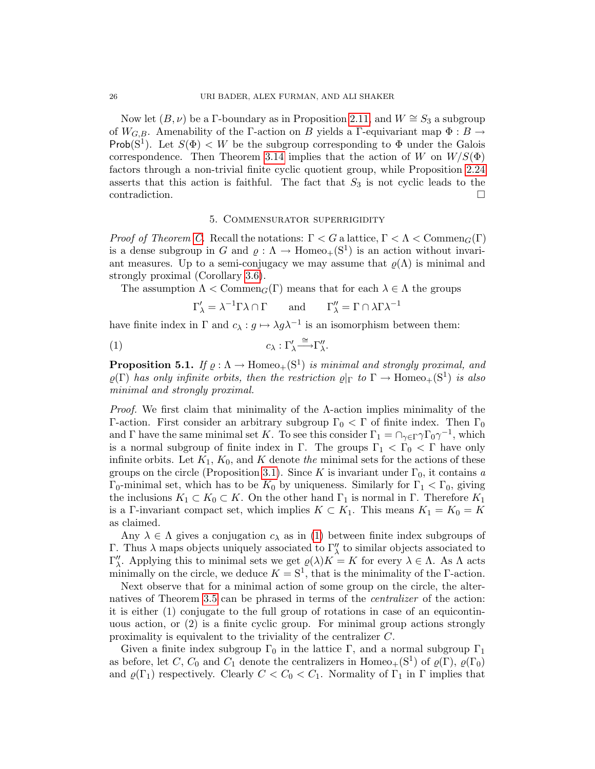Now let $(B,\nu)$ be a $\Gamma$-boundary as in Proposition 2.11, and $W \cong S_3$ a subgroup of $W_{G,B}$. Amenability of the $\Gamma$-action on $B$ yields a $\Gamma$-equivariant map $\Phi : B \to \mathsf{Prob}(\mathrm{S}^1)$. Let $S(\Phi) < W$ be the subgroup corresponding to $\Phi$ under the Galois correspondence. Then Theorem 3.14 implies that the action of $W$ on $W/S(\Phi)$ factors through a non-trivial finite cyclic quotient group, while Proposition 2.24 asserts that this action is faithful. The fact that $S_3$ is not cyclic leads to the contradiction. $\square$

## 5. Commensurator superrigidity

*Proof of Theorem C.* Recall the notations: $\Gamma < G$ a lattice, $\Gamma < \Lambda < \mathrm{Commen}_G(\Gamma)$ is a dense subgroup in $G$ and $\varrho : \Lambda \to \mathrm{Homeo}_+(\mathrm{S}^1)$ is an action without invariant measures. Up to a semi-conjugacy we may assume that $\varrho(\Lambda)$ is minimal and strongly proximal (Corollary 3.6).

The assumption $\Lambda < \mathrm{Commen}_G(\Gamma)$ means that for each $\lambda \in \Lambda$ the groups

$$\Gamma'_\lambda = \lambda^{-1}\Gamma\lambda \cap \Gamma \qquad \text{and} \qquad \Gamma''_\lambda = \Gamma \cap \lambda\Gamma\lambda^{-1}$$

have finite index in $\Gamma$ and $c_\lambda : g \mapsto \lambda g \lambda^{-1}$ is an isomorphism between them:

$$c_\lambda : \Gamma'_\lambda \xrightarrow{\cong} \Gamma''_\lambda. \tag{1}$$

**Proposition 5.1.** *If $\varrho : \Lambda \to \mathrm{Homeo}_+(\mathrm{S}^1)$ is minimal and strongly proximal, and $\varrho(\Gamma)$ has only infinite orbits, then the restriction $\varrho|_\Gamma$ to $\Gamma \to \mathrm{Homeo}_+(\mathrm{S}^1)$ is also minimal and strongly proximal.*

*Proof.* We first claim that minimality of the $\Lambda$-action implies minimality of the $\Gamma$-action. First consider an arbitrary subgroup $\Gamma_0 < \Gamma$ of finite index. Then $\Gamma_0$ and $\Gamma$ have the same minimal set $K$. To see this consider $\Gamma_1 = \cap_{\gamma \in \Gamma} \gamma\Gamma_0\gamma^{-1}$, which is a normal subgroup of finite index in $\Gamma$. The groups $\Gamma_1 < \Gamma_0 < \Gamma$ have only infinite orbits. Let $K_1$, $K_0$, and $K$ denote *the* minimal sets for the actions of these groups on the circle (Proposition 3.1). Since $K$ is invariant under $\Gamma_0$, it contains *a* $\Gamma_0$-minimal set, which has to be $K_0$ by uniqueness. Similarly for $\Gamma_1 < \Gamma_0$, giving the inclusions $K_1 \subset K_0 \subset K$. On the other hand $\Gamma_1$ is normal in $\Gamma$. Therefore $K_1$ is a $\Gamma$-invariant compact set, which implies $K \subset K_1$. This means $K_1 = K_0 = K$ as claimed.

Any $\lambda \in \Lambda$ gives a conjugation $c_\lambda$ as in (1) between finite index subgroups of $\Gamma$. Thus $\lambda$ maps objects uniquely associated to $\Gamma''_\lambda$ to similar objects associated to $\Gamma''_\lambda$. Applying this to minimal sets we get $\varrho(\lambda)K = K$ for every $\lambda \in \Lambda$. As $\Lambda$ acts minimally on the circle, we deduce $K = \mathrm{S}^1$, that is the minimality of the $\Gamma$-action.

Next observe that for a minimal action of some group on the circle, the alternatives of Theorem 3.5 can be phrased in terms of the *centralizer* of the action: it is either (1) conjugate to the full group of rotations in case of an equicontinuous action, or (2) is a finite cyclic group. For minimal group actions strongly proximality is equivalent to the triviality of the centralizer $C$.

Given a finite index subgroup $\Gamma_0$ in the lattice $\Gamma$, and a normal subgroup $\Gamma_1$ as before, let $C$, $C_0$ and $C_1$ denote the centralizers in $\mathrm{Homeo}_+(\mathrm{S}^1)$ of $\varrho(\Gamma)$, $\varrho(\Gamma_0)$ and $\varrho(\Gamma_1)$ respectively. Clearly $C < C_0 < C_1$. Normality of $\Gamma_1$ in $\Gamma$ implies that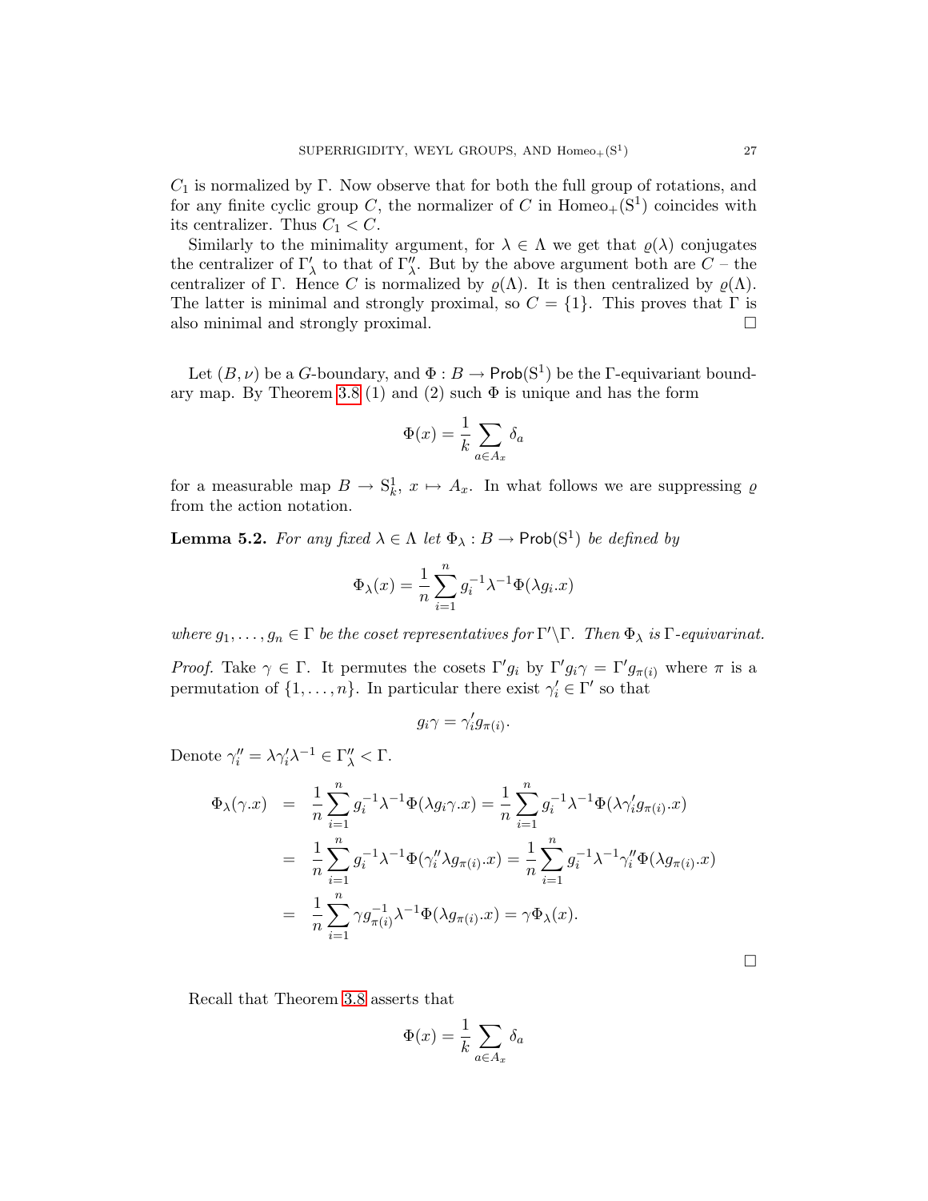$C_1$ is normalized by $\Gamma$. Now observe that for both the full group of rotations, and for any finite cyclic group $C$, the normalizer of $C$ in $\mathrm{Homeo}_+(\mathrm{S}^1)$ coincides with its centralizer. Thus $C_1 < C$.

Similarly to the minimality argument, for $\lambda \in \Lambda$ we get that $\varrho(\lambda)$ conjugates the centralizer of $\Gamma'_\lambda$ to that of $\Gamma''_\lambda$. But by the above argument both are $C$ – the centralizer of $\Gamma$. Hence $C$ is normalized by $\varrho(\Lambda)$. It is then centralized by $\varrho(\Lambda)$. The latter is minimal and strongly proximal, so $C = \{1\}$. This proves that $\Gamma$ is also minimal and strongly proximal. □

Let $(B, \nu)$ be a $G$-boundary, and $\Phi : B \to \mathsf{Prob}(\mathrm{S}^1)$ be the $\Gamma$-equivariant boundary map. By Theorem 3.8 (1) and (2) such $\Phi$ is unique and has the form

$$\Phi(x) = \frac{1}{k} \sum_{a \in A_x} \delta_a$$

for a measurable map $B \to \mathrm{S}^1_k$, $x \mapsto A_x$. In what follows we are suppressing $\varrho$ from the action notation.

**Lemma 5.2.** *For any fixed $\lambda \in \Lambda$ let $\Phi_\lambda : B \to \mathsf{Prob}(\mathrm{S}^1)$ be defined by*

$$\Phi_\lambda(x) = \frac{1}{n} \sum_{i=1}^{n} g_i^{-1} \lambda^{-1} \Phi(\lambda g_i.x)$$

*where $g_1, \dots, g_n \in \Gamma$ be the coset representatives for $\Gamma' \backslash \Gamma$. Then $\Phi_\lambda$ is $\Gamma$-equivarinat.*

*Proof.* Take $\gamma \in \Gamma$. It permutes the cosets $\Gamma' g_i$ by $\Gamma' g_i \gamma = \Gamma' g_{\pi(i)}$ where $\pi$ is a permutation of $\{1, \dots, n\}$. In particular there exist $\gamma'_i \in \Gamma'$ so that

$$g_i \gamma = \gamma'_i g_{\pi(i)}.$$

Denote $\gamma''_i = \lambda \gamma'_i \lambda^{-1} \in \Gamma''_\lambda < \Gamma$.

$$\begin{aligned}
\Phi_\lambda(\gamma.x) &= \frac{1}{n} \sum_{i=1}^{n} g_i^{-1} \lambda^{-1} \Phi(\lambda g_i \gamma.x) = \frac{1}{n} \sum_{i=1}^{n} g_i^{-1} \lambda^{-1} \Phi(\lambda \gamma'_i g_{\pi(i)}.x) \\
&= \frac{1}{n} \sum_{i=1}^{n} g_i^{-1} \lambda^{-1} \Phi(\gamma''_i \lambda g_{\pi(i)}.x) = \frac{1}{n} \sum_{i=1}^{n} g_i^{-1} \lambda^{-1} \gamma''_i \Phi(\lambda g_{\pi(i)}.x) \\
&= \frac{1}{n} \sum_{i=1}^{n} \gamma g_{\pi(i)}^{-1} \lambda^{-1} \Phi(\lambda g_{\pi(i)}.x) = \gamma \Phi_\lambda(x).
\end{aligned}$$

□

Recall that Theorem 3.8 asserts that

$$\Phi(x) = \frac{1}{k} \sum_{a \in A_x} \delta_a$$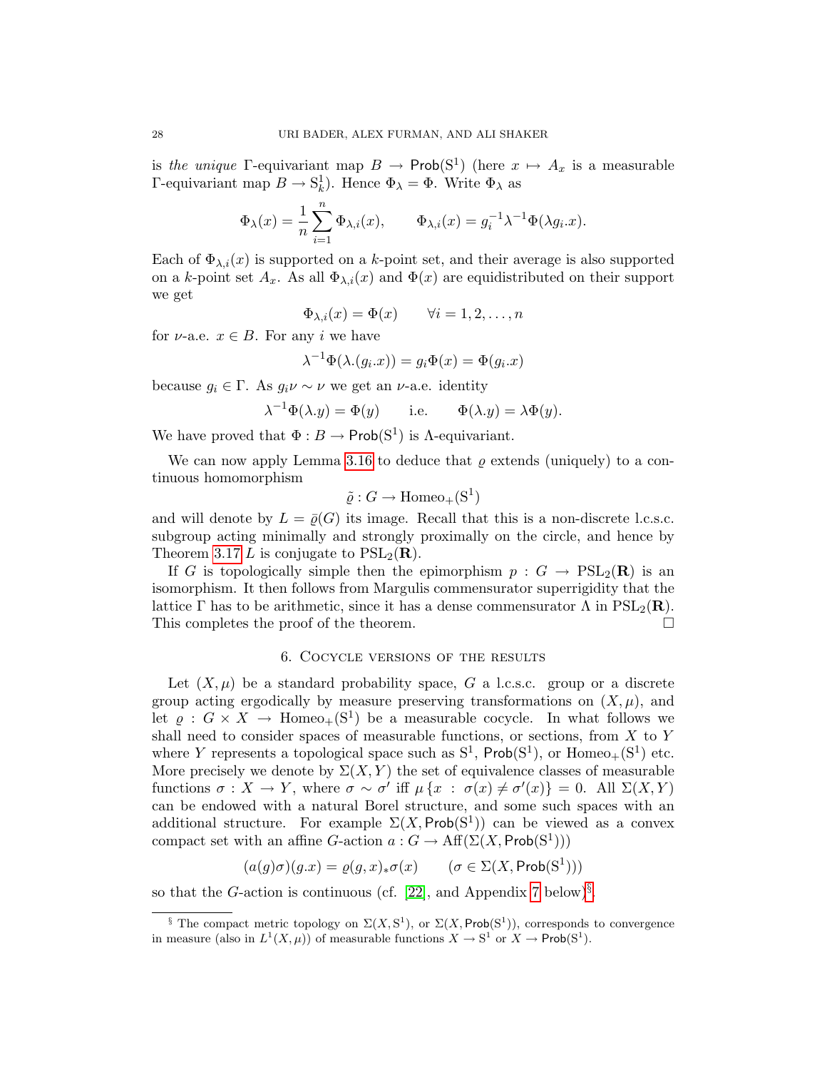is *the unique* Γ-equivariant map $B \to \mathsf{Prob}(\mathrm{S}^1)$ (here $x \mapsto A_x$ is a measurable Γ-equivariant map $B \to \mathrm{S}^1_k$). Hence $\Phi_\lambda = \Phi$. Write $\Phi_\lambda$ as

$$\Phi_\lambda(x) = \frac{1}{n}\sum_{i=1}^{n} \Phi_{\lambda,i}(x), \qquad \Phi_{\lambda,i}(x) = g_i^{-1}\lambda^{-1}\Phi(\lambda g_i.x).$$

Each of $\Phi_{\lambda,i}(x)$ is supported on a $k$-point set, and their average is also supported on a $k$-point set $A_x$. As all $\Phi_{\lambda,i}(x)$ and $\Phi(x)$ are equidistributed on their support we get

$$\Phi_{\lambda,i}(x) = \Phi(x) \qquad \forall i = 1, 2, \dots, n$$

for $\nu$-a.e. $x \in B$. For any $i$ we have

$$\lambda^{-1}\Phi(\lambda.(g_i.x)) = g_i\Phi(x) = \Phi(g_i.x)$$

because $g_i \in \Gamma$. As $g_i\nu \sim \nu$ we get an $\nu$-a.e. identity

$$\lambda^{-1}\Phi(\lambda.y) = \Phi(y) \qquad \text{i.e.} \qquad \Phi(\lambda.y) = \lambda\Phi(y).$$

We have proved that $\Phi : B \to \mathsf{Prob}(\mathrm{S}^1)$ is Λ-equivariant.

We can now apply Lemma 3.16 to deduce that $\varrho$ extends (uniquely) to a continuous homomorphism

$$\tilde{\varrho} : G \to \mathrm{Homeo}_+(\mathrm{S}^1)$$

and will denote by $L = \bar{\varrho}(G)$ its image. Recall that this is a non-discrete l.c.s.c. subgroup acting minimally and strongly proximally on the circle, and hence by Theorem 3.17 $L$ is conjugate to $\mathrm{PSL}_2(\mathbf{R})$.

If $G$ is topologically simple then the epimorphism $p : G \to \mathrm{PSL}_2(\mathbf{R})$ is an isomorphism. It then follows from Margulis commensurator superrigidity that the lattice Γ has to be arithmetic, since it has a dense commensurator Λ in $\mathrm{PSL}_2(\mathbf{R})$. This completes the proof of the theorem. □

## 6. Cocycle versions of the results

Let $(X, \mu)$ be a standard probability space, $G$ a l.c.s.c. group or a discrete group acting ergodically by measure preserving transformations on $(X, \mu)$, and let $\varrho : G \times X \to \mathrm{Homeo}_+(\mathrm{S}^1)$ be a measurable cocycle. In what follows we shall need to consider spaces of measurable functions, or sections, from $X$ to $Y$ where $Y$ represents a topological space such as $\mathrm{S}^1$, $\mathsf{Prob}(\mathrm{S}^1)$, or $\mathrm{Homeo}_+(\mathrm{S}^1)$ etc. More precisely we denote by $\Sigma(X, Y)$ the set of equivalence classes of measurable functions $\sigma : X \to Y$, where $\sigma \sim \sigma'$ iff $\mu\{x : \sigma(x) \neq \sigma'(x)\} = 0$. All $\Sigma(X, Y)$ can be endowed with a natural Borel structure, and some such spaces with an additional structure. For example $\Sigma(X, \mathsf{Prob}(\mathrm{S}^1))$ can be viewed as a convex compact set with an affine $G$-action $a : G \to \mathrm{Aff}(\Sigma(X, \mathsf{Prob}(\mathrm{S}^1)))$

$$(a(g)\sigma)(g.x) = \varrho(g, x)_*\sigma(x) \qquad (\sigma \in \Sigma(X, \mathsf{Prob}(\mathrm{S}^1)))$$

so that the $G$-action is continuous (cf. [22], and Appendix 7 below)[§].

[§] The compact metric topology on $\Sigma(X, \mathrm{S}^1)$, or $\Sigma(X, \mathsf{Prob}(\mathrm{S}^1))$, corresponds to convergence in measure (also in $L^1(X, \mu)$) of measurable functions $X \to \mathrm{S}^1$ or $X \to \mathsf{Prob}(\mathrm{S}^1)$.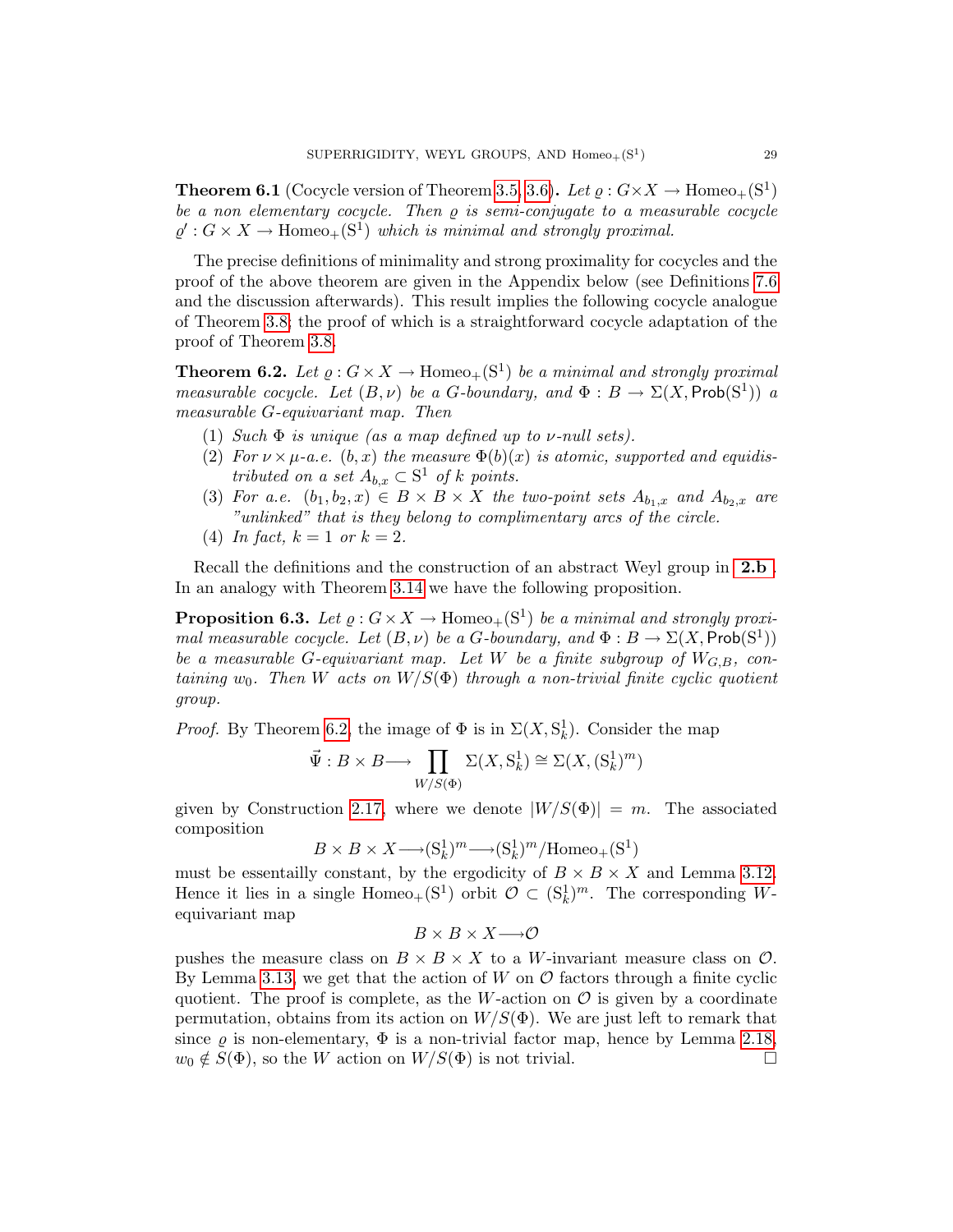**Theorem 6.1** (Cocycle version of Theorem 3.5, 3.6)**.** *Let $\varrho : G\times X \to \mathrm{Homeo}_+(\mathrm{S}^1)$ be a non elementary cocycle. Then $\varrho$ is semi-conjugate to a measurable cocycle $\varrho' : G \times X \to \mathrm{Homeo}_+(\mathrm{S}^1)$ which is minimal and strongly proximal.*

The precise definitions of minimality and strong proximality for cocycles and the proof of the above theorem are given in the Appendix below (see Definitions 7.6 and the discussion afterwards). This result implies the following cocycle analogue of Theorem 3.8; the proof of which is a straightforward cocycle adaptation of the proof of Theorem 3.8.

**Theorem 6.2.** *Let $\varrho : G \times X \to \mathrm{Homeo}_+(\mathrm{S}^1)$ be a minimal and strongly proximal measurable cocycle. Let $(B, \nu)$ be a $G$-boundary, and $\Phi : B \to \Sigma(X, \mathsf{Prob}(\mathrm{S}^1))$ a measurable $G$-equivariant map. Then*

1. *Such $\Phi$ is unique (as a map defined up to $\nu$-null sets).*
2. *For $\nu \times \mu$-a.e. $(b, x)$ the measure $\Phi(b)(x)$ is atomic, supported and equidistributed on a set $A_{b,x} \subset \mathrm{S}^1$ of $k$ points.*
3. *For a.e. $(b_1, b_2, x) \in B \times B \times X$ the two-point sets $A_{b_1,x}$ and $A_{b_2,x}$ are "unlinked" that is they belong to complimentary arcs of the circle.*
4. *In fact, $k = 1$ or $k = 2$.*

Recall the definitions and the construction of an abstract Weyl group in **2.b**. In an analogy with Theorem 3.14 we have the following proposition.

**Proposition 6.3.** *Let $\varrho : G \times X \to \mathrm{Homeo}_+(\mathrm{S}^1)$ be a minimal and strongly proximal measurable cocycle. Let $(B, \nu)$ be a $G$-boundary, and $\Phi : B \to \Sigma(X, \mathsf{Prob}(\mathrm{S}^1))$ be a measurable $G$-equivariant map. Let $W$ be a finite subgroup of $W_{G,B}$, containing $w_0$. Then $W$ acts on $W/S(\Phi)$ through a non-trivial finite cyclic quotient group.*

*Proof.* By Theorem 6.2, the image of $\Phi$ is in $\Sigma(X, \mathrm{S}^1_k)$. Consider the map

$$\vec{\Psi} : B \times B \longrightarrow \prod_{W/S(\Phi)} \Sigma(X, \mathrm{S}^1_k) \cong \Sigma(X, (\mathrm{S}^1_k)^m)$$

given by Construction 2.17, where we denote $|W/S(\Phi)| = m$. The associated composition

$$B \times B \times X \longrightarrow (\mathrm{S}^1_k)^m \longrightarrow (\mathrm{S}^1_k)^m/\mathrm{Homeo}_+(\mathrm{S}^1)$$

must be essentailly constant, by the ergodicity of $B \times B \times X$ and Lemma 3.12. Hence it lies in a single $\mathrm{Homeo}_+(\mathrm{S}^1)$ orbit $\mathcal{O} \subset (\mathrm{S}^1_k)^m$. The corresponding $W$-equivariant map

$$B \times B \times X \longrightarrow \mathcal{O}$$

pushes the measure class on $B \times B \times X$ to a $W$-invariant measure class on $\mathcal{O}$. By Lemma 3.13, we get that the action of $W$ on $\mathcal{O}$ factors through a finite cyclic quotient. The proof is complete, as the $W$-action on $\mathcal{O}$ is given by a coordinate permutation, obtains from its action on $W/S(\Phi)$. We are just left to remark that since $\varrho$ is non-elementary, $\Phi$ is a non-trivial factor map, hence by Lemma 2.18, $w_0 \notin S(\Phi)$, so the $W$ action on $W/S(\Phi)$ is not trivial. $\square$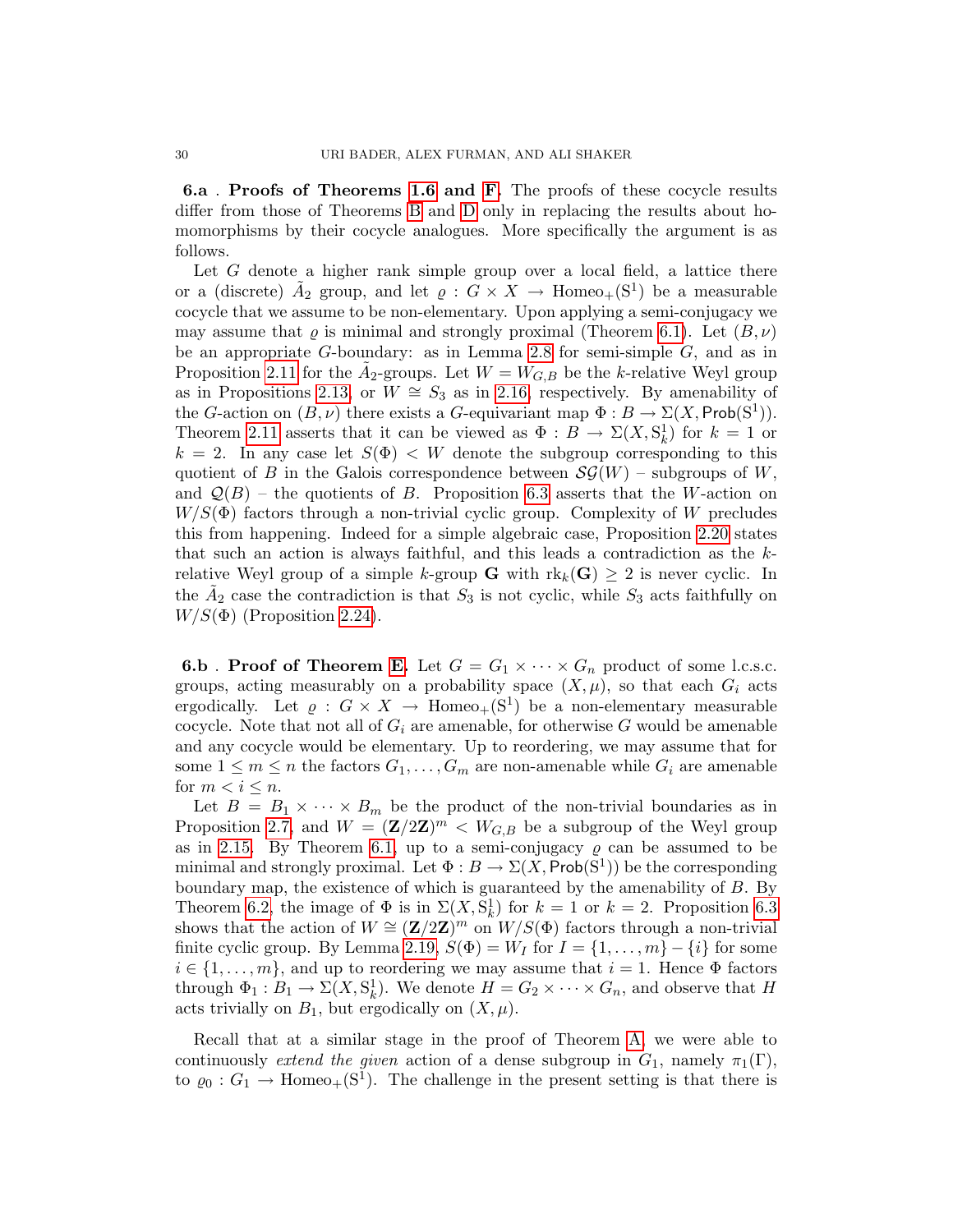**6.a . Proofs of Theorems 1.6 and F.** The proofs of these cocycle results differ from those of Theorems B and D only in replacing the results about homomorphisms by their cocycle analogues. More specifically the argument is as follows.

Let $G$ denote a higher rank simple group over a local field, a lattice there or a (discrete) $\tilde{A}_2$ group, and let $\varrho : G \times X \to \mathrm{Homeo}_+(\mathrm{S}^1)$ be a measurable cocycle that we assume to be non-elementary. Upon applying a semi-conjugacy we may assume that $\varrho$ is minimal and strongly proximal (Theorem 6.1). Let $(B, \nu)$ be an appropriate $G$-boundary: as in Lemma 2.8 for semi-simple $G$, and as in Proposition 2.11 for the $\tilde{A}_2$-groups. Let $W = W_{G,B}$ be the $k$-relative Weyl group as in Propositions 2.13, or $W \cong S_3$ as in 2.16, respectively. By amenability of the $G$-action on $(B, \nu)$ there exists a $G$-equivariant map $\Phi : B \to \Sigma(X, \mathsf{Prob}(\mathrm{S}^1))$. Theorem 2.11 asserts that it can be viewed as $\Phi : B \to \Sigma(X, \mathrm{S}^1_k)$ for $k = 1$ or $k = 2$. In any case let $S(\Phi) < W$ denote the subgroup corresponding to this quotient of $B$ in the Galois correspondence between $\mathcal{SG}(W)$ – subgroups of $W$, and $\mathcal{Q}(B)$ – the quotients of $B$. Proposition 6.3 asserts that the $W$-action on $W/S(\Phi)$ factors through a non-trivial cyclic group. Complexity of $W$ precludes this from happening. Indeed for a simple algebraic case, Proposition 2.20 states that such an action is always faithful, and this leads a contradiction as the $k$-relative Weyl group of a simple $k$-group $\mathbf{G}$ with $\mathrm{rk}_k(\mathbf{G}) \geq 2$ is never cyclic. In the $\tilde{A}_2$ case the contradiction is that $S_3$ is not cyclic, while $S_3$ acts faithfully on $W/S(\Phi)$ (Proposition 2.24).

**6.b . Proof of Theorem E.** Let $G = G_1 \times \cdots \times G_n$ product of some l.c.s.c. groups, acting measurably on a probability space $(X, \mu)$, so that each $G_i$ acts ergodically. Let $\varrho : G \times X \to \mathrm{Homeo}_+(\mathrm{S}^1)$ be a non-elementary measurable cocycle. Note that not all of $G_i$ are amenable, for otherwise $G$ would be amenable and any cocycle would be elementary. Up to reordering, we may assume that for some $1 \leq m \leq n$ the factors $G_1, \ldots, G_m$ are non-amenable while $G_i$ are amenable for $m < i \leq n$.

Let $B = B_1 \times \cdots \times B_m$ be the product of the non-trivial boundaries as in Proposition 2.7, and $W = (\mathbf{Z}/2\mathbf{Z})^m < W_{G,B}$ be a subgroup of the Weyl group as in 2.15. By Theorem 6.1, up to a semi-conjugacy $\varrho$ can be assumed to be minimal and strongly proximal. Let $\Phi : B \to \Sigma(X, \mathsf{Prob}(\mathrm{S}^1))$ be the corresponding boundary map, the existence of which is guaranteed by the amenability of $B$. By Theorem 6.2, the image of $\Phi$ is in $\Sigma(X, \mathrm{S}^1_k)$ for $k = 1$ or $k = 2$. Proposition 6.3 shows that the action of $W \cong (\mathbf{Z}/2\mathbf{Z})^m$ on $W/S(\Phi)$ factors through a non-trivial finite cyclic group. By Lemma 2.19, $S(\Phi) = W_I$ for $I = \{1, \ldots, m\} - \{i\}$ for some $i \in \{1, \ldots, m\}$, and up to reordering we may assume that $i = 1$. Hence $\Phi$ factors through $\Phi_1 : B_1 \to \Sigma(X, \mathrm{S}^1_k)$. We denote $H = G_2 \times \cdots \times G_n$, and observe that $H$ acts trivially on $B_1$, but ergodically on $(X, \mu)$.

Recall that at a similar stage in the proof of Theorem A, we were able to continuously *extend the given* action of a dense subgroup in $G_1$, namely $\pi_1(\Gamma)$, to $\varrho_0 : G_1 \to \mathrm{Homeo}_+(\mathrm{S}^1)$. The challenge in the present setting is that there is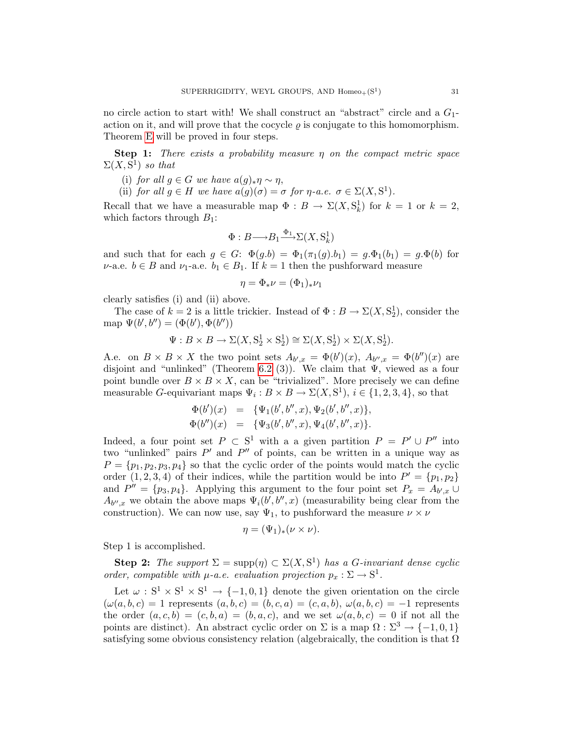no circle action to start with! We shall construct an "abstract" circle and a $G_1$-action on it, and will prove that the cocycle $\varrho$ is conjugate to this homomorphism. Theorem E will be proved in four steps.

**Step 1:** *There exists a probability measure $\eta$ on the compact metric space $\Sigma(X, \mathrm{S}^1)$ so that*

(i) *for all $g \in G$ we have $a(g)_*\eta \sim \eta$,*

(ii) *for all $g \in H$ we have $a(g)(\sigma) = \sigma$ for $\eta$-a.e. $\sigma \in \Sigma(X, \mathrm{S}^1)$.*

Recall that we have a measurable map $\Phi : B \to \Sigma(X, \mathrm{S}^1_k)$ for $k = 1$ or $k = 2$, which factors through $B_1$:

$$\Phi : B \longrightarrow B_1 \xrightarrow{\Phi_1} \Sigma(X, \mathrm{S}^1_k)$$

and such that for each $g \in G$: $\Phi(g.b) = \Phi_1(\pi_1(g).b_1) = g.\Phi_1(b_1) = g.\Phi(b)$ for $\nu$-a.e. $b \in B$ and $\nu_1$-a.e. $b_1 \in B_1$. If $k = 1$ then the pushforward measure

$$\eta = \Phi_*\nu = (\Phi_1)_*\nu_1$$

clearly satisfies (i) and (ii) above.

The case of $k = 2$ is a little trickier. Instead of $\Phi : B \to \Sigma(X, \mathrm{S}^1_2)$, consider the map $\Psi(b', b'') = (\Phi(b'), \Phi(b''))$

$$\Psi : B \times B \to \Sigma(X, \mathrm{S}^1_2 \times \mathrm{S}^1_2) \cong \Sigma(X, \mathrm{S}^1_2) \times \Sigma(X, \mathrm{S}^1_2).$$

A.e. on $B \times B \times X$ the two point sets $A_{b',x} = \Phi(b')(x)$, $A_{b'',x} = \Phi(b'')(x)$ are disjoint and "unlinked" (Theorem 6.2 (3)). We claim that $\Psi$, viewed as a four point bundle over $B \times B \times X$, can be "trivialized". More precisely we can define measurable $G$-equivariant maps $\Psi_i : B \times B \to \Sigma(X, \mathrm{S}^1)$, $i \in \{1, 2, 3, 4\}$, so that

$$\begin{aligned} \Phi(b')(x) &= \{\Psi_1(b', b'', x), \Psi_2(b', b'', x)\}, \\ \Phi(b'')(x) &= \{\Psi_3(b', b'', x), \Psi_4(b', b'', x)\}. \end{aligned}$$

Indeed, a four point set $P \subset \mathrm{S}^1$ with a a given partition $P = P' \cup P''$ into two "unlinked" pairs $P'$ and $P''$ of points, can be written in a unique way as $P = \{p_1, p_2, p_3, p_4\}$ so that the cyclic order of the points would match the cyclic order $(1, 2, 3, 4)$ of their indices, while the partition would be into $P' = \{p_1, p_2\}$ and $P'' = \{p_3, p_4\}$. Applying this argument to the four point set $P_x = A_{b',x} \cup A_{b'',x}$ we obtain the above maps $\Psi_i(b', b'', x)$ (measurability being clear from the construction). We can now use, say $\Psi_1$, to pushforward the measure $\nu \times \nu$

$$\eta = (\Psi_1)_*(\nu \times \nu).$$

Step 1 is accomplished.

**Step 2:** *The support $\Sigma = \mathrm{supp}(\eta) \subset \Sigma(X, \mathrm{S}^1)$ has a $G$-invariant dense cyclic order, compatible with $\mu$-a.e. evaluation projection $p_x : \Sigma \to \mathrm{S}^1$.*

Let $\omega : \mathrm{S}^1 \times \mathrm{S}^1 \times \mathrm{S}^1 \to \{-1, 0, 1\}$ denote the given orientation on the circle ($\omega(a, b, c) = 1$ represents $(a, b, c) = (b, c, a) = (c, a, b)$, $\omega(a, b, c) = -1$ represents the order $(a, c, b) = (c, b, a) = (b, a, c)$, and we set $\omega(a, b, c) = 0$ if not all the points are distinct). An abstract cyclic order on $\Sigma$ is a map $\Omega : \Sigma^3 \to \{-1, 0, 1\}$ satisfying some obvious consistency relation (algebraically, the condition is that $\Omega$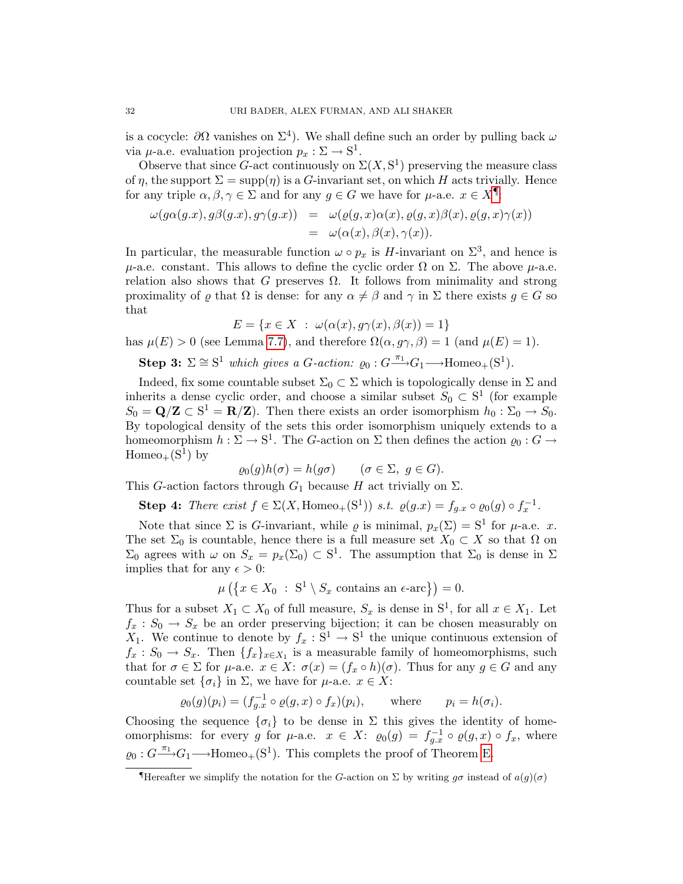is a cocycle: $\partial\Omega$ vanishes on $\Sigma^4$). We shall define such an order by pulling back $\omega$ via $\mu$-a.e. evaluation projection $p_x : \Sigma \to \mathrm{S}^1$.

Observe that since $G$-act continuously on $\Sigma(X, \mathrm{S}^1)$ preserving the measure class of $\eta$, the support $\Sigma = \mathrm{supp}(\eta)$ is a $G$-invariant set, on which $H$ acts trivially. Hence for any triple $\alpha, \beta, \gamma \in \Sigma$ and for any $g \in G$ we have for $\mu$-a.e. $x \in X$[¶]:

$$\begin{aligned}
\omega(g\alpha(g.x), g\beta(g.x), g\gamma(g.x)) &= \omega(\varrho(g,x)\alpha(x), \varrho(g,x)\beta(x), \varrho(g,x)\gamma(x)) \\
&= \omega(\alpha(x), \beta(x), \gamma(x)).
\end{aligned}$$

In particular, the measurable function $\omega \circ p_x$ is $H$-invariant on $\Sigma^3$, and hence is $\mu$-a.e. constant. This allows to define the cyclic order $\Omega$ on $\Sigma$. The above $\mu$-a.e. relation also shows that $G$ preserves $\Omega$. It follows from minimality and strong proximality of $\varrho$ that $\Omega$ is dense: for any $\alpha \neq \beta$ and $\gamma$ in $\Sigma$ there exists $g \in G$ so that

$$E = \{x \in X \ : \ \omega(\alpha(x), g\gamma(x), \beta(x)) = 1\}$$

has $\mu(E) > 0$ (see Lemma 7.7), and therefore $\Omega(\alpha, g\gamma, \beta) = 1$ (and $\mu(E) = 1$).

**Step 3:** *$\Sigma \cong \mathrm{S}^1$ which gives a $G$-action: $\varrho_0 : G \xrightarrow{\pi_1} G_1 \longrightarrow \mathrm{Homeo}_+(\mathrm{S}^1)$.*

Indeed, fix some countable subset $\Sigma_0 \subset \Sigma$ which is topologically dense in $\Sigma$ and inherits a dense cyclic order, and choose a similar subset $S_0 \subset \mathrm{S}^1$ (for example $S_0 = \mathbf{Q}/\mathbf{Z} \subset \mathrm{S}^1 = \mathbf{R}/\mathbf{Z}$). Then there exists an order isomorphism $h_0 : \Sigma_0 \to S_0$. By topological density of the sets this order isomorphism uniquely extends to a homeomorphism $h : \Sigma \to \mathrm{S}^1$. The $G$-action on $\Sigma$ then defines the action $\varrho_0 : G \to \mathrm{Homeo}_+(\mathrm{S}^1)$ by

$$\varrho_0(g)h(\sigma) = h(g\sigma) \qquad (\sigma \in \Sigma, \ g \in G).$$

This $G$-action factors through $G_1$ because $H$ act trivially on $\Sigma$.

**Step 4:** *There exist $f \in \Sigma(X, \mathrm{Homeo}_+(\mathrm{S}^1))$ s.t. $\varrho(g.x) = f_{g.x} \circ \varrho_0(g) \circ f_x^{-1}$.*

Note that since $\Sigma$ is $G$-invariant, while $\varrho$ is minimal, $p_x(\Sigma) = \mathrm{S}^1$ for $\mu$-a.e. $x$. The set $\Sigma_0$ is countable, hence there is a full measure set $X_0 \subset X$ so that $\Omega$ on $\Sigma_0$ agrees with $\omega$ on $S_x = p_x(\Sigma_0) \subset \mathrm{S}^1$. The assumption that $\Sigma_0$ is dense in $\Sigma$ implies that for any $\epsilon > 0$:

$$\mu\left(\left\{x \in X_0 \ : \ \mathrm{S}^1 \setminus S_x \text{ contains an } \epsilon\text{-arc}\right\}\right) = 0.$$

Thus for a subset $X_1 \subset X_0$ of full measure, $S_x$ is dense in $\mathrm{S}^1$, for all $x \in X_1$. Let $f_x : S_0 \to S_x$ be an order preserving bijection; it can be chosen measurably on $X_1$. We continue to denote by $f_x : \mathrm{S}^1 \to \mathrm{S}^1$ the unique continuous extension of $f_x : S_0 \to S_x$. Then $\{f_x\}_{x \in X_1}$ is a measurable family of homeomorphisms, such that for $\sigma \in \Sigma$ for $\mu$-a.e. $x \in X$: $\sigma(x) = (f_x \circ h)(\sigma)$. Thus for any $g \in G$ and any countable set $\{\sigma_i\}$ in $\Sigma$, we have for $\mu$-a.e. $x \in X$:

$$\varrho_0(g)(p_i) = (f_{g.x}^{-1} \circ \varrho(g,x) \circ f_x)(p_i), \qquad \text{where} \qquad p_i = h(\sigma_i).$$

Choosing the sequence $\{\sigma_i\}$ to be dense in $\Sigma$ this gives the identity of homeomorphisms: for every $g$ for $\mu$-a.e. $x \in X$: $\varrho_0(g) = f_{g.x}^{-1} \circ \varrho(g,x) \circ f_x$, where $\varrho_0 : G \xrightarrow{\pi_1} G_1 \longrightarrow \mathrm{Homeo}_+(\mathrm{S}^1)$. This complets the proof of Theorem E.

[¶]Hereafter we simplify the notation for the $G$-action on $\Sigma$ by writing $g\sigma$ instead of $a(g)(\sigma)$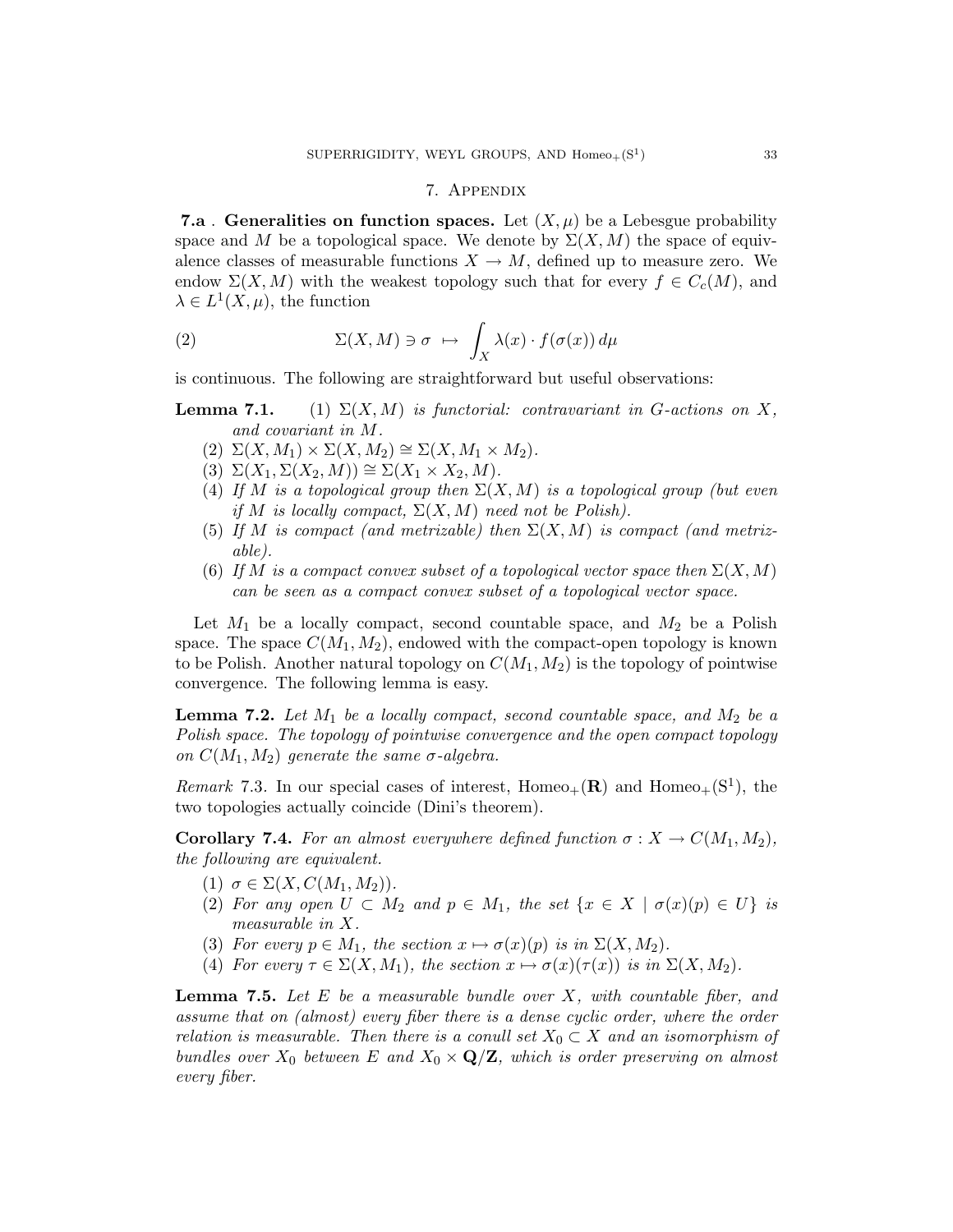## 7. Appendix

**7.a . Generalities on function spaces.** Let $(X, \mu)$ be a Lebesgue probability space and $M$ be a topological space. We denote by $\Sigma(X, M)$ the space of equivalence classes of measurable functions $X \to M$, defined up to measure zero. We endow $\Sigma(X, M)$ with the weakest topology such that for every $f \in C_c(M)$, and $\lambda \in L^1(X, \mu)$, the function

$$\Sigma(X, M) \ni \sigma \ \mapsto \ \int_X \lambda(x) \cdot f(\sigma(x))\, d\mu \tag{2}$$

is continuous. The following are straightforward but useful observations:

**Lemma 7.1.**

1. *$\Sigma(X, M)$ is functorial: contravariant in $G$-actions on $X$, and covariant in $M$.*
2. *$\Sigma(X, M_1) \times \Sigma(X, M_2) \cong \Sigma(X, M_1 \times M_2)$.*
3. *$\Sigma(X_1, \Sigma(X_2, M)) \cong \Sigma(X_1 \times X_2, M)$.*
4. *If $M$ is a topological group then $\Sigma(X, M)$ is a topological group (but even if $M$ is locally compact, $\Sigma(X, M)$ need not be Polish).*
5. *If $M$ is compact (and metrizable) then $\Sigma(X, M)$ is compact (and metrizable).*
6. *If $M$ is a compact convex subset of a topological vector space then $\Sigma(X, M)$ can be seen as a compact convex subset of a topological vector space.*

Let $M_1$ be a locally compact, second countable space, and $M_2$ be a Polish space. The space $C(M_1, M_2)$, endowed with the compact-open topology is known to be Polish. Another natural topology on $C(M_1, M_2)$ is the topology of pointwise convergence. The following lemma is easy.

**Lemma 7.2.** *Let $M_1$ be a locally compact, second countable space, and $M_2$ be a Polish space. The topology of pointwise convergence and the open compact topology on $C(M_1, M_2)$ generate the same $\sigma$-algebra.*

*Remark* 7.3. In our special cases of interest, $\mathrm{Homeo}_+(\mathbf{R})$ and $\mathrm{Homeo}_+(\mathrm{S}^1)$, the two topologies actually coincide (Dini's theorem).

**Corollary 7.4.** *For an almost everywhere defined function $\sigma : X \to C(M_1, M_2)$, the following are equivalent.*

1. *$\sigma \in \Sigma(X, C(M_1, M_2))$.*
2. *For any open $U \subset M_2$ and $p \in M_1$, the set $\{x \in X \mid \sigma(x)(p) \in U\}$ is measurable in $X$.*
3. *For every $p \in M_1$, the section $x \mapsto \sigma(x)(p)$ is in $\Sigma(X, M_2)$.*
4. *For every $\tau \in \Sigma(X, M_1)$, the section $x \mapsto \sigma(x)(\tau(x))$ is in $\Sigma(X, M_2)$.*

**Lemma 7.5.** *Let $E$ be a measurable bundle over $X$, with countable fiber, and assume that on (almost) every fiber there is a dense cyclic order, where the order relation is measurable. Then there is a conull set $X_0 \subset X$ and an isomorphism of bundles over $X_0$ between $E$ and $X_0 \times \mathbf{Q}/\mathbf{Z}$, which is order preserving on almost every fiber.*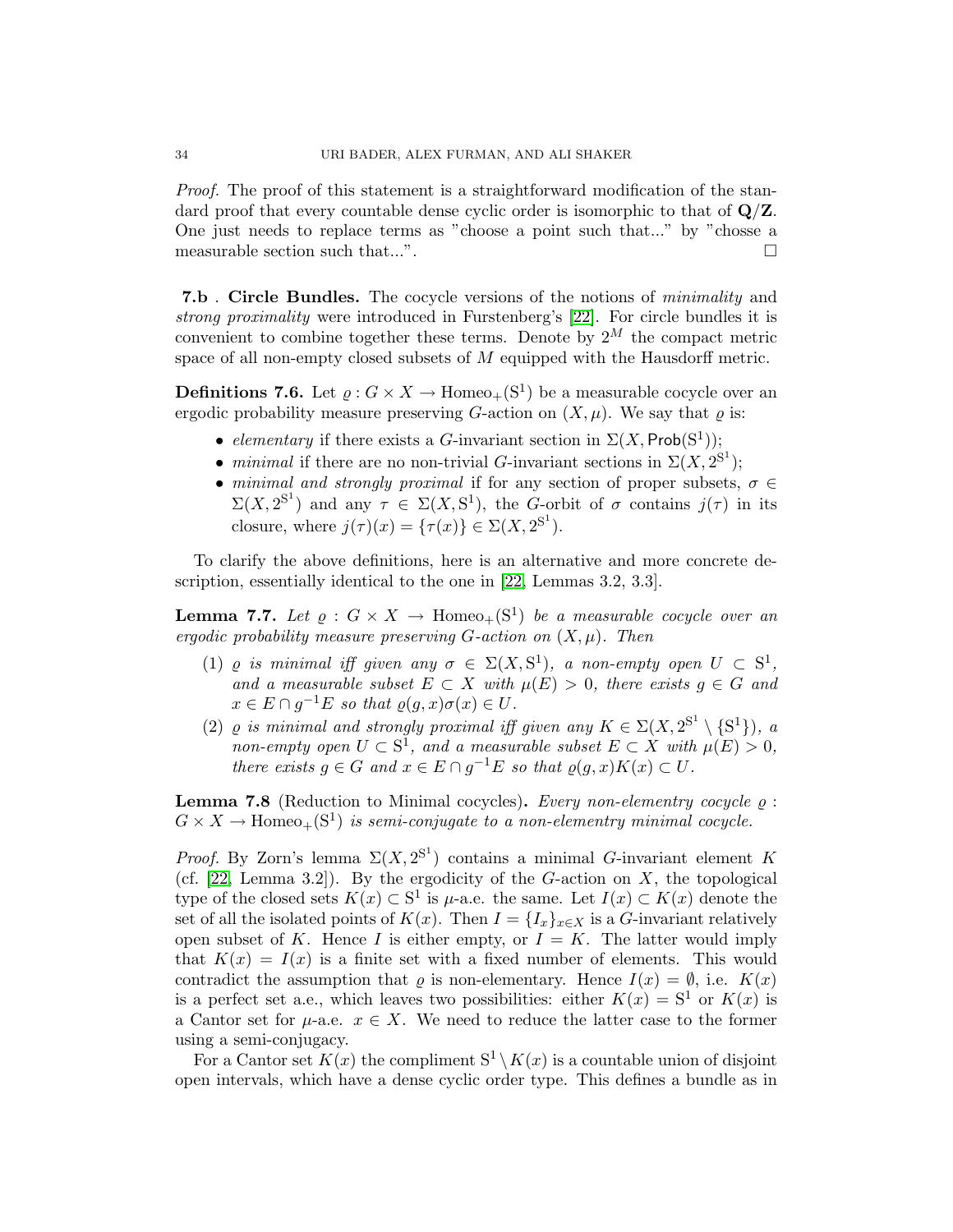*Proof.* The proof of this statement is a straightforward modification of the standard proof that every countable dense cyclic order is isomorphic to that of $\mathbf{Q}/\mathbf{Z}$. One just needs to replace terms as "choose a point such that..." by "chose a measurable section such that...". $\square$

**7.b . Circle Bundles.** The cocycle versions of the notions of *minimality* and *strong proximality* were introduced in Furstenberg's [22]. For circle bundles it is convenient to combine together these terms. Denote by $2^M$ the compact metric space of all non-empty closed subsets of $M$ equipped with the Hausdorff metric.

**Definitions 7.6.** Let $\varrho : G \times X \to \mathrm{Homeo}_+(\mathrm{S}^1)$ be a measurable cocycle over an ergodic probability measure preserving $G$-action on $(X, \mu)$. We say that $\varrho$ is:

- *elementary* if there exists a $G$-invariant section in $\Sigma(X, \mathsf{Prob}(\mathrm{S}^1))$;
- *minimal* if there are no non-trivial $G$-invariant sections in $\Sigma(X, 2^{\mathrm{S}^1})$;
- *minimal and strongly proximal* if for any section of proper subsets, $\sigma \in \Sigma(X, 2^{\mathrm{S}^1})$ and any $\tau \in \Sigma(X, \mathrm{S}^1)$, the $G$-orbit of $\sigma$ contains $j(\tau)$ in its closure, where $j(\tau)(x) = \{\tau(x)\} \in \Sigma(X, 2^{\mathrm{S}^1})$.

To clarify the above definitions, here is an alternative and more concrete description, essentially identical to the one in [22, Lemmas 3.2, 3.3].

**Lemma 7.7.** *Let $\varrho : G \times X \to \mathrm{Homeo}_+(\mathrm{S}^1)$ be a measurable cocycle over an ergodic probability measure preserving $G$-action on $(X, \mu)$. Then*

1. *$\varrho$ is minimal iff given any $\sigma \in \Sigma(X, \mathrm{S}^1)$, a non-empty open $U \subset \mathrm{S}^1$, and a measurable subset $E \subset X$ with $\mu(E) > 0$, there exists $g \in G$ and $x \in E \cap g^{-1}E$ so that $\varrho(g, x)\sigma(x) \in U$.*
2. *$\varrho$ is minimal and strongly proximal iff given any $K \in \Sigma(X, 2^{\mathrm{S}^1} \setminus \{\mathrm{S}^1\})$, a non-empty open $U \subset \mathrm{S}^1$, and a measurable subset $E \subset X$ with $\mu(E) > 0$, there exists $g \in G$ and $x \in E \cap g^{-1}E$ so that $\varrho(g, x)K(x) \subset U$.*

**Lemma 7.8** (Reduction to Minimal cocycles)**.** *Every non-elementry cocycle $\varrho : G \times X \to \mathrm{Homeo}_+(\mathrm{S}^1)$ is semi-conjugate to a non-elementry minimal cocycle.*

*Proof.* By Zorn's lemma $\Sigma(X, 2^{\mathrm{S}^1})$ contains a minimal $G$-invariant element $K$ (cf. [22, Lemma 3.2]). By the ergodicity of the $G$-action on $X$, the topological type of the closed sets $K(x) \subset \mathrm{S}^1$ is $\mu$-a.e. the same. Let $I(x) \subset K(x)$ denote the set of all the isolated points of $K(x)$. Then $I = \{I_x\}_{x \in X}$ is a $G$-invariant relatively open subset of $K$. Hence $I$ is either empty, or $I = K$. The latter would imply that $K(x) = I(x)$ is a finite set with a fixed number of elements. This would contradict the assumption that $\varrho$ is non-elementary. Hence $I(x) = \emptyset$, i.e. $K(x)$ is a perfect set a.e., which leaves two possibilities: either $K(x) = \mathrm{S}^1$ or $K(x)$ is a Cantor set for $\mu$-a.e. $x \in X$. We need to reduce the latter case to the former using a semi-conjugacy.

For a Cantor set $K(x)$ the compliment $\mathrm{S}^1 \setminus K(x)$ is a countable union of disjoint open intervals, which have a dense cyclic order type. This defines a bundle as in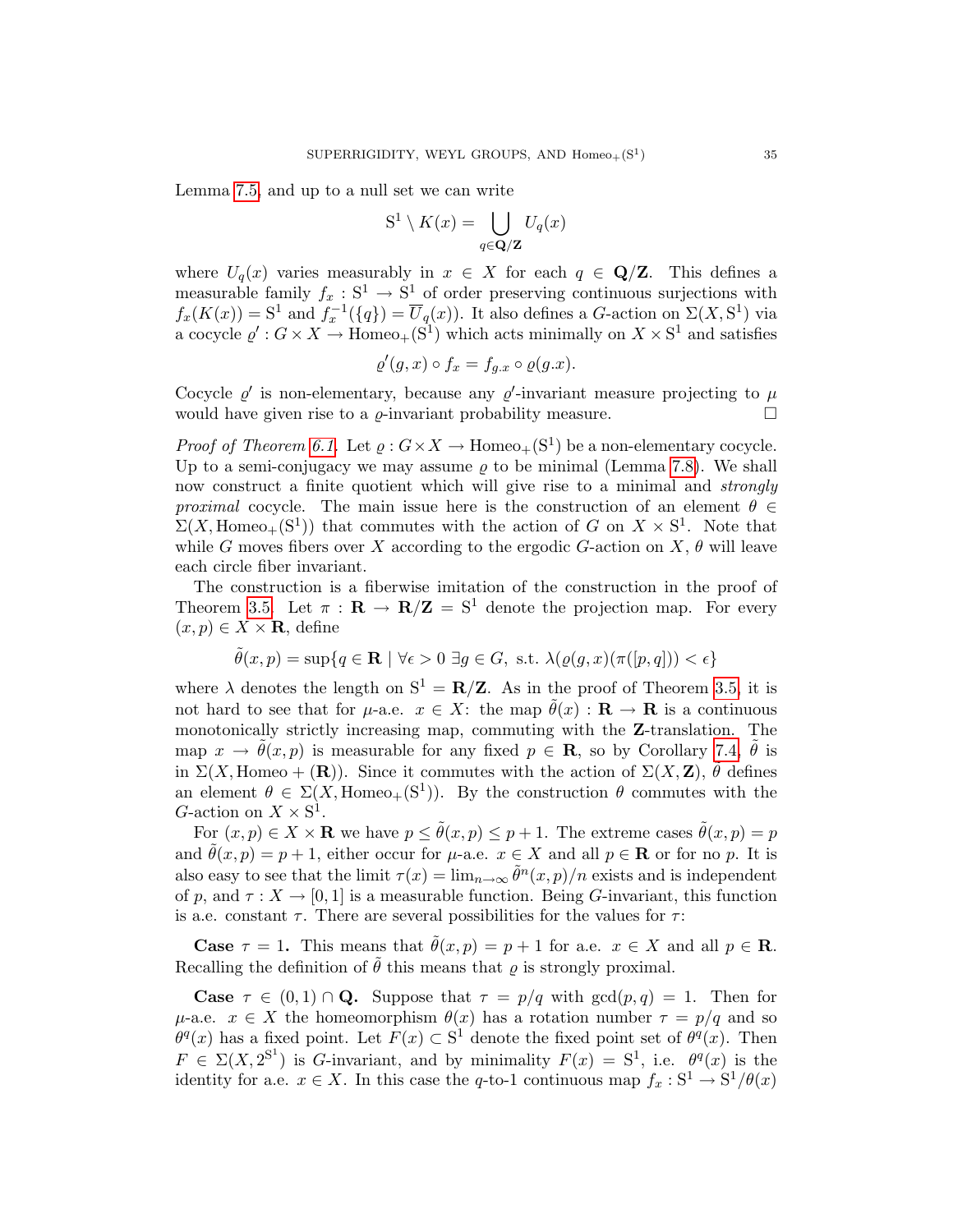Lemma 7.5, and up to a null set we can write

$$\mathrm{S}^1 \setminus K(x) = \bigcup_{q \in \mathbf{Q}/\mathbf{Z}} U_q(x)$$

where $U_q(x)$ varies measurably in $x \in X$ for each $q \in \mathbf{Q}/\mathbf{Z}$. This defines a measurable family $f_x : \mathrm{S}^1 \to \mathrm{S}^1$ of order preserving continuous surjections with $f_x(K(x)) = \mathrm{S}^1$ and $f_x^{-1}(\{q\}) = \overline{U}_q(x))$. It also defines a $G$-action on $\Sigma(X, \mathrm{S}^1)$ via a cocycle $\varrho' : G \times X \to \mathrm{Homeo}_+(\mathrm{S}^1)$ which acts minimally on $X \times \mathrm{S}^1$ and satisfies

$$\varrho'(g, x) \circ f_x = f_{g.x} \circ \varrho(g.x).$$

Cocycle $\varrho'$ is non-elementary, because any $\varrho'$-invariant measure projecting to $\mu$ would have given rise to a $\varrho$-invariant probability measure. □

*Proof of Theorem 6.1.* Let $\varrho : G \times X \to \mathrm{Homeo}_+(\mathrm{S}^1)$ be a non-elementary cocycle. Up to a semi-conjugacy we may assume $\varrho$ to be minimal (Lemma 7.8). We shall now construct a finite quotient which will give rise to a minimal and *strongly proximal* cocycle. The main issue here is the construction of an element $\theta \in \Sigma(X, \mathrm{Homeo}_+(\mathrm{S}^1))$ that commutes with the action of $G$ on $X \times \mathrm{S}^1$. Note that while $G$ moves fibers over $X$ according to the ergodic $G$-action on $X$, $\theta$ will leave each circle fiber invariant.

The construction is a fiberwise imitation of the construction in the proof of Theorem 3.5. Let $\pi : \mathbf{R} \to \mathbf{R}/\mathbf{Z} = \mathrm{S}^1$ denote the projection map. For every $(x, p) \in X \times \mathbf{R}$, define

$$\tilde{\theta}(x, p) = \sup\{q \in \mathbf{R} \mid \forall \epsilon > 0 \ \exists g \in G, \text{ s.t. } \lambda(\varrho(g, x)(\pi([p, q])) < \epsilon\}$$

where $\lambda$ denotes the length on $\mathrm{S}^1 = \mathbf{R}/\mathbf{Z}$. As in the proof of Theorem 3.5, it is not hard to see that for $\mu$-a.e. $x \in X$: the map $\tilde{\theta}(x) : \mathbf{R} \to \mathbf{R}$ is a continuous monotonically strictly increasing map, commuting with the $\mathbf{Z}$-translation. The map $x \to \tilde{\theta}(x, p)$ is measurable for any fixed $p \in \mathbf{R}$, so by Corollary 7.4, $\tilde{\theta}$ is in $\Sigma(X, \mathrm{Homeo} + (\mathbf{R}))$. Since it commutes with the action of $\Sigma(X, \mathbf{Z})$, $\tilde{\theta}$ defines an element $\theta \in \Sigma(X, \mathrm{Homeo}_+(\mathrm{S}^1))$. By the construction $\theta$ commutes with the $G$-action on $X \times \mathrm{S}^1$.

For $(x, p) \in X \times \mathbf{R}$ we have $p \le \tilde{\theta}(x, p) \le p + 1$. The extreme cases $\tilde{\theta}(x, p) = p$ and $\tilde{\theta}(x, p) = p + 1$, either occur for $\mu$-a.e. $x \in X$ and all $p \in \mathbf{R}$ or for no $p$. It is also easy to see that the limit $\tau(x) = \lim_{n\to\infty} \tilde{\theta}^n(x, p)/n$ exists and is independent of $p$, and $\tau : X \to [0, 1]$ is a measurable function. Being $G$-invariant, this function is a.e. constant $\tau$. There are several possibilities for the values for $\tau$:

**Case $\tau = 1$.** This means that $\tilde{\theta}(x, p) = p + 1$ for a.e. $x \in X$ and all $p \in \mathbf{R}$. Recalling the definition of $\tilde{\theta}$ this means that $\varrho$ is strongly proximal.

**Case $\tau \in (0, 1) \cap \mathbf{Q}$.** Suppose that $\tau = p/q$ with $\gcd(p, q) = 1$. Then for $\mu$-a.e. $x \in X$ the homeomorphism $\theta(x)$ has a rotation number $\tau = p/q$ and so $\theta^q(x)$ has a fixed point. Let $F(x) \subset \mathrm{S}^1$ denote the fixed point set of $\theta^q(x)$. Then $F \in \Sigma(X, 2^{\mathrm{S}^1})$ is $G$-invariant, and by minimality $F(x) = \mathrm{S}^1$, i.e. $\theta^q(x)$ is the identity for a.e. $x \in X$. In this case the $q$-to-1 continuous map $f_x : \mathrm{S}^1 \to \mathrm{S}^1/\theta(x)$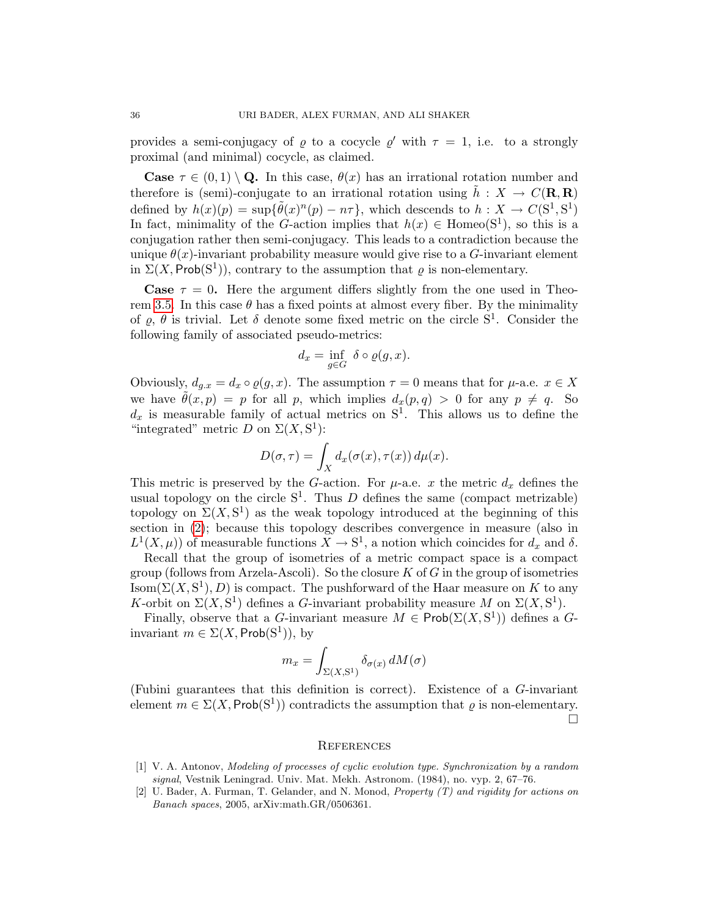provides a semi-conjugacy of $\varrho$ to a cocycle $\varrho'$ with $\tau = 1$, i.e. to a strongly proximal (and minimal) cocycle, as claimed.

**Case** $\tau \in (0, 1) \setminus \mathbf{Q}$. In this case, $\theta(x)$ has an irrational rotation number and therefore is (semi)-conjugate to an irrational rotation using $\tilde{h} : X \to C(\mathbf{R}, \mathbf{R})$ defined by $h(x)(p) = \sup\{\tilde{\theta}(x)^n(p) - n\tau\}$, which descends to $h : X \to C(\mathrm{S}^1, \mathrm{S}^1)$ In fact, minimality of the $G$-action implies that $h(x) \in \mathrm{Homeo}(\mathrm{S}^1)$, so this is a conjugation rather then semi-conjugacy. This leads to a contradiction because the unique $\theta(x)$-invariant probability measure would give rise to a $G$-invariant element in $\Sigma(X, \mathsf{Prob}(\mathrm{S}^1))$, contrary to the assumption that $\varrho$ is non-elementary.

**Case** $\tau = 0$. Here the argument differs slightly from the one used in Theorem 3.5. In this case $\theta$ has a fixed points at almost every fiber. By the minimality of $\varrho$, $\theta$ is trivial. Let $\delta$ denote some fixed metric on the circle $\mathrm{S}^1$. Consider the following family of associated pseudo-metrics:

$$d_x = \inf_{g \in G} \delta \circ \varrho(g, x).$$

Obviously, $d_{g.x} = d_x \circ \varrho(g, x)$. The assumption $\tau = 0$ means that for $\mu$-a.e. $x \in X$ we have $\tilde{\theta}(x, p) = p$ for all $p$, which implies $d_x(p, q) > 0$ for any $p \neq q$. So $d_x$ is measurable family of actual metrics on $\mathrm{S}^1$. This allows us to define the "integrated" metric $D$ on $\Sigma(X, \mathrm{S}^1)$:

$$D(\sigma, \tau) = \int_X d_x(\sigma(x), \tau(x))\, d\mu(x).$$

This metric is preserved by the $G$-action. For $\mu$-a.e. $x$ the metric $d_x$ defines the usual topology on the circle $\mathrm{S}^1$. Thus $D$ defines the same (compact metrizable) topology on $\Sigma(X, \mathrm{S}^1)$ as the weak topology introduced at the beginning of this section in (2); because this topology describes convergence in measure (also in $L^1(X, \mu)$) of measurable functions $X \to \mathrm{S}^1$, a notion which coincides for $d_x$ and $\delta$.

Recall that the group of isometries of a metric compact space is a compact group (follows from Arzela-Ascoli). So the closure $K$ of $G$ in the group of isometries $\mathrm{Isom}(\Sigma(X, \mathrm{S}^1), D)$ is compact. The pushforward of the Haar measure on $K$ to any $K$-orbit on $\Sigma(X, \mathrm{S}^1)$ defines a $G$-invariant probability measure $M$ on $\Sigma(X, \mathrm{S}^1)$.

Finally, observe that a $G$-invariant measure $M \in \mathsf{Prob}(\Sigma(X, \mathrm{S}^1))$ defines a $G$-invariant $m \in \Sigma(X, \mathsf{Prob}(\mathrm{S}^1))$, by

$$m_x = \int_{\Sigma(X, \mathrm{S}^1)} \delta_{\sigma(x)}\, dM(\sigma)$$

(Fubini guarantees that this definition is correct). Existence of a $G$-invariant element $m \in \Sigma(X, \mathsf{Prob}(\mathrm{S}^1))$ contradicts the assumption that $\varrho$ is non-elementary. □

## References

[1] V. A. Antonov, *Modeling of processes of cyclic evolution type. Synchronization by a random signal*, Vestnik Leningrad. Univ. Mat. Mekh. Astronom. (1984), no. vyp. 2, 67–76.

[2] U. Bader, A. Furman, T. Gelander, and N. Monod, *Property (T) and rigidity for actions on Banach spaces*, 2005, arXiv:math.GR/0506361.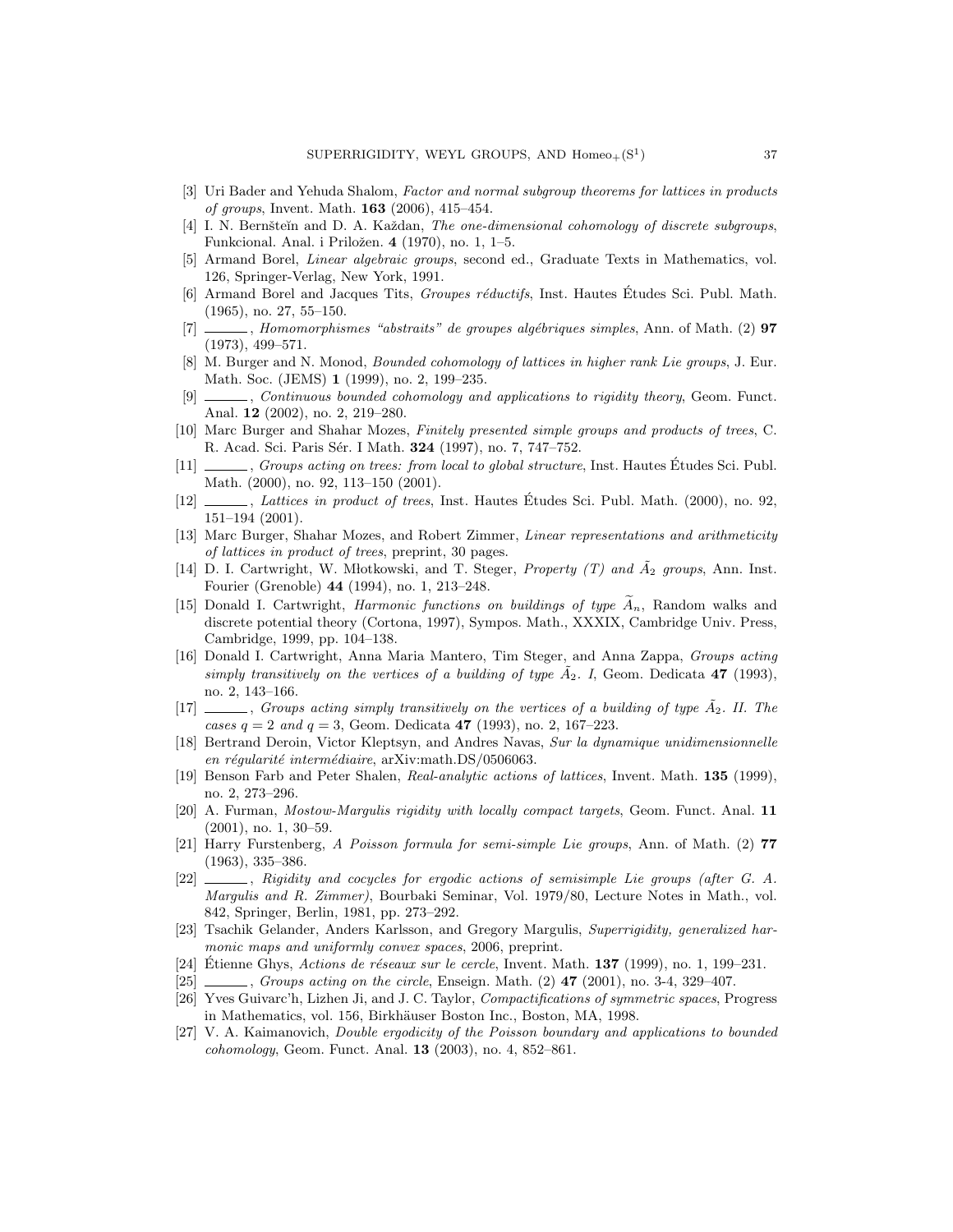[3] Uri Bader and Yehuda Shalom, *Factor and normal subgroup theorems for lattices in products of groups*, Invent. Math. **163** (2006), 415–454.

[4] I. N. Bernšteĭn and D. A. Každan, *The one-dimensional cohomology of discrete subgroups*, Funkcional. Anal. i Priložen. **4** (1970), no. 1, 1–5.

[5] Armand Borel, *Linear algebraic groups*, second ed., Graduate Texts in Mathematics, vol. 126, Springer-Verlag, New York, 1991.

[6] Armand Borel and Jacques Tits, *Groupes réductifs*, Inst. Hautes Études Sci. Publ. Math. (1965), no. 27, 55–150.

[7] ______, *Homomorphismes "abstraits" de groupes algébriques simples*, Ann. of Math. (2) **97** (1973), 499–571.

[8] M. Burger and N. Monod, *Bounded cohomology of lattices in higher rank Lie groups*, J. Eur. Math. Soc. (JEMS) **1** (1999), no. 2, 199–235.

[9] ______, *Continuous bounded cohomology and applications to rigidity theory*, Geom. Funct. Anal. **12** (2002), no. 2, 219–280.

[10] Marc Burger and Shahar Mozes, *Finitely presented simple groups and products of trees*, C. R. Acad. Sci. Paris Sér. I Math. **324** (1997), no. 7, 747–752.

[11] ______, *Groups acting on trees: from local to global structure*, Inst. Hautes Études Sci. Publ. Math. (2000), no. 92, 113–150 (2001).

[12] ______, *Lattices in product of trees*, Inst. Hautes Études Sci. Publ. Math. (2000), no. 92, 151–194 (2001).

[13] Marc Burger, Shahar Mozes, and Robert Zimmer, *Linear representations and arithmeticity of lattices in product of trees*, preprint, 30 pages.

[14] D. I. Cartwright, W. Młotkowski, and T. Steger, *Property (T) and $\tilde{A}_2$ groups*, Ann. Inst. Fourier (Grenoble) **44** (1994), no. 1, 213–248.

[15] Donald I. Cartwright, *Harmonic functions on buildings of type $\widetilde{A}_n$*, Random walks and discrete potential theory (Cortona, 1997), Sympos. Math., XXXIX, Cambridge Univ. Press, Cambridge, 1999, pp. 104–138.

[16] Donald I. Cartwright, Anna Maria Mantero, Tim Steger, and Anna Zappa, *Groups acting simply transitively on the vertices of a building of type $\tilde{A}_2$. I*, Geom. Dedicata **47** (1993), no. 2, 143–166.

[17] ______, *Groups acting simply transitively on the vertices of a building of type $\tilde{A}_2$. II. The cases $q = 2$ and $q = 3$*, Geom. Dedicata **47** (1993), no. 2, 167–223.

[18] Bertrand Deroin, Victor Kleptsyn, and Andres Navas, *Sur la dynamique unidimensionnelle en régularité intermédiaire*, arXiv:math.DS/0506063.

[19] Benson Farb and Peter Shalen, *Real-analytic actions of lattices*, Invent. Math. **135** (1999), no. 2, 273–296.

[20] A. Furman, *Mostow-Margulis rigidity with locally compact targets*, Geom. Funct. Anal. **11** (2001), no. 1, 30–59.

[21] Harry Furstenberg, *A Poisson formula for semi-simple Lie groups*, Ann. of Math. (2) **77** (1963), 335–386.

[22] ______, *Rigidity and cocycles for ergodic actions of semisimple Lie groups (after G. A. Margulis and R. Zimmer)*, Bourbaki Seminar, Vol. 1979/80, Lecture Notes in Math., vol. 842, Springer, Berlin, 1981, pp. 273–292.

[23] Tsachik Gelander, Anders Karlsson, and Gregory Margulis, *Superrigidity, generalized harmonic maps and uniformly convex spaces*, 2006, preprint.

[24] Étienne Ghys, *Actions de réseaux sur le cercle*, Invent. Math. **137** (1999), no. 1, 199–231.

[25] ______, *Groups acting on the circle*, Enseign. Math. (2) **47** (2001), no. 3-4, 329–407.

[26] Yves Guivarc'h, Lizhen Ji, and J. C. Taylor, *Compactifications of symmetric spaces*, Progress in Mathematics, vol. 156, Birkhäuser Boston Inc., Boston, MA, 1998.

[27] V. A. Kaimanovich, *Double ergodicity of the Poisson boundary and applications to bounded cohomology*, Geom. Funct. Anal. **13** (2003), no. 4, 852–861.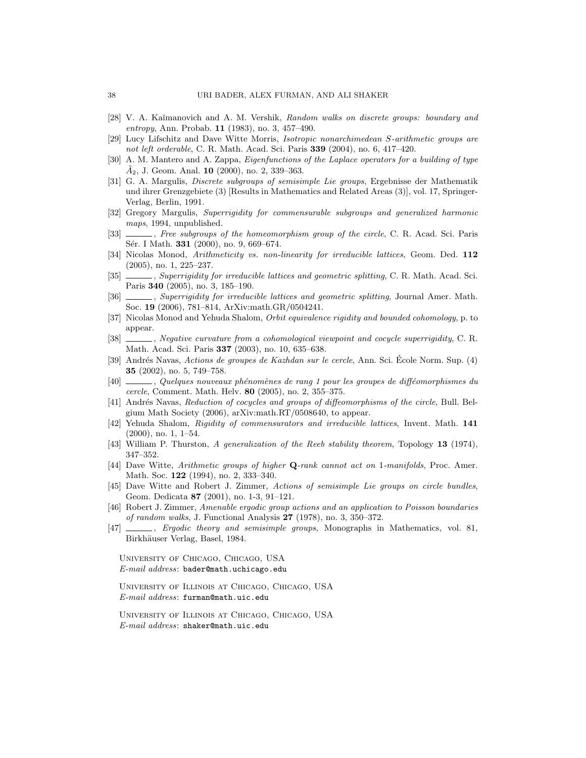[28] V. A. Kaĭmanovich and A. M. Vershik, *Random walks on discrete groups: boundary and entropy*, Ann. Probab. **11** (1983), no. 3, 457–490.

[29] Lucy Lifschitz and Dave Witte Morris, *Isotropic nonarchimedean $S$-arithmetic groups are not left orderable*, C. R. Math. Acad. Sci. Paris **339** (2004), no. 6, 417–420.

[30] A. M. Mantero and A. Zappa, *Eigenfunctions of the Laplace operators for a building of type $\tilde{A}_2$*, J. Geom. Anal. **10** (2000), no. 2, 339–363.

[31] G. A. Margulis, *Discrete subgroups of semisimple Lie groups*, Ergebnisse der Mathematik und ihrer Grenzgebiete (3) [Results in Mathematics and Related Areas (3)], vol. 17, Springer-Verlag, Berlin, 1991.

[32] Gregory Margulis, *Superrigidity for commensurable subgroups and generalized harmonic maps*, 1994, unpublished.

[33] ______, *Free subgroups of the homeomorphism group of the circle*, C. R. Acad. Sci. Paris Sér. I Math. **331** (2000), no. 9, 669–674.

[34] Nicolas Monod, *Arithmeticity vs. non-linearity for irreducible lattices*, Geom. Ded. **112** (2005), no. 1, 225–237.

[35] ______, *Superrigidity for irreducible lattices and geometric splitting*, C. R. Math. Acad. Sci. Paris **340** (2005), no. 3, 185–190.

[36] ______, *Superrigidity for irreducible lattices and geometric splitting*, Journal Amer. Math. Soc. **19** (2006), 781–814, ArXiv:math.GR/0504241.

[37] Nicolas Monod and Yehuda Shalom, *Orbit equivalence rigidity and bounded cohomology*, p. to appear.

[38] ______, *Negative curvature from a cohomological viewpoint and cocycle superrigidity*, C. R. Math. Acad. Sci. Paris **337** (2003), no. 10, 635–638.

[39] Andrés Navas, *Actions de groupes de Kazhdan sur le cercle*, Ann. Sci. École Norm. Sup. (4) **35** (2002), no. 5, 749–758.

[40] ______, *Quelques nouveaux phénomènes de rang 1 pour les groupes de difféomorphismes du cercle*, Comment. Math. Helv. **80** (2005), no. 2, 355–375.

[41] Andrés Navas, *Reduction of cocycles and groups of diffeomorphisms of the circle*, Bull. Belgium Math Society (2006), arXiv:math.RT/0508640, to appear.

[42] Yehuda Shalom, *Rigidity of commensurators and irreducible lattices*, Invent. Math. **141** (2000), no. 1, 1–54.

[43] William P. Thurston, *A generalization of the Reeb stability theorem*, Topology **13** (1974), 347–352.

[44] Dave Witte, *Arithmetic groups of higher* **Q***-rank cannot act on* 1*-manifolds*, Proc. Amer. Math. Soc. **122** (1994), no. 2, 333–340.

[45] Dave Witte and Robert J. Zimmer, *Actions of semisimple Lie groups on circle bundles*, Geom. Dedicata **87** (2001), no. 1-3, 91–121.

[46] Robert J. Zimmer, *Amenable ergodic group actions and an application to Poisson boundaries of random walks*, J. Functional Analysis **27** (1978), no. 3, 350–372.

[47] ______, *Ergodic theory and semisimple groups*, Monographs in Mathematics, vol. 81, Birkhäuser Verlag, Basel, 1984.

University of Chicago, Chicago, USA
*E-mail address*: bader@math.uchicago.edu

University of Illinois at Chicago, Chicago, USA
*E-mail address*: furman@math.uic.edu

University of Illinois at Chicago, Chicago, USA
*E-mail address*: shaker@math.uic.edu